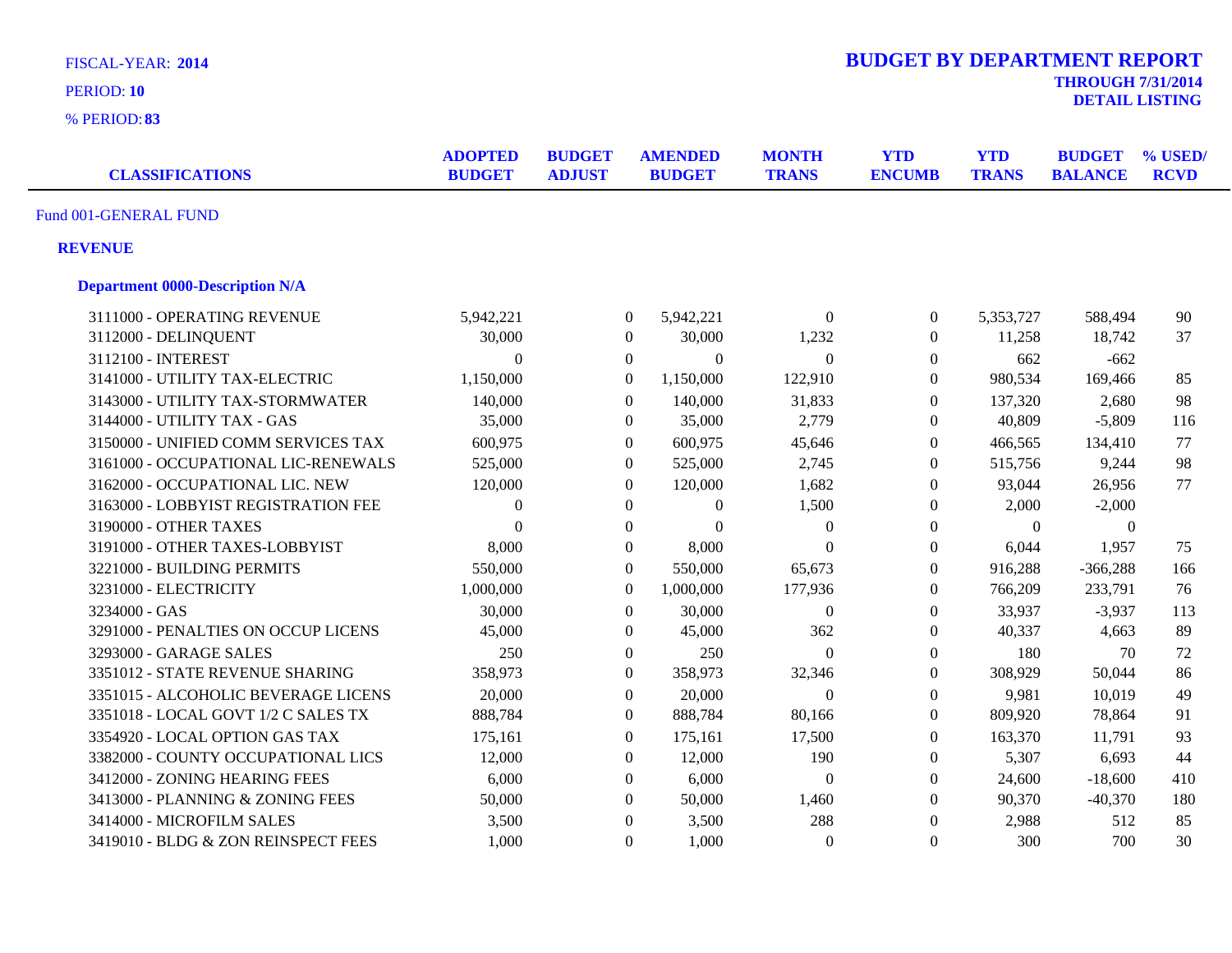FISCAL-YEAR: **2014**

PERIOD: **10**

% PERIOD: **83**

# BUDGET BY DEPARTMENT REPORT

**THROUGH 7/31/2014**

**DETAIL LISTING**

| CLASSIFICATIONS | ADOPTED BUDGET | BUDGET ADJUST | AMENDED BUDGET | MONTH TRANS | YTD ENCUMB | YTD TRANS | BUDGET BALANCE | % USED/ RCVD |
|---|---|---|---|---|---|---|---|---|

Fund 001-GENERAL FUND

**REVENUE**

**Department 0000-Description N/A**

| CLASSIFICATIONS | ADOPTED BUDGET | BUDGET ADJUST | AMENDED BUDGET | MONTH TRANS | YTD ENCUMB | YTD TRANS | BUDGET BALANCE | % USED/ RCVD |
|---|---|---|---|---|---|---|---|---|
| 3111000 - OPERATING REVENUE | 5,942,221 | 0 | 5,942,221 | 0 | 0 | 5,353,727 | 588,494 | 90 |
| 3112000 - DELINQUENT | 30,000 | 0 | 30,000 | 1,232 | 0 | 11,258 | 18,742 | 37 |
| 3112100 - INTEREST | 0 | 0 | 0 | 0 | 0 | 662 | -662 | |
| 3141000 - UTILITY TAX-ELECTRIC | 1,150,000 | 0 | 1,150,000 | 122,910 | 0 | 980,534 | 169,466 | 85 |
| 3143000 - UTILITY TAX-STORMWATER | 140,000 | 0 | 140,000 | 31,833 | 0 | 137,320 | 2,680 | 98 |
| 3144000 - UTILITY TAX - GAS | 35,000 | 0 | 35,000 | 2,779 | 0 | 40,809 | -5,809 | 116 |
| 3150000 - UNIFIED COMM SERVICES TAX | 600,975 | 0 | 600,975 | 45,646 | 0 | 466,565 | 134,410 | 77 |
| 3161000 - OCCUPATIONAL LIC-RENEWALS | 525,000 | 0 | 525,000 | 2,745 | 0 | 515,756 | 9,244 | 98 |
| 3162000 - OCCUPATIONAL LIC. NEW | 120,000 | 0 | 120,000 | 1,682 | 0 | 93,044 | 26,956 | 77 |
| 3163000 - LOBBYIST REGISTRATION FEE | 0 | 0 | 0 | 1,500 | 0 | 2,000 | -2,000 | |
| 3190000 - OTHER TAXES | 0 | 0 | 0 | 0 | 0 | 0 | 0 | |
| 3191000 - OTHER TAXES-LOBBYIST | 8,000 | 0 | 8,000 | 0 | 0 | 6,044 | 1,957 | 75 |
| 3221000 - BUILDING PERMITS | 550,000 | 0 | 550,000 | 65,673 | 0 | 916,288 | -366,288 | 166 |
| 3231000 - ELECTRICITY | 1,000,000 | 0 | 1,000,000 | 177,936 | 0 | 766,209 | 233,791 | 76 |
| 3234000 - GAS | 30,000 | 0 | 30,000 | 0 | 0 | 33,937 | -3,937 | 113 |
| 3291000 - PENALTIES ON OCCUP LICENS | 45,000 | 0 | 45,000 | 362 | 0 | 40,337 | 4,663 | 89 |
| 3293000 - GARAGE SALES | 250 | 0 | 250 | 0 | 0 | 180 | 70 | 72 |
| 3351012 - STATE REVENUE SHARING | 358,973 | 0 | 358,973 | 32,346 | 0 | 308,929 | 50,044 | 86 |
| 3351015 - ALCOHOLIC BEVERAGE LICENS | 20,000 | 0 | 20,000 | 0 | 0 | 9,981 | 10,019 | 49 |
| 3351018 - LOCAL GOVT 1/2 C SALES TX | 888,784 | 0 | 888,784 | 80,166 | 0 | 809,920 | 78,864 | 91 |
| 3354920 - LOCAL OPTION GAS TAX | 175,161 | 0 | 175,161 | 17,500 | 0 | 163,370 | 11,791 | 93 |
| 3382000 - COUNTY OCCUPATIONAL LICS | 12,000 | 0 | 12,000 | 190 | 0 | 5,307 | 6,693 | 44 |
| 3412000 - ZONING HEARING FEES | 6,000 | 0 | 6,000 | 0 | 0 | 24,600 | -18,600 | 410 |
| 3413000 - PLANNING & ZONING FEES | 50,000 | 0 | 50,000 | 1,460 | 0 | 90,370 | -40,370 | 180 |
| 3414000 - MICROFILM SALES | 3,500 | 0 | 3,500 | 288 | 0 | 2,988 | 512 | 85 |
| 3419010 - BLDG & ZON REINSPECT FEES | 1,000 | 0 | 1,000 | 0 | 0 | 300 | 700 | 30 |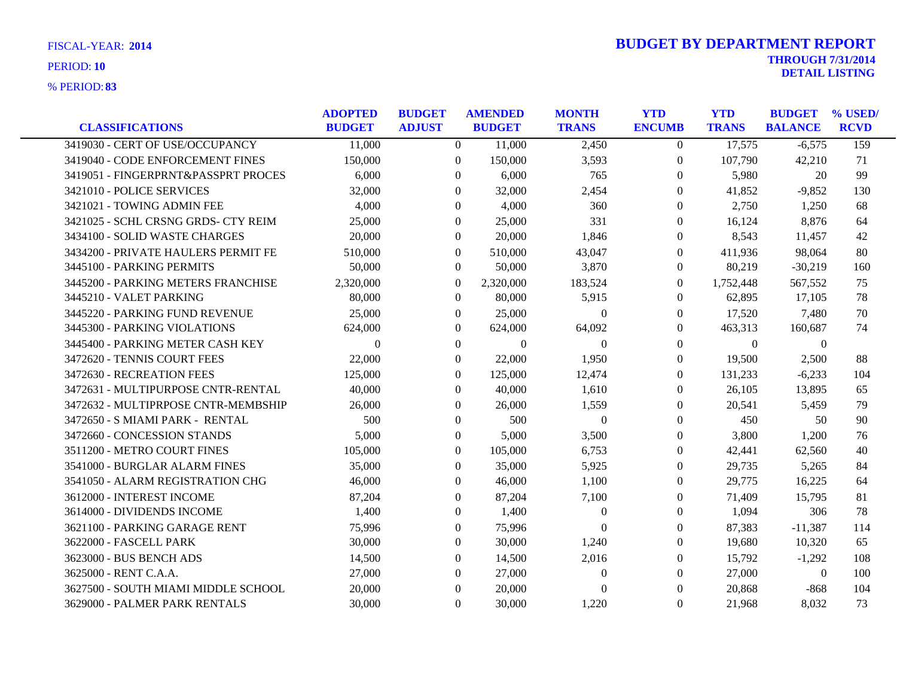FISCAL-YEAR: **2014**

PERIOD: **10**

% PERIOD: **83**

# BUDGET BY DEPARTMENT REPORT

**THROUGH 7/31/2014**

**DETAIL LISTING**

| CLASSIFICATIONS | ADOPTED BUDGET | BUDGET ADJUST | AMENDED BUDGET | MONTH TRANS | YTD ENCUMB | YTD TRANS | BUDGET BALANCE | % USED/ RCVD |
|---|---|---|---|---|---|---|---|---|
| 3419030 - CERT OF USE/OCCUPANCY | 11,000 | 0 | 11,000 | 2,450 | 0 | 17,575 | -6,575 | 159 |
| 3419040 - CODE ENFORCEMENT FINES | 150,000 | 0 | 150,000 | 3,593 | 0 | 107,790 | 42,210 | 71 |
| 3419051 - FINGERPRNT&PASSPRT PROCES | 6,000 | 0 | 6,000 | 765 | 0 | 5,980 | 20 | 99 |
| 3421010 - POLICE SERVICES | 32,000 | 0 | 32,000 | 2,454 | 0 | 41,852 | -9,852 | 130 |
| 3421021 - TOWING ADMIN FEE | 4,000 | 0 | 4,000 | 360 | 0 | 2,750 | 1,250 | 68 |
| 3421025 - SCHL CRSNG GRDS- CTY REIM | 25,000 | 0 | 25,000 | 331 | 0 | 16,124 | 8,876 | 64 |
| 3434100 - SOLID WASTE CHARGES | 20,000 | 0 | 20,000 | 1,846 | 0 | 8,543 | 11,457 | 42 |
| 3434200 - PRIVATE HAULERS PERMIT FE | 510,000 | 0 | 510,000 | 43,047 | 0 | 411,936 | 98,064 | 80 |
| 3445100 - PARKING PERMITS | 50,000 | 0 | 50,000 | 3,870 | 0 | 80,219 | -30,219 | 160 |
| 3445200 - PARKING METERS FRANCHISE | 2,320,000 | 0 | 2,320,000 | 183,524 | 0 | 1,752,448 | 567,552 | 75 |
| 3445210 - VALET PARKING | 80,000 | 0 | 80,000 | 5,915 | 0 | 62,895 | 17,105 | 78 |
| 3445220 - PARKING FUND REVENUE | 25,000 | 0 | 25,000 | 0 | 0 | 17,520 | 7,480 | 70 |
| 3445300 - PARKING VIOLATIONS | 624,000 | 0 | 624,000 | 64,092 | 0 | 463,313 | 160,687 | 74 |
| 3445400 - PARKING METER CASH KEY | 0 | 0 | 0 | 0 | 0 | 0 | 0 | |
| 3472620 - TENNIS COURT FEES | 22,000 | 0 | 22,000 | 1,950 | 0 | 19,500 | 2,500 | 88 |
| 3472630 - RECREATION FEES | 125,000 | 0 | 125,000 | 12,474 | 0 | 131,233 | -6,233 | 104 |
| 3472631 - MULTIPURPOSE CNTR-RENTAL | 40,000 | 0 | 40,000 | 1,610 | 0 | 26,105 | 13,895 | 65 |
| 3472632 - MULTIPRPOSE CNTR-MEMBSHIP | 26,000 | 0 | 26,000 | 1,559 | 0 | 20,541 | 5,459 | 79 |
| 3472650 - S MIAMI PARK - RENTAL | 500 | 0 | 500 | 0 | 0 | 450 | 50 | 90 |
| 3472660 - CONCESSION STANDS | 5,000 | 0 | 5,000 | 3,500 | 0 | 3,800 | 1,200 | 76 |
| 3511200 - METRO COURT FINES | 105,000 | 0 | 105,000 | 6,753 | 0 | 42,441 | 62,560 | 40 |
| 3541000 - BURGLAR ALARM FINES | 35,000 | 0 | 35,000 | 5,925 | 0 | 29,735 | 5,265 | 84 |
| 3541050 - ALARM REGISTRATION CHG | 46,000 | 0 | 46,000 | 1,100 | 0 | 29,775 | 16,225 | 64 |
| 3612000 - INTEREST INCOME | 87,204 | 0 | 87,204 | 7,100 | 0 | 71,409 | 15,795 | 81 |
| 3614000 - DIVIDENDS INCOME | 1,400 | 0 | 1,400 | 0 | 0 | 1,094 | 306 | 78 |
| 3621100 - PARKING GARAGE RENT | 75,996 | 0 | 75,996 | 0 | 0 | 87,383 | -11,387 | 114 |
| 3622000 - FASCELL PARK | 30,000 | 0 | 30,000 | 1,240 | 0 | 19,680 | 10,320 | 65 |
| 3623000 - BUS BENCH ADS | 14,500 | 0 | 14,500 | 2,016 | 0 | 15,792 | -1,292 | 108 |
| 3625000 - RENT C.A.A. | 27,000 | 0 | 27,000 | 0 | 0 | 27,000 | 0 | 100 |
| 3627500 - SOUTH MIAMI MIDDLE SCHOOL | 20,000 | 0 | 20,000 | 0 | 0 | 20,868 | -868 | 104 |
| 3629000 - PALMER PARK RENTALS | 30,000 | 0 | 30,000 | 1,220 | 0 | 21,968 | 8,032 | 73 |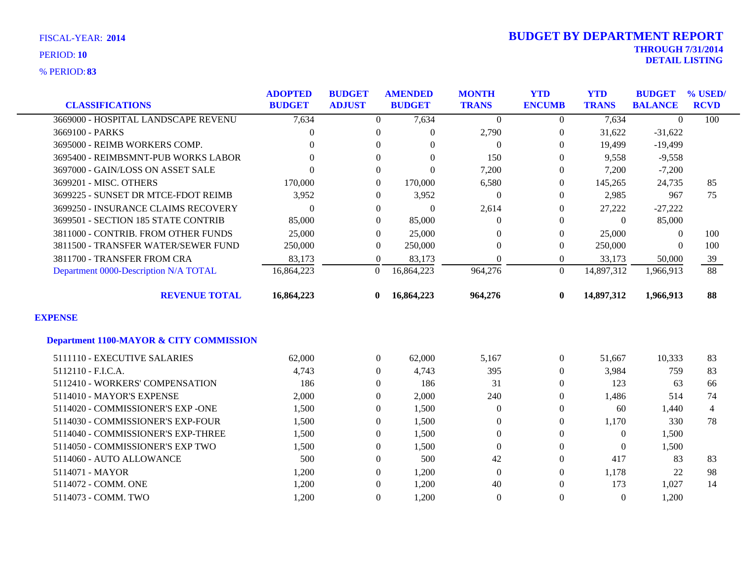FISCAL-YEAR: **2014**

PERIOD: **10**

% PERIOD: **83**

# BUDGET BY DEPARTMENT REPORT

**THROUGH 7/31/2014**

**DETAIL LISTING**

| CLASSIFICATIONS | ADOPTED BUDGET | BUDGET ADJUST | AMENDED BUDGET | MONTH TRANS | YTD ENCUMB | YTD TRANS | BUDGET BALANCE | % USED/ RCVD |
|---|---|---|---|---|---|---|---|---|
| 3669000 - HOSPITAL LANDSCAPE REVENU | 7,634 | 0 | 7,634 | 0 | 0 | 7,634 | 0 | 100 |
| 3669100 - PARKS | 0 | 0 | 0 | 2,790 | 0 | 31,622 | -31,622 | |
| 3695000 - REIMB WORKERS COMP. | 0 | 0 | 0 | 0 | 0 | 19,499 | -19,499 | |
| 3695400 - REIMBSMNT-PUB WORKS LABOR | 0 | 0 | 0 | 150 | 0 | 9,558 | -9,558 | |
| 3697000 - GAIN/LOSS ON ASSET SALE | 0 | 0 | 0 | 7,200 | 0 | 7,200 | -7,200 | |
| 3699201 - MISC. OTHERS | 170,000 | 0 | 170,000 | 6,580 | 0 | 145,265 | 24,735 | 85 |
| 3699225 - SUNSET DR MTCE-FDOT REIMB | 3,952 | 0 | 3,952 | 0 | 0 | 2,985 | 967 | 75 |
| 3699250 - INSURANCE CLAIMS RECOVERY | 0 | 0 | 0 | 2,614 | 0 | 27,222 | -27,222 | |
| 3699501 - SECTION 185 STATE CONTRIB | 85,000 | 0 | 85,000 | 0 | 0 | 0 | 85,000 | |
| 3811000 - CONTRIB. FROM OTHER FUNDS | 25,000 | 0 | 25,000 | 0 | 0 | 25,000 | 0 | 100 |
| 3811500 - TRANSFER WATER/SEWER FUND | 250,000 | 0 | 250,000 | 0 | 0 | 250,000 | 0 | 100 |
| 3811700 - TRANSFER FROM CRA | 83,173 | 0 | 83,173 | 0 | 0 | 33,173 | 50,000 | 39 |
| Department 0000-Description N/A TOTAL | 16,864,223 | 0 | 16,864,223 | 964,276 | 0 | 14,897,312 | 1,966,913 | 88 |
| **REVENUE TOTAL** | **16,864,223** | **0** | **16,864,223** | **964,276** | **0** | **14,897,312** | **1,966,913** | **88** |

## EXPENSE

### Department 1100-MAYOR & CITY COMMISSION

| CLASSIFICATIONS | ADOPTED BUDGET | BUDGET ADJUST | AMENDED BUDGET | MONTH TRANS | YTD ENCUMB | YTD TRANS | BUDGET BALANCE | % USED/ RCVD |
|---|---|---|---|---|---|---|---|---|
| 5111110 - EXECUTIVE SALARIES | 62,000 | 0 | 62,000 | 5,167 | 0 | 51,667 | 10,333 | 83 |
| 5112110 - F.I.C.A. | 4,743 | 0 | 4,743 | 395 | 0 | 3,984 | 759 | 83 |
| 5112410 - WORKERS' COMPENSATION | 186 | 0 | 186 | 31 | 0 | 123 | 63 | 66 |
| 5114010 - MAYOR'S EXPENSE | 2,000 | 0 | 2,000 | 240 | 0 | 1,486 | 514 | 74 |
| 5114020 - COMMISSIONER'S EXP -ONE | 1,500 | 0 | 1,500 | 0 | 0 | 60 | 1,440 | 4 |
| 5114030 - COMMISSIONER'S EXP-FOUR | 1,500 | 0 | 1,500 | 0 | 0 | 1,170 | 330 | 78 |
| 5114040 - COMMISSIONER'S EXP-THREE | 1,500 | 0 | 1,500 | 0 | 0 | 0 | 1,500 | |
| 5114050 - COMMISSIONER'S EXP TWO | 1,500 | 0 | 1,500 | 0 | 0 | 0 | 1,500 | |
| 5114060 - AUTO ALLOWANCE | 500 | 0 | 500 | 42 | 0 | 417 | 83 | 83 |
| 5114071 - MAYOR | 1,200 | 0 | 1,200 | 0 | 0 | 1,178 | 22 | 98 |
| 5114072 - COMM. ONE | 1,200 | 0 | 1,200 | 40 | 0 | 173 | 1,027 | 14 |
| 5114073 - COMM. TWO | 1,200 | 0 | 1,200 | 0 | 0 | 0 | 1,200 | |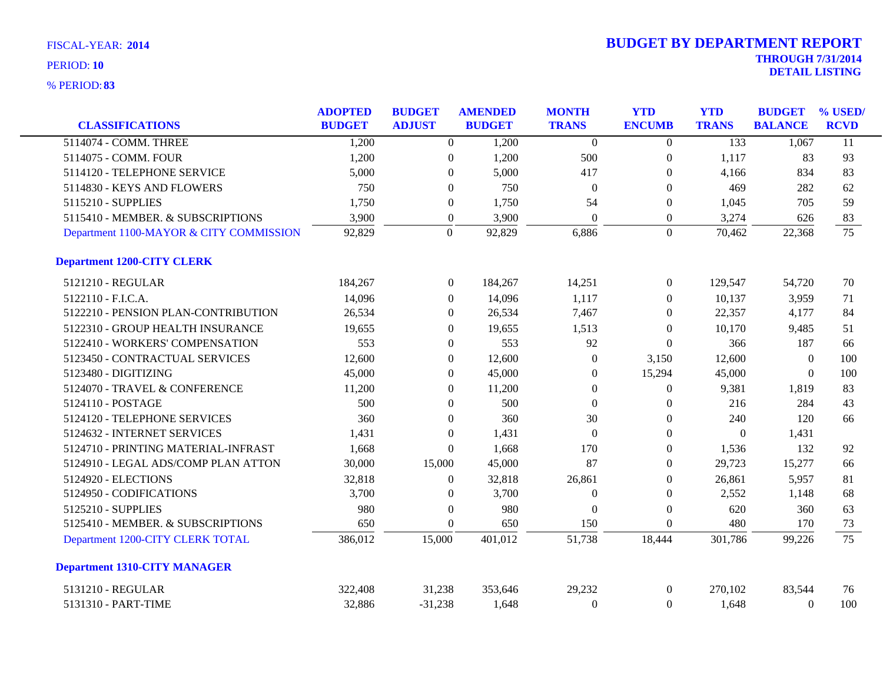FISCAL-YEAR: **2014**

PERIOD: **10**

% PERIOD: **83**

# BUDGET BY DEPARTMENT REPORT

**THROUGH 7/31/2014**

**DETAIL LISTING**

| CLASSIFICATIONS | ADOPTED BUDGET | BUDGET ADJUST | AMENDED BUDGET | MONTH TRANS | YTD ENCUMB | YTD TRANS | BUDGET BALANCE | % USED/ RCVD |
|---|---|---|---|---|---|---|---|---|
| 5114074 - COMM. THREE | 1,200 | 0 | 1,200 | 0 | 0 | 133 | 1,067 | 11 |
| 5114075 - COMM. FOUR | 1,200 | 0 | 1,200 | 500 | 0 | 1,117 | 83 | 93 |
| 5114120 - TELEPHONE SERVICE | 5,000 | 0 | 5,000 | 417 | 0 | 4,166 | 834 | 83 |
| 5114830 - KEYS AND FLOWERS | 750 | 0 | 750 | 0 | 0 | 469 | 282 | 62 |
| 5115210 - SUPPLIES | 1,750 | 0 | 1,750 | 54 | 0 | 1,045 | 705 | 59 |
| 5115410 - MEMBER. & SUBSCRIPTIONS | 3,900 | 0 | 3,900 | 0 | 0 | 3,274 | 626 | 83 |
| Department 1100-MAYOR & CITY COMMISSION | 92,829 | 0 | 92,829 | 6,886 | 0 | 70,462 | 22,368 | 75 |
| **Department 1200-CITY CLERK** | | | | | | | | |
| 5121210 - REGULAR | 184,267 | 0 | 184,267 | 14,251 | 0 | 129,547 | 54,720 | 70 |
| 5122110 - F.I.C.A. | 14,096 | 0 | 14,096 | 1,117 | 0 | 10,137 | 3,959 | 71 |
| 5122210 - PENSION PLAN-CONTRIBUTION | 26,534 | 0 | 26,534 | 7,467 | 0 | 22,357 | 4,177 | 84 |
| 5122310 - GROUP HEALTH INSURANCE | 19,655 | 0 | 19,655 | 1,513 | 0 | 10,170 | 9,485 | 51 |
| 5122410 - WORKERS' COMPENSATION | 553 | 0 | 553 | 92 | 0 | 366 | 187 | 66 |
| 5123450 - CONTRACTUAL SERVICES | 12,600 | 0 | 12,600 | 0 | 3,150 | 12,600 | 0 | 100 |
| 5123480 - DIGITIZING | 45,000 | 0 | 45,000 | 0 | 15,294 | 45,000 | 0 | 100 |
| 5124070 - TRAVEL & CONFERENCE | 11,200 | 0 | 11,200 | 0 | 0 | 9,381 | 1,819 | 83 |
| 5124110 - POSTAGE | 500 | 0 | 500 | 0 | 0 | 216 | 284 | 43 |
| 5124120 - TELEPHONE SERVICES | 360 | 0 | 360 | 30 | 0 | 240 | 120 | 66 |
| 5124632 - INTERNET SERVICES | 1,431 | 0 | 1,431 | 0 | 0 | 0 | 1,431 | |
| 5124710 - PRINTING MATERIAL-INFRAST | 1,668 | 0 | 1,668 | 170 | 0 | 1,536 | 132 | 92 |
| 5124910 - LEGAL ADS/COMP PLAN ATTON | 30,000 | 15,000 | 45,000 | 87 | 0 | 29,723 | 15,277 | 66 |
| 5124920 - ELECTIONS | 32,818 | 0 | 32,818 | 26,861 | 0 | 26,861 | 5,957 | 81 |
| 5124950 - CODIFICATIONS | 3,700 | 0 | 3,700 | 0 | 0 | 2,552 | 1,148 | 68 |
| 5125210 - SUPPLIES | 980 | 0 | 980 | 0 | 0 | 620 | 360 | 63 |
| 5125410 - MEMBER. & SUBSCRIPTIONS | 650 | 0 | 650 | 150 | 0 | 480 | 170 | 73 |
| Department 1200-CITY CLERK TOTAL | 386,012 | 15,000 | 401,012 | 51,738 | 18,444 | 301,786 | 99,226 | 75 |
| **Department 1310-CITY MANAGER** | | | | | | | | |
| 5131210 - REGULAR | 322,408 | 31,238 | 353,646 | 29,232 | 0 | 270,102 | 83,544 | 76 |
| 5131310 - PART-TIME | 32,886 | -31,238 | 1,648 | 0 | 0 | 1,648 | 0 | 100 |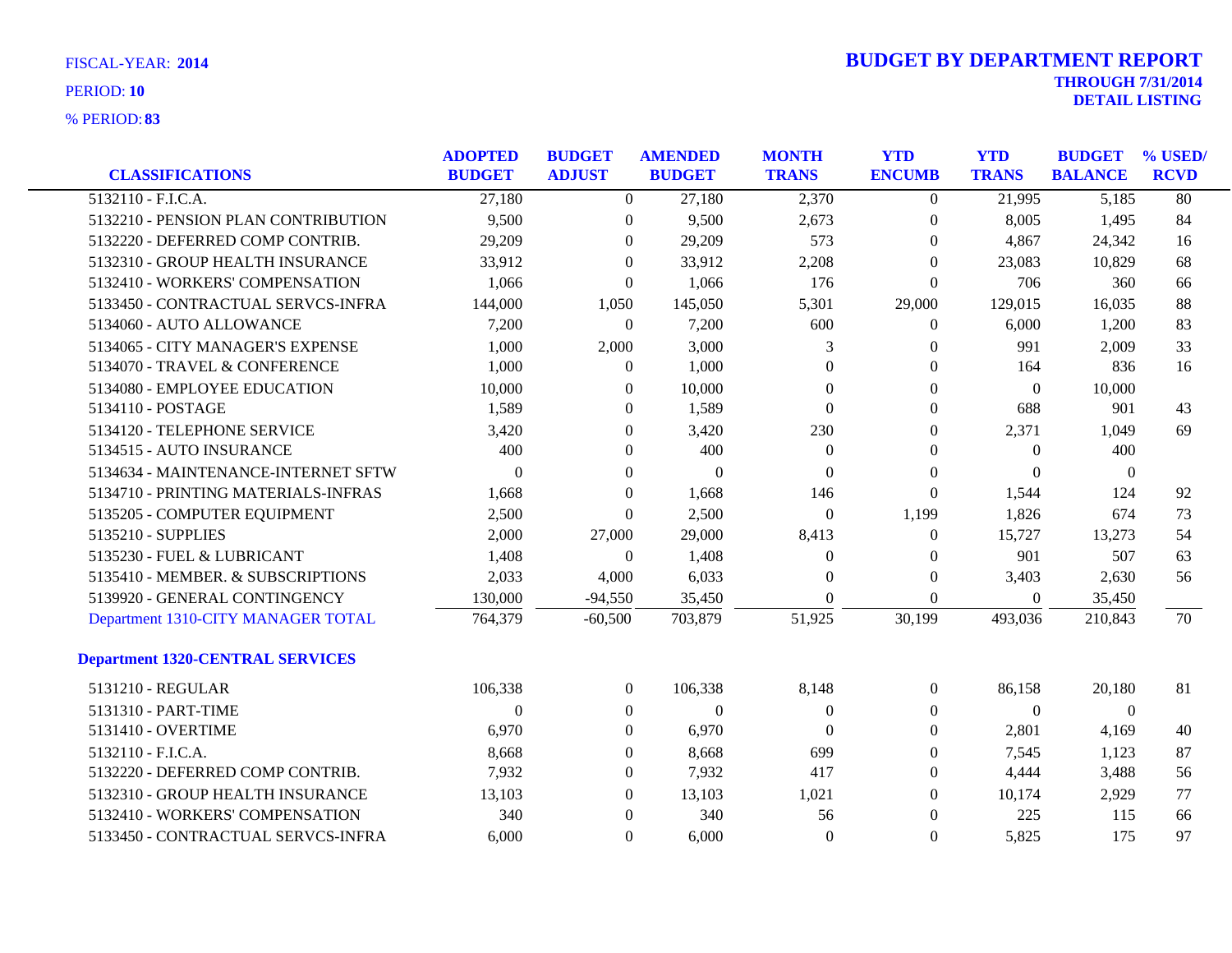FISCAL-YEAR: **2014**

PERIOD: **10**

% PERIOD: **83**

# BUDGET BY DEPARTMENT REPORT

**THROUGH 7/31/2014**
**DETAIL LISTING**

| CLASSIFICATIONS | ADOPTED BUDGET | BUDGET ADJUST | AMENDED BUDGET | MONTH TRANS | YTD ENCUMB | YTD TRANS | BUDGET BALANCE | % USED/ RCVD |
|---|---|---|---|---|---|---|---|---|
| 5132110 - F.I.C.A. | 27,180 | 0 | 27,180 | 2,370 | 0 | 21,995 | 5,185 | 80 |
| 5132210 - PENSION PLAN CONTRIBUTION | 9,500 | 0 | 9,500 | 2,673 | 0 | 8,005 | 1,495 | 84 |
| 5132220 - DEFERRED COMP CONTRIB. | 29,209 | 0 | 29,209 | 573 | 0 | 4,867 | 24,342 | 16 |
| 5132310 - GROUP HEALTH INSURANCE | 33,912 | 0 | 33,912 | 2,208 | 0 | 23,083 | 10,829 | 68 |
| 5132410 - WORKERS' COMPENSATION | 1,066 | 0 | 1,066 | 176 | 0 | 706 | 360 | 66 |
| 5133450 - CONTRACTUAL SERVCS-INFRA | 144,000 | 1,050 | 145,050 | 5,301 | 29,000 | 129,015 | 16,035 | 88 |
| 5134060 - AUTO ALLOWANCE | 7,200 | 0 | 7,200 | 600 | 0 | 6,000 | 1,200 | 83 |
| 5134065 - CITY MANAGER'S EXPENSE | 1,000 | 2,000 | 3,000 | 3 | 0 | 991 | 2,009 | 33 |
| 5134070 - TRAVEL & CONFERENCE | 1,000 | 0 | 1,000 | 0 | 0 | 164 | 836 | 16 |
| 5134080 - EMPLOYEE EDUCATION | 10,000 | 0 | 10,000 | 0 | 0 | 0 | 10,000 | |
| 5134110 - POSTAGE | 1,589 | 0 | 1,589 | 0 | 0 | 688 | 901 | 43 |
| 5134120 - TELEPHONE SERVICE | 3,420 | 0 | 3,420 | 230 | 0 | 2,371 | 1,049 | 69 |
| 5134515 - AUTO INSURANCE | 400 | 0 | 400 | 0 | 0 | 0 | 400 | |
| 5134634 - MAINTENANCE-INTERNET SFTW | 0 | 0 | 0 | 0 | 0 | 0 | 0 | |
| 5134710 - PRINTING MATERIALS-INFRAS | 1,668 | 0 | 1,668 | 146 | 0 | 1,544 | 124 | 92 |
| 5135205 - COMPUTER EQUIPMENT | 2,500 | 0 | 2,500 | 0 | 1,199 | 1,826 | 674 | 73 |
| 5135210 - SUPPLIES | 2,000 | 27,000 | 29,000 | 8,413 | 0 | 15,727 | 13,273 | 54 |
| 5135230 - FUEL & LUBRICANT | 1,408 | 0 | 1,408 | 0 | 0 | 901 | 507 | 63 |
| 5135410 - MEMBER. & SUBSCRIPTIONS | 2,033 | 4,000 | 6,033 | 0 | 0 | 3,403 | 2,630 | 56 |
| 5139920 - GENERAL CONTINGENCY | 130,000 | -94,550 | 35,450 | 0 | 0 | 0 | 35,450 | |
| Department 1310-CITY MANAGER TOTAL | 764,379 | -60,500 | 703,879 | 51,925 | 30,199 | 493,036 | 210,843 | 70 |
| **Department 1320-CENTRAL SERVICES** | | | | | | | | |
| 5131210 - REGULAR | 106,338 | 0 | 106,338 | 8,148 | 0 | 86,158 | 20,180 | 81 |
| 5131310 - PART-TIME | 0 | 0 | 0 | 0 | 0 | 0 | 0 | |
| 5131410 - OVERTIME | 6,970 | 0 | 6,970 | 0 | 0 | 2,801 | 4,169 | 40 |
| 5132110 - F.I.C.A. | 8,668 | 0 | 8,668 | 699 | 0 | 7,545 | 1,123 | 87 |
| 5132220 - DEFERRED COMP CONTRIB. | 7,932 | 0 | 7,932 | 417 | 0 | 4,444 | 3,488 | 56 |
| 5132310 - GROUP HEALTH INSURANCE | 13,103 | 0 | 13,103 | 1,021 | 0 | 10,174 | 2,929 | 77 |
| 5132410 - WORKERS' COMPENSATION | 340 | 0 | 340 | 56 | 0 | 225 | 115 | 66 |
| 5133450 - CONTRACTUAL SERVCS-INFRA | 6,000 | 0 | 6,000 | 0 | 0 | 5,825 | 175 | 97 |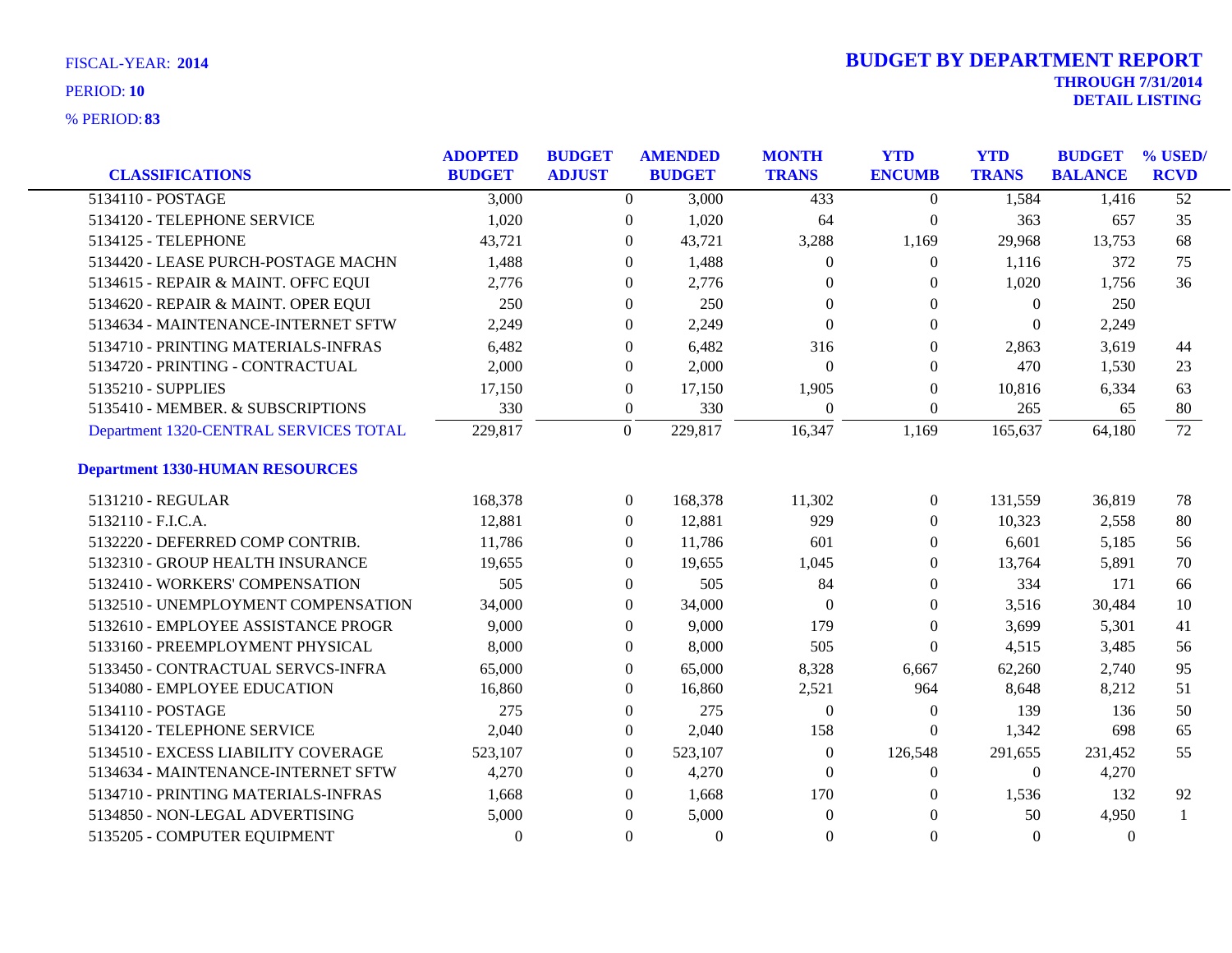FISCAL-YEAR: **2014**

PERIOD: **10**

% PERIOD: **83**

# BUDGET BY DEPARTMENT REPORT

**THROUGH 7/31/2014**

**DETAIL LISTING**

| CLASSIFICATIONS | ADOPTED BUDGET | BUDGET ADJUST | AMENDED BUDGET | MONTH TRANS | YTD ENCUMB | YTD TRANS | BUDGET BALANCE | % USED/ RCVD |
|---|---|---|---|---|---|---|---|---|
| 5134110 - POSTAGE | 3,000 | 0 | 3,000 | 433 | 0 | 1,584 | 1,416 | 52 |
| 5134120 - TELEPHONE SERVICE | 1,020 | 0 | 1,020 | 64 | 0 | 363 | 657 | 35 |
| 5134125 - TELEPHONE | 43,721 | 0 | 43,721 | 3,288 | 1,169 | 29,968 | 13,753 | 68 |
| 5134420 - LEASE PURCH-POSTAGE MACHN | 1,488 | 0 | 1,488 | 0 | 0 | 1,116 | 372 | 75 |
| 5134615 - REPAIR & MAINT. OFFC EQUI | 2,776 | 0 | 2,776 | 0 | 0 | 1,020 | 1,756 | 36 |
| 5134620 - REPAIR & MAINT. OPER EQUI | 250 | 0 | 250 | 0 | 0 | 0 | 250 | |
| 5134634 - MAINTENANCE-INTERNET SFTW | 2,249 | 0 | 2,249 | 0 | 0 | 0 | 2,249 | |
| 5134710 - PRINTING MATERIALS-INFRAS | 6,482 | 0 | 6,482 | 316 | 0 | 2,863 | 3,619 | 44 |
| 5134720 - PRINTING - CONTRACTUAL | 2,000 | 0 | 2,000 | 0 | 0 | 470 | 1,530 | 23 |
| 5135210 - SUPPLIES | 17,150 | 0 | 17,150 | 1,905 | 0 | 10,816 | 6,334 | 63 |
| 5135410 - MEMBER. & SUBSCRIPTIONS | 330 | 0 | 330 | 0 | 0 | 265 | 65 | 80 |
| Department 1320-CENTRAL SERVICES TOTAL | 229,817 | 0 | 229,817 | 16,347 | 1,169 | 165,637 | 64,180 | 72 |
| **Department 1330-HUMAN RESOURCES** | | | | | | | | |
| 5131210 - REGULAR | 168,378 | 0 | 168,378 | 11,302 | 0 | 131,559 | 36,819 | 78 |
| 5132110 - F.I.C.A. | 12,881 | 0 | 12,881 | 929 | 0 | 10,323 | 2,558 | 80 |
| 5132220 - DEFERRED COMP CONTRIB. | 11,786 | 0 | 11,786 | 601 | 0 | 6,601 | 5,185 | 56 |
| 5132310 - GROUP HEALTH INSURANCE | 19,655 | 0 | 19,655 | 1,045 | 0 | 13,764 | 5,891 | 70 |
| 5132410 - WORKERS' COMPENSATION | 505 | 0 | 505 | 84 | 0 | 334 | 171 | 66 |
| 5132510 - UNEMPLOYMENT COMPENSATION | 34,000 | 0 | 34,000 | 0 | 0 | 3,516 | 30,484 | 10 |
| 5132610 - EMPLOYEE ASSISTANCE PROGR | 9,000 | 0 | 9,000 | 179 | 0 | 3,699 | 5,301 | 41 |
| 5133160 - PREEMPLOYMENT PHYSICAL | 8,000 | 0 | 8,000 | 505 | 0 | 4,515 | 3,485 | 56 |
| 5133450 - CONTRACTUAL SERVCS-INFRA | 65,000 | 0 | 65,000 | 8,328 | 6,667 | 62,260 | 2,740 | 95 |
| 5134080 - EMPLOYEE EDUCATION | 16,860 | 0 | 16,860 | 2,521 | 964 | 8,648 | 8,212 | 51 |
| 5134110 - POSTAGE | 275 | 0 | 275 | 0 | 0 | 139 | 136 | 50 |
| 5134120 - TELEPHONE SERVICE | 2,040 | 0 | 2,040 | 158 | 0 | 1,342 | 698 | 65 |
| 5134510 - EXCESS LIABILITY COVERAGE | 523,107 | 0 | 523,107 | 0 | 126,548 | 291,655 | 231,452 | 55 |
| 5134634 - MAINTENANCE-INTERNET SFTW | 4,270 | 0 | 4,270 | 0 | 0 | 0 | 4,270 | |
| 5134710 - PRINTING MATERIALS-INFRAS | 1,668 | 0 | 1,668 | 170 | 0 | 1,536 | 132 | 92 |
| 5134850 - NON-LEGAL ADVERTISING | 5,000 | 0 | 5,000 | 0 | 0 | 50 | 4,950 | 1 |
| 5135205 - COMPUTER EQUIPMENT | 0 | 0 | 0 | 0 | 0 | 0 | 0 | |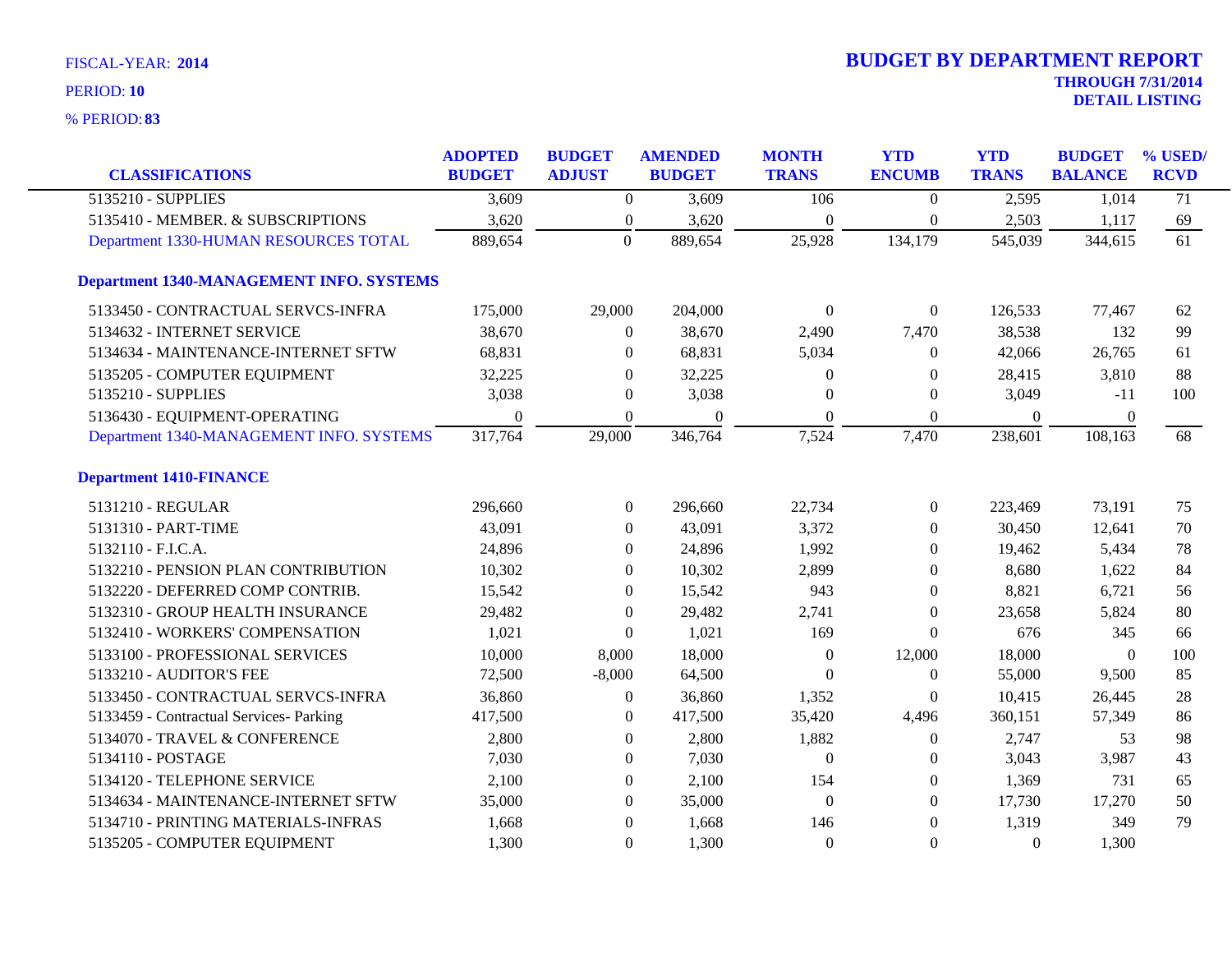FISCAL-YEAR: **2014**

PERIOD: **10**

% PERIOD: **83**

# BUDGET BY DEPARTMENT REPORT

**THROUGH 7/31/2014**
**DETAIL LISTING**

| CLASSIFICATIONS | ADOPTED BUDGET | BUDGET ADJUST | AMENDED BUDGET | MONTH TRANS | YTD ENCUMB | YTD TRANS | BUDGET BALANCE | % USED/ RCVD |
|---|---|---|---|---|---|---|---|---|
| 5135210 - SUPPLIES | 3,609 | 0 | 3,609 | 106 | 0 | 2,595 | 1,014 | 71 |
| 5135410 - MEMBER. & SUBSCRIPTIONS | 3,620 | 0 | 3,620 | 0 | 0 | 2,503 | 1,117 | 69 |
| Department 1330-HUMAN RESOURCES TOTAL | 889,654 | 0 | 889,654 | 25,928 | 134,179 | 545,039 | 344,615 | 61 |
| **Department 1340-MANAGEMENT INFO. SYSTEMS** | | | | | | | | |
| 5133450 - CONTRACTUAL SERVCS-INFRA | 175,000 | 29,000 | 204,000 | 0 | 0 | 126,533 | 77,467 | 62 |
| 5134632 - INTERNET SERVICE | 38,670 | 0 | 38,670 | 2,490 | 7,470 | 38,538 | 132 | 99 |
| 5134634 - MAINTENANCE-INTERNET SFTW | 68,831 | 0 | 68,831 | 5,034 | 0 | 42,066 | 26,765 | 61 |
| 5135205 - COMPUTER EQUIPMENT | 32,225 | 0 | 32,225 | 0 | 0 | 28,415 | 3,810 | 88 |
| 5135210 - SUPPLIES | 3,038 | 0 | 3,038 | 0 | 0 | 3,049 | -11 | 100 |
| 5136430 - EQUIPMENT-OPERATING | 0 | 0 | 0 | 0 | 0 | 0 | 0 | |
| Department 1340-MANAGEMENT INFO. SYSTEMS | 317,764 | 29,000 | 346,764 | 7,524 | 7,470 | 238,601 | 108,163 | 68 |
| **Department 1410-FINANCE** | | | | | | | | |
| 5131210 - REGULAR | 296,660 | 0 | 296,660 | 22,734 | 0 | 223,469 | 73,191 | 75 |
| 5131310 - PART-TIME | 43,091 | 0 | 43,091 | 3,372 | 0 | 30,450 | 12,641 | 70 |
| 5132110 - F.I.C.A. | 24,896 | 0 | 24,896 | 1,992 | 0 | 19,462 | 5,434 | 78 |
| 5132210 - PENSION PLAN CONTRIBUTION | 10,302 | 0 | 10,302 | 2,899 | 0 | 8,680 | 1,622 | 84 |
| 5132220 - DEFERRED COMP CONTRIB. | 15,542 | 0 | 15,542 | 943 | 0 | 8,821 | 6,721 | 56 |
| 5132310 - GROUP HEALTH INSURANCE | 29,482 | 0 | 29,482 | 2,741 | 0 | 23,658 | 5,824 | 80 |
| 5132410 - WORKERS' COMPENSATION | 1,021 | 0 | 1,021 | 169 | 0 | 676 | 345 | 66 |
| 5133100 - PROFESSIONAL SERVICES | 10,000 | 8,000 | 18,000 | 0 | 12,000 | 18,000 | 0 | 100 |
| 5133210 - AUDITOR'S FEE | 72,500 | -8,000 | 64,500 | 0 | 0 | 55,000 | 9,500 | 85 |
| 5133450 - CONTRACTUAL SERVCS-INFRA | 36,860 | 0 | 36,860 | 1,352 | 0 | 10,415 | 26,445 | 28 |
| 5133459 - Contractual Services- Parking | 417,500 | 0 | 417,500 | 35,420 | 4,496 | 360,151 | 57,349 | 86 |
| 5134070 - TRAVEL & CONFERENCE | 2,800 | 0 | 2,800 | 1,882 | 0 | 2,747 | 53 | 98 |
| 5134110 - POSTAGE | 7,030 | 0 | 7,030 | 0 | 0 | 3,043 | 3,987 | 43 |
| 5134120 - TELEPHONE SERVICE | 2,100 | 0 | 2,100 | 154 | 0 | 1,369 | 731 | 65 |
| 5134634 - MAINTENANCE-INTERNET SFTW | 35,000 | 0 | 35,000 | 0 | 0 | 17,730 | 17,270 | 50 |
| 5134710 - PRINTING MATERIALS-INFRAS | 1,668 | 0 | 1,668 | 146 | 0 | 1,319 | 349 | 79 |
| 5135205 - COMPUTER EQUIPMENT | 1,300 | 0 | 1,300 | 0 | 0 | 0 | 1,300 | |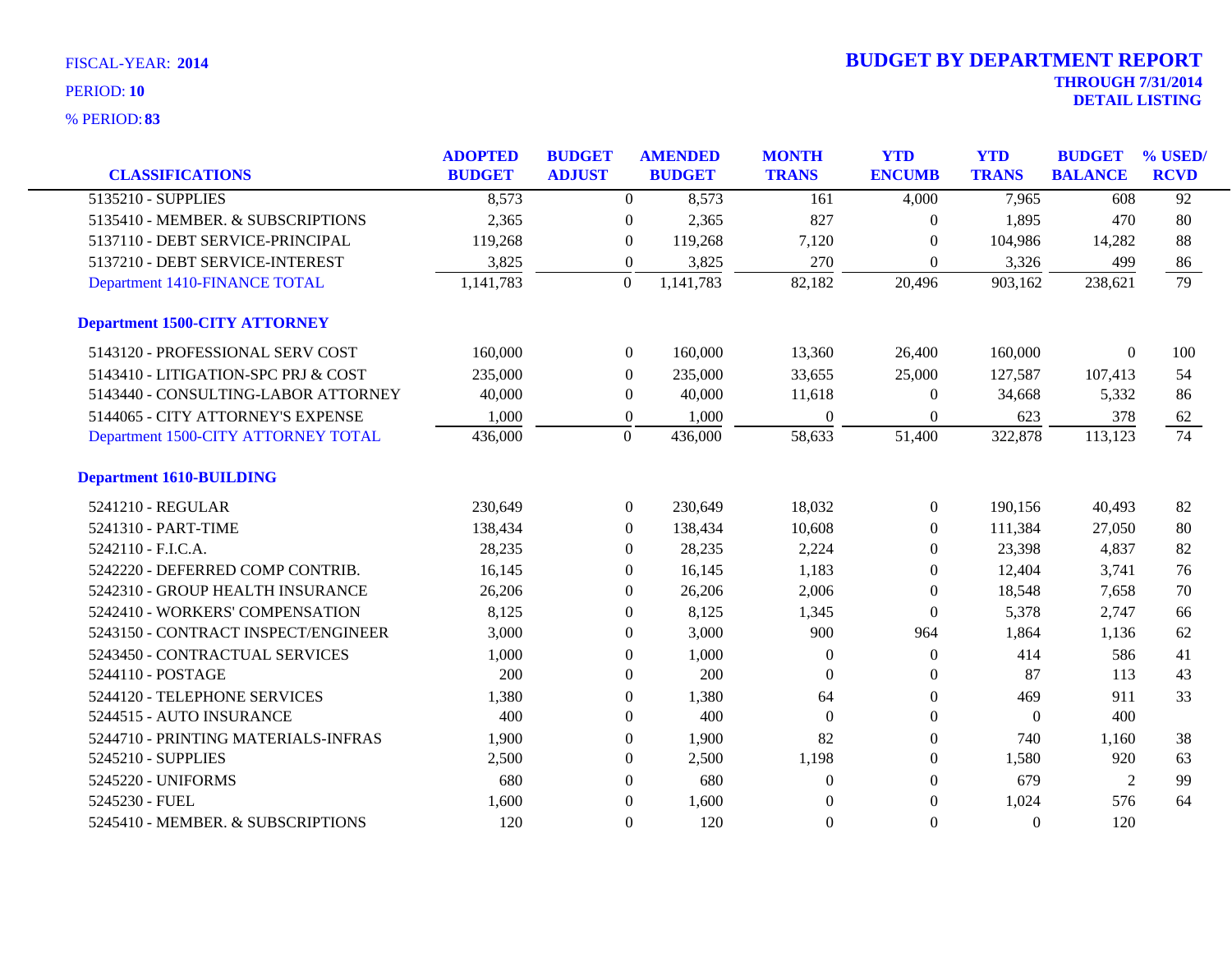FISCAL-YEAR: **2014**

PERIOD: **10**

% PERIOD: **83**

# BUDGET BY DEPARTMENT REPORT

**THROUGH 7/31/2014**
**DETAIL LISTING**

| CLASSIFICATIONS | ADOPTED BUDGET | BUDGET ADJUST | AMENDED BUDGET | MONTH TRANS | YTD ENCUMB | YTD TRANS | BUDGET BALANCE | % USED/ RCVD |
|---|---|---|---|---|---|---|---|---|
| 5135210 - SUPPLIES | 8,573 | 0 | 8,573 | 161 | 4,000 | 7,965 | 608 | 92 |
| 5135410 - MEMBER. & SUBSCRIPTIONS | 2,365 | 0 | 2,365 | 827 | 0 | 1,895 | 470 | 80 |
| 5137110 - DEBT SERVICE-PRINCIPAL | 119,268 | 0 | 119,268 | 7,120 | 0 | 104,986 | 14,282 | 88 |
| 5137210 - DEBT SERVICE-INTEREST | 3,825 | 0 | 3,825 | 270 | 0 | 3,326 | 499 | 86 |
| Department 1410-FINANCE TOTAL | 1,141,783 | 0 | 1,141,783 | 82,182 | 20,496 | 903,162 | 238,621 | 79 |
| **Department 1500-CITY ATTORNEY** | | | | | | | | |
| 5143120 - PROFESSIONAL SERV COST | 160,000 | 0 | 160,000 | 13,360 | 26,400 | 160,000 | 0 | 100 |
| 5143410 - LITIGATION-SPC PRJ & COST | 235,000 | 0 | 235,000 | 33,655 | 25,000 | 127,587 | 107,413 | 54 |
| 5143440 - CONSULTING-LABOR ATTORNEY | 40,000 | 0 | 40,000 | 11,618 | 0 | 34,668 | 5,332 | 86 |
| 5144065 - CITY ATTORNEY'S EXPENSE | 1,000 | 0 | 1,000 | 0 | 0 | 623 | 378 | 62 |
| Department 1500-CITY ATTORNEY TOTAL | 436,000 | 0 | 436,000 | 58,633 | 51,400 | 322,878 | 113,123 | 74 |
| **Department 1610-BUILDING** | | | | | | | | |
| 5241210 - REGULAR | 230,649 | 0 | 230,649 | 18,032 | 0 | 190,156 | 40,493 | 82 |
| 5241310 - PART-TIME | 138,434 | 0 | 138,434 | 10,608 | 0 | 111,384 | 27,050 | 80 |
| 5242110 - F.I.C.A. | 28,235 | 0 | 28,235 | 2,224 | 0 | 23,398 | 4,837 | 82 |
| 5242220 - DEFERRED COMP CONTRIB. | 16,145 | 0 | 16,145 | 1,183 | 0 | 12,404 | 3,741 | 76 |
| 5242310 - GROUP HEALTH INSURANCE | 26,206 | 0 | 26,206 | 2,006 | 0 | 18,548 | 7,658 | 70 |
| 5242410 - WORKERS' COMPENSATION | 8,125 | 0 | 8,125 | 1,345 | 0 | 5,378 | 2,747 | 66 |
| 5243150 - CONTRACT INSPECT/ENGINEER | 3,000 | 0 | 3,000 | 900 | 964 | 1,864 | 1,136 | 62 |
| 5243450 - CONTRACTUAL SERVICES | 1,000 | 0 | 1,000 | 0 | 0 | 414 | 586 | 41 |
| 5244110 - POSTAGE | 200 | 0 | 200 | 0 | 0 | 87 | 113 | 43 |
| 5244120 - TELEPHONE SERVICES | 1,380 | 0 | 1,380 | 64 | 0 | 469 | 911 | 33 |
| 5244515 - AUTO INSURANCE | 400 | 0 | 400 | 0 | 0 | 0 | 400 | |
| 5244710 - PRINTING MATERIALS-INFRAS | 1,900 | 0 | 1,900 | 82 | 0 | 740 | 1,160 | 38 |
| 5245210 - SUPPLIES | 2,500 | 0 | 2,500 | 1,198 | 0 | 1,580 | 920 | 63 |
| 5245220 - UNIFORMS | 680 | 0 | 680 | 0 | 0 | 679 | 2 | 99 |
| 5245230 - FUEL | 1,600 | 0 | 1,600 | 0 | 0 | 1,024 | 576 | 64 |
| 5245410 - MEMBER. & SUBSCRIPTIONS | 120 | 0 | 120 | 0 | 0 | 0 | 120 | |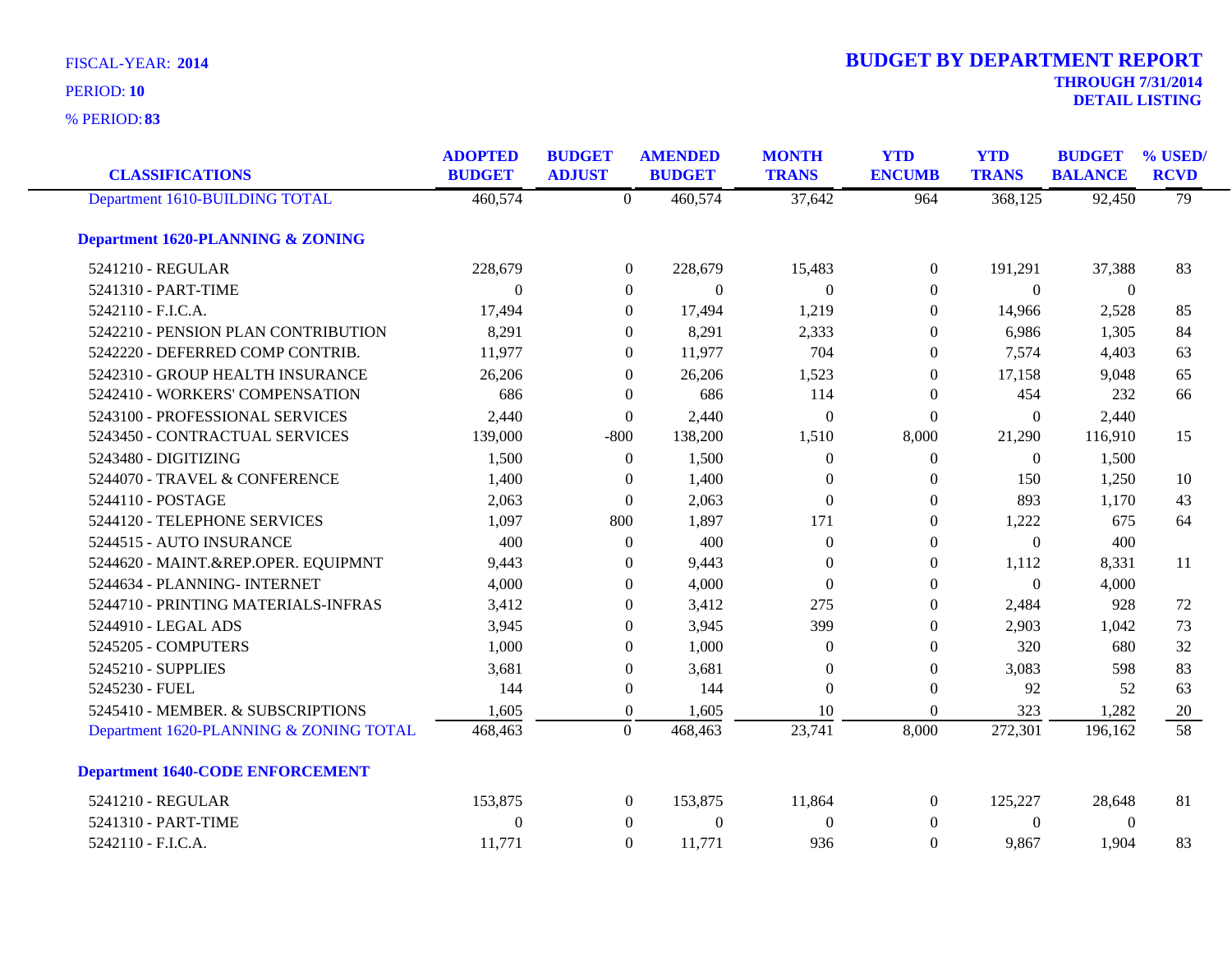FISCAL-YEAR: **2014**

PERIOD: **10**

% PERIOD: **83**

# BUDGET BY DEPARTMENT REPORT

**THROUGH 7/31/2014**

**DETAIL LISTING**

| CLASSIFICATIONS | ADOPTED BUDGET | BUDGET ADJUST | AMENDED BUDGET | MONTH TRANS | YTD ENCUMB | YTD TRANS | BUDGET BALANCE | % USED/ RCVD |
|---|---|---|---|---|---|---|---|---|
| Department 1610-BUILDING TOTAL | 460,574 | 0 | 460,574 | 37,642 | 964 | 368,125 | 92,450 | 79 |
| **Department 1620-PLANNING & ZONING** | | | | | | | | |
| 5241210 - REGULAR | 228,679 | 0 | 228,679 | 15,483 | 0 | 191,291 | 37,388 | 83 |
| 5241310 - PART-TIME | 0 | 0 | 0 | 0 | 0 | 0 | 0 | |
| 5242110 - F.I.C.A. | 17,494 | 0 | 17,494 | 1,219 | 0 | 14,966 | 2,528 | 85 |
| 5242210 - PENSION PLAN CONTRIBUTION | 8,291 | 0 | 8,291 | 2,333 | 0 | 6,986 | 1,305 | 84 |
| 5242220 - DEFERRED COMP CONTRIB. | 11,977 | 0 | 11,977 | 704 | 0 | 7,574 | 4,403 | 63 |
| 5242310 - GROUP HEALTH INSURANCE | 26,206 | 0 | 26,206 | 1,523 | 0 | 17,158 | 9,048 | 65 |
| 5242410 - WORKERS' COMPENSATION | 686 | 0 | 686 | 114 | 0 | 454 | 232 | 66 |
| 5243100 - PROFESSIONAL SERVICES | 2,440 | 0 | 2,440 | 0 | 0 | 0 | 2,440 | |
| 5243450 - CONTRACTUAL SERVICES | 139,000 | -800 | 138,200 | 1,510 | 8,000 | 21,290 | 116,910 | 15 |
| 5243480 - DIGITIZING | 1,500 | 0 | 1,500 | 0 | 0 | 0 | 1,500 | |
| 5244070 - TRAVEL & CONFERENCE | 1,400 | 0 | 1,400 | 0 | 0 | 150 | 1,250 | 10 |
| 5244110 - POSTAGE | 2,063 | 0 | 2,063 | 0 | 0 | 893 | 1,170 | 43 |
| 5244120 - TELEPHONE SERVICES | 1,097 | 800 | 1,897 | 171 | 0 | 1,222 | 675 | 64 |
| 5244515 - AUTO INSURANCE | 400 | 0 | 400 | 0 | 0 | 0 | 400 | |
| 5244620 - MAINT.&REP.OPER. EQUIPMNT | 9,443 | 0 | 9,443 | 0 | 0 | 1,112 | 8,331 | 11 |
| 5244634 - PLANNING- INTERNET | 4,000 | 0 | 4,000 | 0 | 0 | 0 | 4,000 | |
| 5244710 - PRINTING MATERIALS-INFRAS | 3,412 | 0 | 3,412 | 275 | 0 | 2,484 | 928 | 72 |
| 5244910 - LEGAL ADS | 3,945 | 0 | 3,945 | 399 | 0 | 2,903 | 1,042 | 73 |
| 5245205 - COMPUTERS | 1,000 | 0 | 1,000 | 0 | 0 | 320 | 680 | 32 |
| 5245210 - SUPPLIES | 3,681 | 0 | 3,681 | 0 | 0 | 3,083 | 598 | 83 |
| 5245230 - FUEL | 144 | 0 | 144 | 0 | 0 | 92 | 52 | 63 |
| 5245410 - MEMBER. & SUBSCRIPTIONS | 1,605 | 0 | 1,605 | 10 | 0 | 323 | 1,282 | 20 |
| Department 1620-PLANNING & ZONING TOTAL | 468,463 | 0 | 468,463 | 23,741 | 8,000 | 272,301 | 196,162 | 58 |
| **Department 1640-CODE ENFORCEMENT** | | | | | | | | |
| 5241210 - REGULAR | 153,875 | 0 | 153,875 | 11,864 | 0 | 125,227 | 28,648 | 81 |
| 5241310 - PART-TIME | 0 | 0 | 0 | 0 | 0 | 0 | 0 | |
| 5242110 - F.I.C.A. | 11,771 | 0 | 11,771 | 936 | 0 | 9,867 | 1,904 | 83 |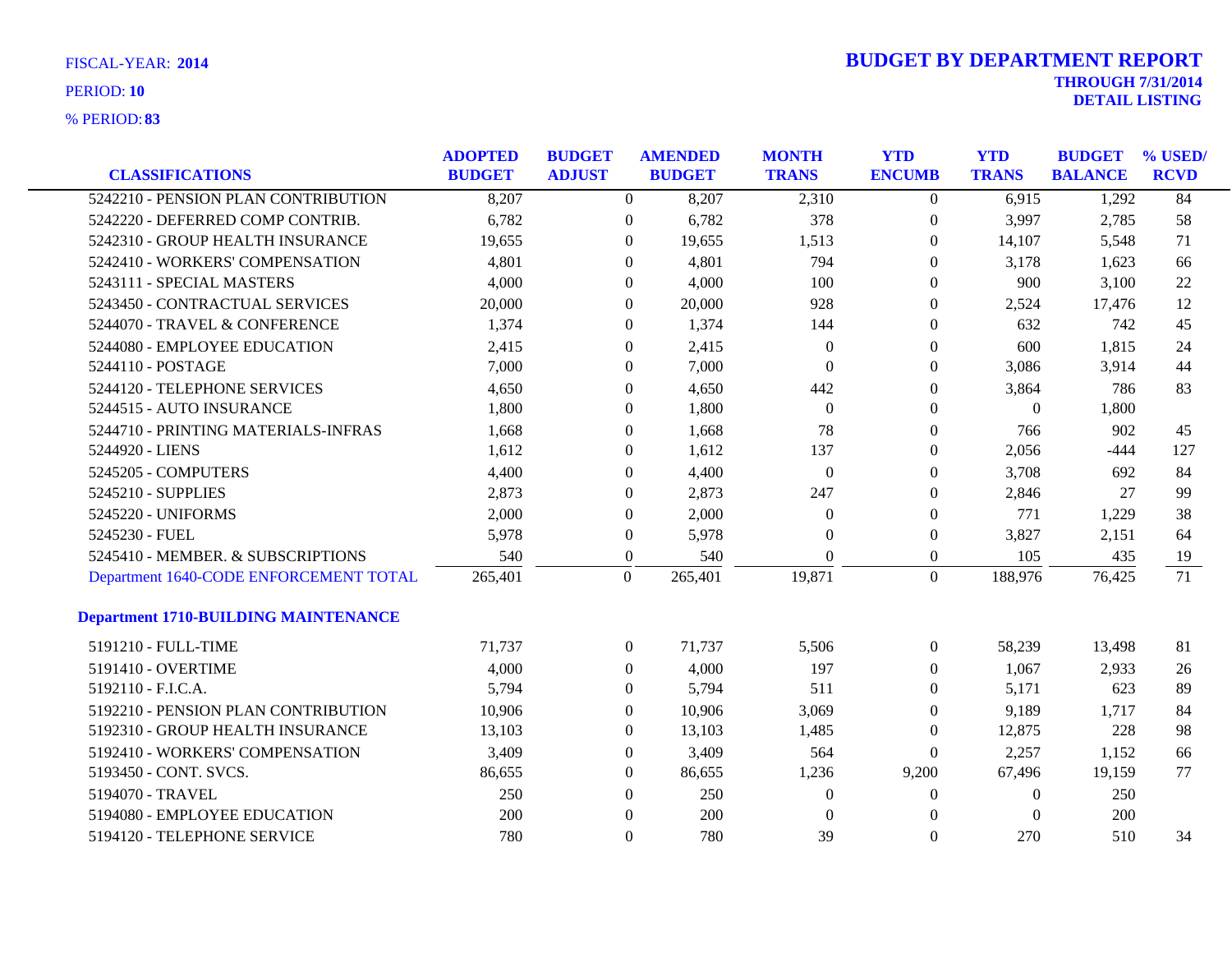FISCAL-YEAR: **2014**

PERIOD: **10**

% PERIOD: **83**

# BUDGET BY DEPARTMENT REPORT

**THROUGH 7/31/2014**

**DETAIL LISTING**

| CLASSIFICATIONS | ADOPTED BUDGET | BUDGET ADJUST | AMENDED BUDGET | MONTH TRANS | YTD ENCUMB | YTD TRANS | BUDGET BALANCE | % USED/ RCVD |
|---|---|---|---|---|---|---|---|---|
| 5242210 - PENSION PLAN CONTRIBUTION | 8,207 | 0 | 8,207 | 2,310 | 0 | 6,915 | 1,292 | 84 |
| 5242220 - DEFERRED COMP CONTRIB. | 6,782 | 0 | 6,782 | 378 | 0 | 3,997 | 2,785 | 58 |
| 5242310 - GROUP HEALTH INSURANCE | 19,655 | 0 | 19,655 | 1,513 | 0 | 14,107 | 5,548 | 71 |
| 5242410 - WORKERS' COMPENSATION | 4,801 | 0 | 4,801 | 794 | 0 | 3,178 | 1,623 | 66 |
| 5243111 - SPECIAL MASTERS | 4,000 | 0 | 4,000 | 100 | 0 | 900 | 3,100 | 22 |
| 5243450 - CONTRACTUAL SERVICES | 20,000 | 0 | 20,000 | 928 | 0 | 2,524 | 17,476 | 12 |
| 5244070 - TRAVEL & CONFERENCE | 1,374 | 0 | 1,374 | 144 | 0 | 632 | 742 | 45 |
| 5244080 - EMPLOYEE EDUCATION | 2,415 | 0 | 2,415 | 0 | 0 | 600 | 1,815 | 24 |
| 5244110 - POSTAGE | 7,000 | 0 | 7,000 | 0 | 0 | 3,086 | 3,914 | 44 |
| 5244120 - TELEPHONE SERVICES | 4,650 | 0 | 4,650 | 442 | 0 | 3,864 | 786 | 83 |
| 5244515 - AUTO INSURANCE | 1,800 | 0 | 1,800 | 0 | 0 | 0 | 1,800 | |
| 5244710 - PRINTING MATERIALS-INFRAS | 1,668 | 0 | 1,668 | 78 | 0 | 766 | 902 | 45 |
| 5244920 - LIENS | 1,612 | 0 | 1,612 | 137 | 0 | 2,056 | -444 | 127 |
| 5245205 - COMPUTERS | 4,400 | 0 | 4,400 | 0 | 0 | 3,708 | 692 | 84 |
| 5245210 - SUPPLIES | 2,873 | 0 | 2,873 | 247 | 0 | 2,846 | 27 | 99 |
| 5245220 - UNIFORMS | 2,000 | 0 | 2,000 | 0 | 0 | 771 | 1,229 | 38 |
| 5245230 - FUEL | 5,978 | 0 | 5,978 | 0 | 0 | 3,827 | 2,151 | 64 |
| 5245410 - MEMBER. & SUBSCRIPTIONS | 540 | 0 | 540 | 0 | 0 | 105 | 435 | 19 |
| Department 1640-CODE ENFORCEMENT TOTAL | 265,401 | 0 | 265,401 | 19,871 | 0 | 188,976 | 76,425 | 71 |

### Department 1710-BUILDING MAINTENANCE

| CLASSIFICATIONS | ADOPTED BUDGET | BUDGET ADJUST | AMENDED BUDGET | MONTH TRANS | YTD ENCUMB | YTD TRANS | BUDGET BALANCE | % USED/ RCVD |
|---|---|---|---|---|---|---|---|---|
| 5191210 - FULL-TIME | 71,737 | 0 | 71,737 | 5,506 | 0 | 58,239 | 13,498 | 81 |
| 5191410 - OVERTIME | 4,000 | 0 | 4,000 | 197 | 0 | 1,067 | 2,933 | 26 |
| 5192110 - F.I.C.A. | 5,794 | 0 | 5,794 | 511 | 0 | 5,171 | 623 | 89 |
| 5192210 - PENSION PLAN CONTRIBUTION | 10,906 | 0 | 10,906 | 3,069 | 0 | 9,189 | 1,717 | 84 |
| 5192310 - GROUP HEALTH INSURANCE | 13,103 | 0 | 13,103 | 1,485 | 0 | 12,875 | 228 | 98 |
| 5192410 - WORKERS' COMPENSATION | 3,409 | 0 | 3,409 | 564 | 0 | 2,257 | 1,152 | 66 |
| 5193450 - CONT. SVCS. | 86,655 | 0 | 86,655 | 1,236 | 9,200 | 67,496 | 19,159 | 77 |
| 5194070 - TRAVEL | 250 | 0 | 250 | 0 | 0 | 0 | 250 | |
| 5194080 - EMPLOYEE EDUCATION | 200 | 0 | 200 | 0 | 0 | 0 | 200 | |
| 5194120 - TELEPHONE SERVICE | 780 | 0 | 780 | 39 | 0 | 270 | 510 | 34 |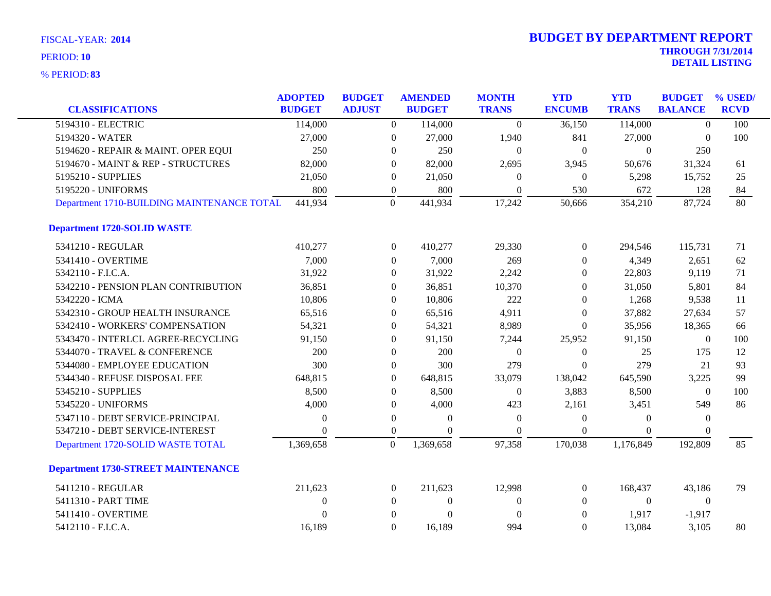FISCAL-YEAR: **2014**

PERIOD: **10**

% PERIOD: **83**

# BUDGET BY DEPARTMENT REPORT

**THROUGH 7/31/2014**
**DETAIL LISTING**

| CLASSIFICATIONS | ADOPTED BUDGET | BUDGET ADJUST | AMENDED BUDGET | MONTH TRANS | YTD ENCUMB | YTD TRANS | BUDGET BALANCE | % USED/ RCVD |
|---|---|---|---|---|---|---|---|---|
| 5194310 - ELECTRIC | 114,000 | 0 | 114,000 | 0 | 36,150 | 114,000 | 0 | 100 |
| 5194320 - WATER | 27,000 | 0 | 27,000 | 1,940 | 841 | 27,000 | 0 | 100 |
| 5194620 - REPAIR & MAINT. OPER EQUI | 250 | 0 | 250 | 0 | 0 | 0 | 250 | |
| 5194670 - MAINT & REP - STRUCTURES | 82,000 | 0 | 82,000 | 2,695 | 3,945 | 50,676 | 31,324 | 61 |
| 5195210 - SUPPLIES | 21,050 | 0 | 21,050 | 0 | 0 | 5,298 | 15,752 | 25 |
| 5195220 - UNIFORMS | 800 | 0 | 800 | 0 | 530 | 672 | 128 | 84 |
| Department 1710-BUILDING MAINTENANCE TOTAL | 441,934 | 0 | 441,934 | 17,242 | 50,666 | 354,210 | 87,724 | 80 |
| **Department 1720-SOLID WASTE** | | | | | | | | |
| 5341210 - REGULAR | 410,277 | 0 | 410,277 | 29,330 | 0 | 294,546 | 115,731 | 71 |
| 5341410 - OVERTIME | 7,000 | 0 | 7,000 | 269 | 0 | 4,349 | 2,651 | 62 |
| 5342110 - F.I.C.A. | 31,922 | 0 | 31,922 | 2,242 | 0 | 22,803 | 9,119 | 71 |
| 5342210 - PENSION PLAN CONTRIBUTION | 36,851 | 0 | 36,851 | 10,370 | 0 | 31,050 | 5,801 | 84 |
| 5342220 - ICMA | 10,806 | 0 | 10,806 | 222 | 0 | 1,268 | 9,538 | 11 |
| 5342310 - GROUP HEALTH INSURANCE | 65,516 | 0 | 65,516 | 4,911 | 0 | 37,882 | 27,634 | 57 |
| 5342410 - WORKERS' COMPENSATION | 54,321 | 0 | 54,321 | 8,989 | 0 | 35,956 | 18,365 | 66 |
| 5343470 - INTERLCL AGREE-RECYCLING | 91,150 | 0 | 91,150 | 7,244 | 25,952 | 91,150 | 0 | 100 |
| 5344070 - TRAVEL & CONFERENCE | 200 | 0 | 200 | 0 | 0 | 25 | 175 | 12 |
| 5344080 - EMPLOYEE EDUCATION | 300 | 0 | 300 | 279 | 0 | 279 | 21 | 93 |
| 5344340 - REFUSE DISPOSAL FEE | 648,815 | 0 | 648,815 | 33,079 | 138,042 | 645,590 | 3,225 | 99 |
| 5345210 - SUPPLIES | 8,500 | 0 | 8,500 | 0 | 3,883 | 8,500 | 0 | 100 |
| 5345220 - UNIFORMS | 4,000 | 0 | 4,000 | 423 | 2,161 | 3,451 | 549 | 86 |
| 5347110 - DEBT SERVICE-PRINCIPAL | 0 | 0 | 0 | 0 | 0 | 0 | 0 | |
| 5347210 - DEBT SERVICE-INTEREST | 0 | 0 | 0 | 0 | 0 | 0 | 0 | |
| Department 1720-SOLID WASTE TOTAL | 1,369,658 | 0 | 1,369,658 | 97,358 | 170,038 | 1,176,849 | 192,809 | 85 |
| **Department 1730-STREET MAINTENANCE** | | | | | | | | |
| 5411210 - REGULAR | 211,623 | 0 | 211,623 | 12,998 | 0 | 168,437 | 43,186 | 79 |
| 5411310 - PART TIME | 0 | 0 | 0 | 0 | 0 | 0 | 0 | |
| 5411410 - OVERTIME | 0 | 0 | 0 | 0 | 0 | 1,917 | -1,917 | |
| 5412110 - F.I.C.A. | 16,189 | 0 | 16,189 | 994 | 0 | 13,084 | 3,105 | 80 |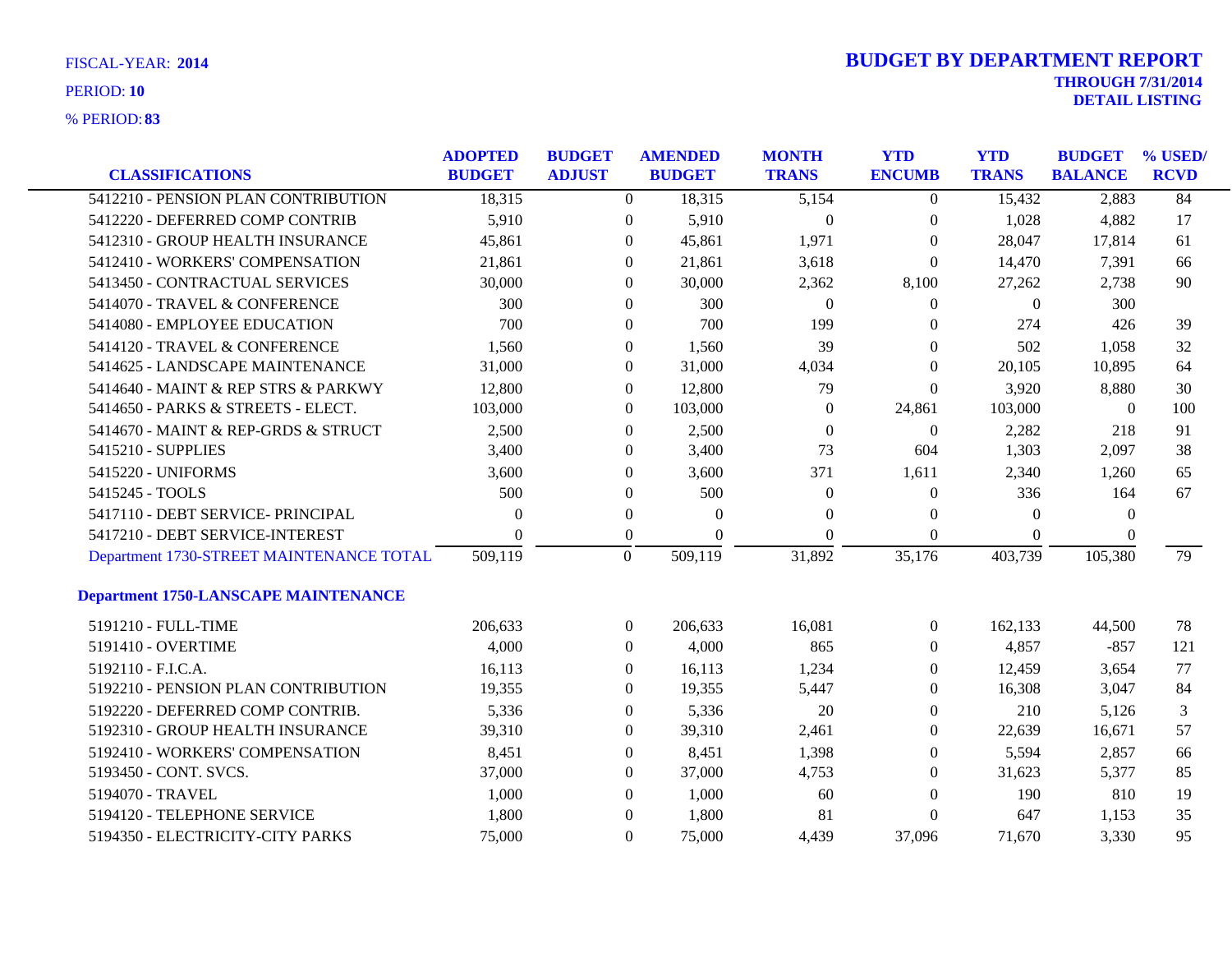FISCAL-YEAR: **2014**

PERIOD: **10**

% PERIOD: **83**

# BUDGET BY DEPARTMENT REPORT

**THROUGH 7/31/2014**

**DETAIL LISTING**

| CLASSIFICATIONS | ADOPTED BUDGET | BUDGET ADJUST | AMENDED BUDGET | MONTH TRANS | YTD ENCUMB | YTD TRANS | BUDGET BALANCE | % USED/ RCVD |
|---|---|---|---|---|---|---|---|---|
| 5412210 - PENSION PLAN CONTRIBUTION | 18,315 | 0 | 18,315 | 5,154 | 0 | 15,432 | 2,883 | 84 |
| 5412220 - DEFERRED COMP CONTRIB | 5,910 | 0 | 5,910 | 0 | 0 | 1,028 | 4,882 | 17 |
| 5412310 - GROUP HEALTH INSURANCE | 45,861 | 0 | 45,861 | 1,971 | 0 | 28,047 | 17,814 | 61 |
| 5412410 - WORKERS' COMPENSATION | 21,861 | 0 | 21,861 | 3,618 | 0 | 14,470 | 7,391 | 66 |
| 5413450 - CONTRACTUAL SERVICES | 30,000 | 0 | 30,000 | 2,362 | 8,100 | 27,262 | 2,738 | 90 |
| 5414070 - TRAVEL & CONFERENCE | 300 | 0 | 300 | 0 | 0 | 0 | 300 | |
| 5414080 - EMPLOYEE EDUCATION | 700 | 0 | 700 | 199 | 0 | 274 | 426 | 39 |
| 5414120 - TRAVEL & CONFERENCE | 1,560 | 0 | 1,560 | 39 | 0 | 502 | 1,058 | 32 |
| 5414625 - LANDSCAPE MAINTENANCE | 31,000 | 0 | 31,000 | 4,034 | 0 | 20,105 | 10,895 | 64 |
| 5414640 - MAINT & REP STRS & PARKWY | 12,800 | 0 | 12,800 | 79 | 0 | 3,920 | 8,880 | 30 |
| 5414650 - PARKS & STREETS - ELECT. | 103,000 | 0 | 103,000 | 0 | 24,861 | 103,000 | 0 | 100 |
| 5414670 - MAINT & REP-GRDS & STRUCT | 2,500 | 0 | 2,500 | 0 | 0 | 2,282 | 218 | 91 |
| 5415210 - SUPPLIES | 3,400 | 0 | 3,400 | 73 | 604 | 1,303 | 2,097 | 38 |
| 5415220 - UNIFORMS | 3,600 | 0 | 3,600 | 371 | 1,611 | 2,340 | 1,260 | 65 |
| 5415245 - TOOLS | 500 | 0 | 500 | 0 | 0 | 336 | 164 | 67 |
| 5417110 - DEBT SERVICE- PRINCIPAL | 0 | 0 | 0 | 0 | 0 | 0 | 0 | |
| 5417210 - DEBT SERVICE-INTEREST | 0 | 0 | 0 | 0 | 0 | 0 | 0 | |
| Department 1730-STREET MAINTENANCE TOTAL | 509,119 | 0 | 509,119 | 31,892 | 35,176 | 403,739 | 105,380 | 79 |
| **Department 1750-LANSCAPE MAINTENANCE** | | | | | | | | |
| 5191210 - FULL-TIME | 206,633 | 0 | 206,633 | 16,081 | 0 | 162,133 | 44,500 | 78 |
| 5191410 - OVERTIME | 4,000 | 0 | 4,000 | 865 | 0 | 4,857 | -857 | 121 |
| 5192110 - F.I.C.A. | 16,113 | 0 | 16,113 | 1,234 | 0 | 12,459 | 3,654 | 77 |
| 5192210 - PENSION PLAN CONTRIBUTION | 19,355 | 0 | 19,355 | 5,447 | 0 | 16,308 | 3,047 | 84 |
| 5192220 - DEFERRED COMP CONTRIB. | 5,336 | 0 | 5,336 | 20 | 0 | 210 | 5,126 | 3 |
| 5192310 - GROUP HEALTH INSURANCE | 39,310 | 0 | 39,310 | 2,461 | 0 | 22,639 | 16,671 | 57 |
| 5192410 - WORKERS' COMPENSATION | 8,451 | 0 | 8,451 | 1,398 | 0 | 5,594 | 2,857 | 66 |
| 5193450 - CONT. SVCS. | 37,000 | 0 | 37,000 | 4,753 | 0 | 31,623 | 5,377 | 85 |
| 5194070 - TRAVEL | 1,000 | 0 | 1,000 | 60 | 0 | 190 | 810 | 19 |
| 5194120 - TELEPHONE SERVICE | 1,800 | 0 | 1,800 | 81 | 0 | 647 | 1,153 | 35 |
| 5194350 - ELECTRICITY-CITY PARKS | 75,000 | 0 | 75,000 | 4,439 | 37,096 | 71,670 | 3,330 | 95 |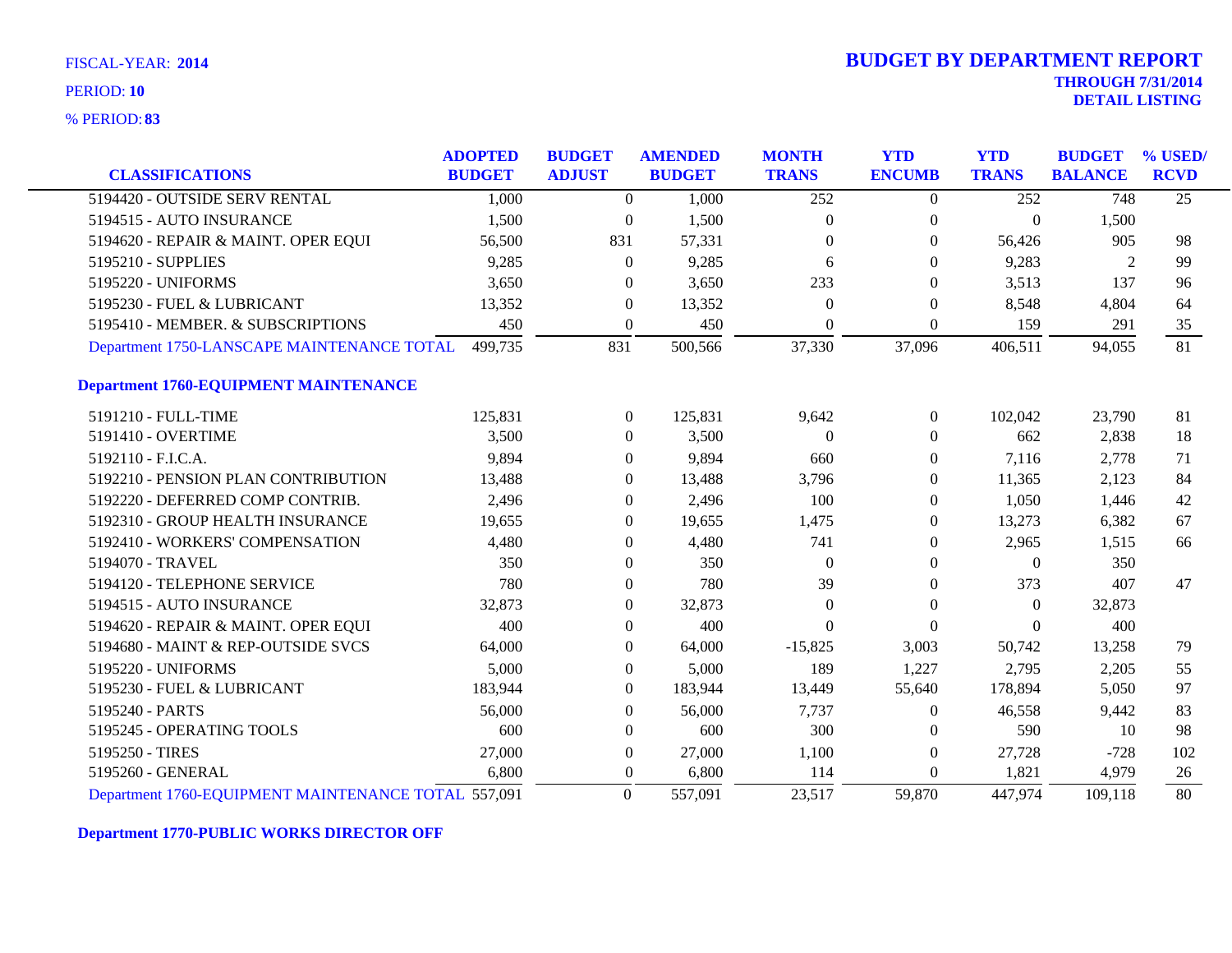FISCAL-YEAR: **2014**

PERIOD: **10**

% PERIOD: **83**

# BUDGET BY DEPARTMENT REPORT

**THROUGH 7/31/2014**

**DETAIL LISTING**

| CLASSIFICATIONS | ADOPTED BUDGET | BUDGET ADJUST | AMENDED BUDGET | MONTH TRANS | YTD ENCUMB | YTD TRANS | BUDGET BALANCE | % USED/ RCVD |
|---|---|---|---|---|---|---|---|---|
| 5194420 - OUTSIDE SERV RENTAL | 1,000 | 0 | 1,000 | 252 | 0 | 252 | 748 | 25 |
| 5194515 - AUTO INSURANCE | 1,500 | 0 | 1,500 | 0 | 0 | 0 | 1,500 | |
| 5194620 - REPAIR & MAINT. OPER EQUI | 56,500 | 831 | 57,331 | 0 | 0 | 56,426 | 905 | 98 |
| 5195210 - SUPPLIES | 9,285 | 0 | 9,285 | 6 | 0 | 9,283 | 2 | 99 |
| 5195220 - UNIFORMS | 3,650 | 0 | 3,650 | 233 | 0 | 3,513 | 137 | 96 |
| 5195230 - FUEL & LUBRICANT | 13,352 | 0 | 13,352 | 0 | 0 | 8,548 | 4,804 | 64 |
| 5195410 - MEMBER. & SUBSCRIPTIONS | 450 | 0 | 450 | 0 | 0 | 159 | 291 | 35 |
| Department 1750-LANSCAPE MAINTENANCE TOTAL | 499,735 | 831 | 500,566 | 37,330 | 37,096 | 406,511 | 94,055 | 81 |
| **Department 1760-EQUIPMENT MAINTENANCE** | | | | | | | | |
| 5191210 - FULL-TIME | 125,831 | 0 | 125,831 | 9,642 | 0 | 102,042 | 23,790 | 81 |
| 5191410 - OVERTIME | 3,500 | 0 | 3,500 | 0 | 0 | 662 | 2,838 | 18 |
| 5192110 - F.I.C.A. | 9,894 | 0 | 9,894 | 660 | 0 | 7,116 | 2,778 | 71 |
| 5192210 - PENSION PLAN CONTRIBUTION | 13,488 | 0 | 13,488 | 3,796 | 0 | 11,365 | 2,123 | 84 |
| 5192220 - DEFERRED COMP CONTRIB. | 2,496 | 0 | 2,496 | 100 | 0 | 1,050 | 1,446 | 42 |
| 5192310 - GROUP HEALTH INSURANCE | 19,655 | 0 | 19,655 | 1,475 | 0 | 13,273 | 6,382 | 67 |
| 5192410 - WORKERS' COMPENSATION | 4,480 | 0 | 4,480 | 741 | 0 | 2,965 | 1,515 | 66 |
| 5194070 - TRAVEL | 350 | 0 | 350 | 0 | 0 | 0 | 350 | |
| 5194120 - TELEPHONE SERVICE | 780 | 0 | 780 | 39 | 0 | 373 | 407 | 47 |
| 5194515 - AUTO INSURANCE | 32,873 | 0 | 32,873 | 0 | 0 | 0 | 32,873 | |
| 5194620 - REPAIR & MAINT. OPER EQUI | 400 | 0 | 400 | 0 | 0 | 0 | 400 | |
| 5194680 - MAINT & REP-OUTSIDE SVCS | 64,000 | 0 | 64,000 | -15,825 | 3,003 | 50,742 | 13,258 | 79 |
| 5195220 - UNIFORMS | 5,000 | 0 | 5,000 | 189 | 1,227 | 2,795 | 2,205 | 55 |
| 5195230 - FUEL & LUBRICANT | 183,944 | 0 | 183,944 | 13,449 | 55,640 | 178,894 | 5,050 | 97 |
| 5195240 - PARTS | 56,000 | 0 | 56,000 | 7,737 | 0 | 46,558 | 9,442 | 83 |
| 5195245 - OPERATING TOOLS | 600 | 0 | 600 | 300 | 0 | 590 | 10 | 98 |
| 5195250 - TIRES | 27,000 | 0 | 27,000 | 1,100 | 0 | 27,728 | -728 | 102 |
| 5195260 - GENERAL | 6,800 | 0 | 6,800 | 114 | 0 | 1,821 | 4,979 | 26 |
| Department 1760-EQUIPMENT MAINTENANCE TOTAL | 557,091 | 0 | 557,091 | 23,517 | 59,870 | 447,974 | 109,118 | 80 |

**Department 1770-PUBLIC WORKS DIRECTOR OFF**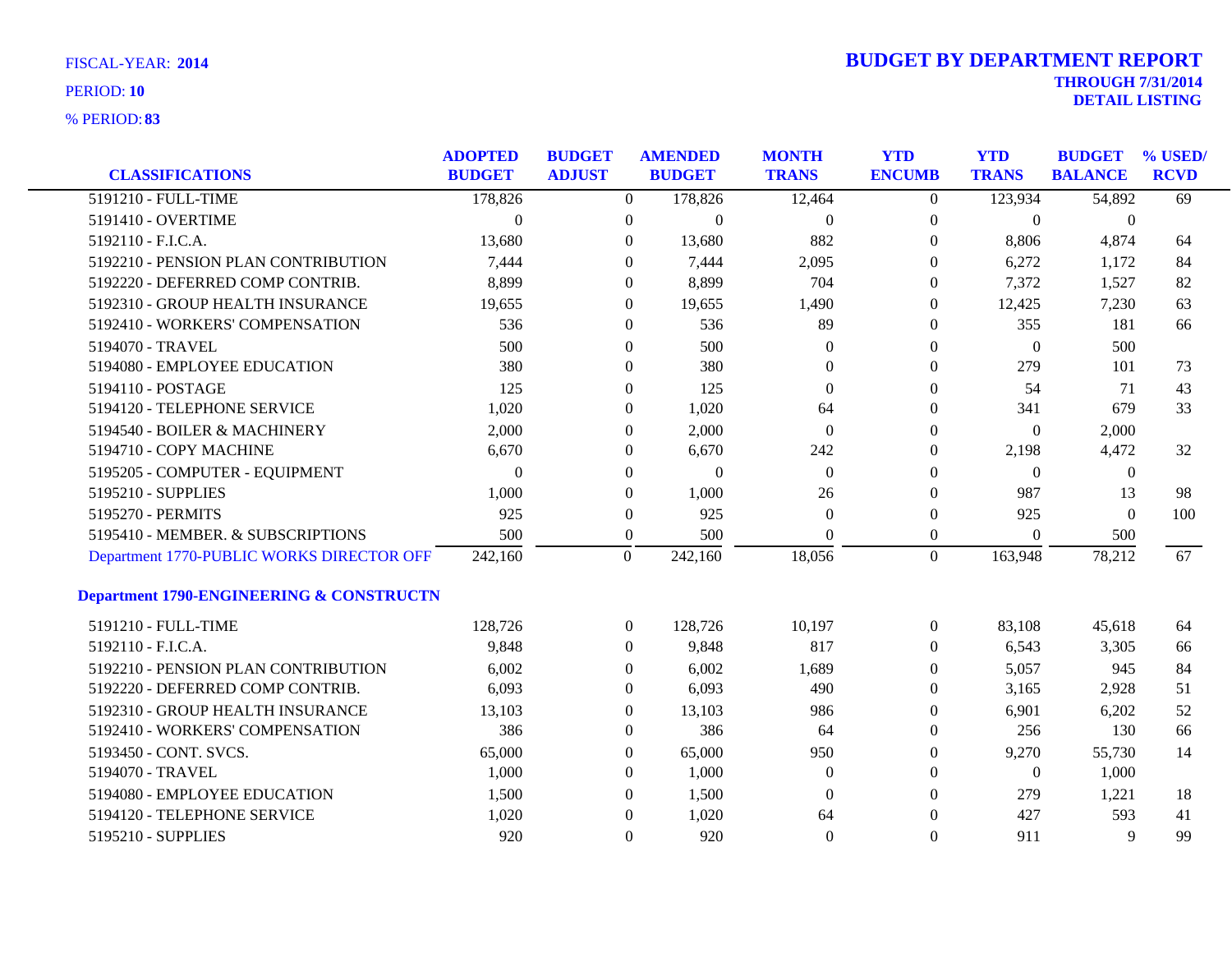FISCAL-YEAR: **2014**

PERIOD: **10**

% PERIOD: **83**

# BUDGET BY DEPARTMENT REPORT

**THROUGH 7/31/2014**

**DETAIL LISTING**

| CLASSIFICATIONS | ADOPTED BUDGET | BUDGET ADJUST | AMENDED BUDGET | MONTH TRANS | YTD ENCUMB | YTD TRANS | BUDGET BALANCE | % USED/ RCVD |
|---|---|---|---|---|---|---|---|---|
| 5191210 - FULL-TIME | 178,826 | 0 | 178,826 | 12,464 | 0 | 123,934 | 54,892 | 69 |
| 5191410 - OVERTIME | 0 | 0 | 0 | 0 | 0 | 0 | 0 | |
| 5192110 - F.I.C.A. | 13,680 | 0 | 13,680 | 882 | 0 | 8,806 | 4,874 | 64 |
| 5192210 - PENSION PLAN CONTRIBUTION | 7,444 | 0 | 7,444 | 2,095 | 0 | 6,272 | 1,172 | 84 |
| 5192220 - DEFERRED COMP CONTRIB. | 8,899 | 0 | 8,899 | 704 | 0 | 7,372 | 1,527 | 82 |
| 5192310 - GROUP HEALTH INSURANCE | 19,655 | 0 | 19,655 | 1,490 | 0 | 12,425 | 7,230 | 63 |
| 5192410 - WORKERS' COMPENSATION | 536 | 0 | 536 | 89 | 0 | 355 | 181 | 66 |
| 5194070 - TRAVEL | 500 | 0 | 500 | 0 | 0 | 0 | 500 | |
| 5194080 - EMPLOYEE EDUCATION | 380 | 0 | 380 | 0 | 0 | 279 | 101 | 73 |
| 5194110 - POSTAGE | 125 | 0 | 125 | 0 | 0 | 54 | 71 | 43 |
| 5194120 - TELEPHONE SERVICE | 1,020 | 0 | 1,020 | 64 | 0 | 341 | 679 | 33 |
| 5194540 - BOILER & MACHINERY | 2,000 | 0 | 2,000 | 0 | 0 | 0 | 2,000 | |
| 5194710 - COPY MACHINE | 6,670 | 0 | 6,670 | 242 | 0 | 2,198 | 4,472 | 32 |
| 5195205 - COMPUTER - EQUIPMENT | 0 | 0 | 0 | 0 | 0 | 0 | 0 | |
| 5195210 - SUPPLIES | 1,000 | 0 | 1,000 | 26 | 0 | 987 | 13 | 98 |
| 5195270 - PERMITS | 925 | 0 | 925 | 0 | 0 | 925 | 0 | 100 |
| 5195410 - MEMBER. & SUBSCRIPTIONS | 500 | 0 | 500 | 0 | 0 | 0 | 500 | |
| Department 1770-PUBLIC WORKS DIRECTOR OFF | 242,160 | 0 | 242,160 | 18,056 | 0 | 163,948 | 78,212 | 67 |
| **Department 1790-ENGINEERING & CONSTRUCTN** | | | | | | | | |
| 5191210 - FULL-TIME | 128,726 | 0 | 128,726 | 10,197 | 0 | 83,108 | 45,618 | 64 |
| 5192110 - F.I.C.A. | 9,848 | 0 | 9,848 | 817 | 0 | 6,543 | 3,305 | 66 |
| 5192210 - PENSION PLAN CONTRIBUTION | 6,002 | 0 | 6,002 | 1,689 | 0 | 5,057 | 945 | 84 |
| 5192220 - DEFERRED COMP CONTRIB. | 6,093 | 0 | 6,093 | 490 | 0 | 3,165 | 2,928 | 51 |
| 5192310 - GROUP HEALTH INSURANCE | 13,103 | 0 | 13,103 | 986 | 0 | 6,901 | 6,202 | 52 |
| 5192410 - WORKERS' COMPENSATION | 386 | 0 | 386 | 64 | 0 | 256 | 130 | 66 |
| 5193450 - CONT. SVCS. | 65,000 | 0 | 65,000 | 950 | 0 | 9,270 | 55,730 | 14 |
| 5194070 - TRAVEL | 1,000 | 0 | 1,000 | 0 | 0 | 0 | 1,000 | |
| 5194080 - EMPLOYEE EDUCATION | 1,500 | 0 | 1,500 | 0 | 0 | 279 | 1,221 | 18 |
| 5194120 - TELEPHONE SERVICE | 1,020 | 0 | 1,020 | 64 | 0 | 427 | 593 | 41 |
| 5195210 - SUPPLIES | 920 | 0 | 920 | 0 | 0 | 911 | 9 | 99 |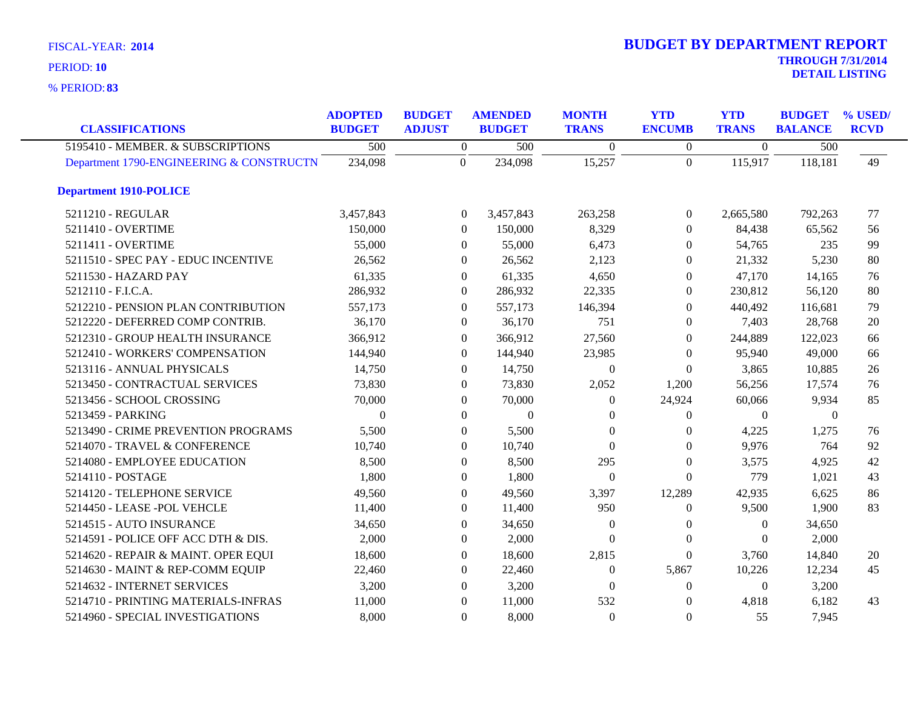FISCAL-YEAR: **2014**

PERIOD: **10**

% PERIOD: **83**

# BUDGET BY DEPARTMENT REPORT

**THROUGH 7/31/2014**

**DETAIL LISTING**

| CLASSIFICATIONS | ADOPTED BUDGET | BUDGET ADJUST | AMENDED BUDGET | MONTH TRANS | YTD ENCUMB | YTD TRANS | BUDGET BALANCE | % USED/ RCVD |
|---|---|---|---|---|---|---|---|---|
| 5195410 - MEMBER. & SUBSCRIPTIONS | 500 | 0 | 500 | 0 | 0 | 0 | 500 | |
| Department 1790-ENGINEERING & CONSTRUCTN | 234,098 | 0 | 234,098 | 15,257 | 0 | 115,917 | 118,181 | 49 |
| **Department 1910-POLICE** | | | | | | | | |
| 5211210 - REGULAR | 3,457,843 | 0 | 3,457,843 | 263,258 | 0 | 2,665,580 | 792,263 | 77 |
| 5211410 - OVERTIME | 150,000 | 0 | 150,000 | 8,329 | 0 | 84,438 | 65,562 | 56 |
| 5211411 - OVERTIME | 55,000 | 0 | 55,000 | 6,473 | 0 | 54,765 | 235 | 99 |
| 5211510 - SPEC PAY - EDUC INCENTIVE | 26,562 | 0 | 26,562 | 2,123 | 0 | 21,332 | 5,230 | 80 |
| 5211530 - HAZARD PAY | 61,335 | 0 | 61,335 | 4,650 | 0 | 47,170 | 14,165 | 76 |
| 5212110 - F.I.C.A. | 286,932 | 0 | 286,932 | 22,335 | 0 | 230,812 | 56,120 | 80 |
| 5212210 - PENSION PLAN CONTRIBUTION | 557,173 | 0 | 557,173 | 146,394 | 0 | 440,492 | 116,681 | 79 |
| 5212220 - DEFERRED COMP CONTRIB. | 36,170 | 0 | 36,170 | 751 | 0 | 7,403 | 28,768 | 20 |
| 5212310 - GROUP HEALTH INSURANCE | 366,912 | 0 | 366,912 | 27,560 | 0 | 244,889 | 122,023 | 66 |
| 5212410 - WORKERS' COMPENSATION | 144,940 | 0 | 144,940 | 23,985 | 0 | 95,940 | 49,000 | 66 |
| 5213116 - ANNUAL PHYSICALS | 14,750 | 0 | 14,750 | 0 | 0 | 3,865 | 10,885 | 26 |
| 5213450 - CONTRACTUAL SERVICES | 73,830 | 0 | 73,830 | 2,052 | 1,200 | 56,256 | 17,574 | 76 |
| 5213456 - SCHOOL CROSSING | 70,000 | 0 | 70,000 | 0 | 24,924 | 60,066 | 9,934 | 85 |
| 5213459 - PARKING | 0 | 0 | 0 | 0 | 0 | 0 | 0 | |
| 5213490 - CRIME PREVENTION PROGRAMS | 5,500 | 0 | 5,500 | 0 | 0 | 4,225 | 1,275 | 76 |
| 5214070 - TRAVEL & CONFERENCE | 10,740 | 0 | 10,740 | 0 | 0 | 9,976 | 764 | 92 |
| 5214080 - EMPLOYEE EDUCATION | 8,500 | 0 | 8,500 | 295 | 0 | 3,575 | 4,925 | 42 |
| 5214110 - POSTAGE | 1,800 | 0 | 1,800 | 0 | 0 | 779 | 1,021 | 43 |
| 5214120 - TELEPHONE SERVICE | 49,560 | 0 | 49,560 | 3,397 | 12,289 | 42,935 | 6,625 | 86 |
| 5214450 - LEASE -POL VEHCLE | 11,400 | 0 | 11,400 | 950 | 0 | 9,500 | 1,900 | 83 |
| 5214515 - AUTO INSURANCE | 34,650 | 0 | 34,650 | 0 | 0 | 0 | 34,650 | |
| 5214591 - POLICE OFF ACC DTH & DIS. | 2,000 | 0 | 2,000 | 0 | 0 | 0 | 2,000 | |
| 5214620 - REPAIR & MAINT. OPER EQUI | 18,600 | 0 | 18,600 | 2,815 | 0 | 3,760 | 14,840 | 20 |
| 5214630 - MAINT & REP-COMM EQUIP | 22,460 | 0 | 22,460 | 0 | 5,867 | 10,226 | 12,234 | 45 |
| 5214632 - INTERNET SERVICES | 3,200 | 0 | 3,200 | 0 | 0 | 0 | 3,200 | |
| 5214710 - PRINTING MATERIALS-INFRAS | 11,000 | 0 | 11,000 | 532 | 0 | 4,818 | 6,182 | 43 |
| 5214960 - SPECIAL INVESTIGATIONS | 8,000 | 0 | 8,000 | 0 | 0 | 55 | 7,945 | |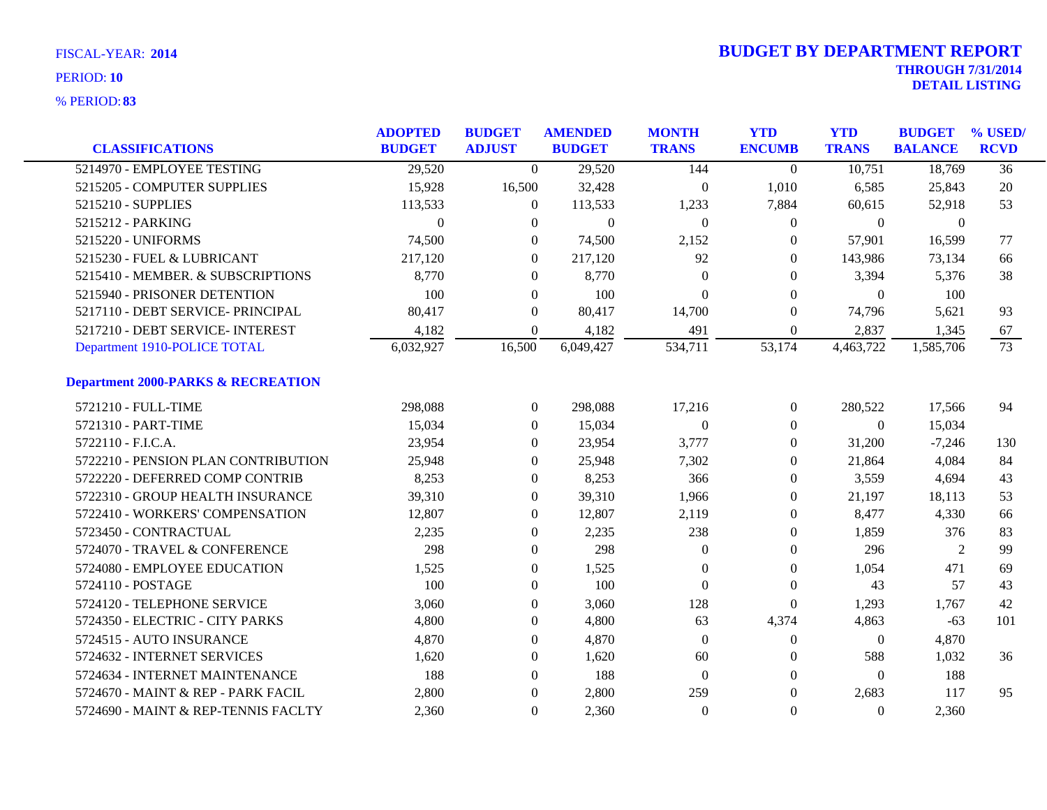FISCAL-YEAR: **2014**

PERIOD: **10**

% PERIOD: **83**

# BUDGET BY DEPARTMENT REPORT

**THROUGH 7/31/2014**
**DETAIL LISTING**

| CLASSIFICATIONS | ADOPTED BUDGET | BUDGET ADJUST | AMENDED BUDGET | MONTH TRANS | YTD ENCUMB | YTD TRANS | BUDGET BALANCE | % USED/ RCVD |
|---|---|---|---|---|---|---|---|---|
| 5214970 - EMPLOYEE TESTING | 29,520 | 0 | 29,520 | 144 | 0 | 10,751 | 18,769 | 36 |
| 5215205 - COMPUTER SUPPLIES | 15,928 | 16,500 | 32,428 | 0 | 1,010 | 6,585 | 25,843 | 20 |
| 5215210 - SUPPLIES | 113,533 | 0 | 113,533 | 1,233 | 7,884 | 60,615 | 52,918 | 53 |
| 5215212 - PARKING | 0 | 0 | 0 | 0 | 0 | 0 | 0 | |
| 5215220 - UNIFORMS | 74,500 | 0 | 74,500 | 2,152 | 0 | 57,901 | 16,599 | 77 |
| 5215230 - FUEL & LUBRICANT | 217,120 | 0 | 217,120 | 92 | 0 | 143,986 | 73,134 | 66 |
| 5215410 - MEMBER. & SUBSCRIPTIONS | 8,770 | 0 | 8,770 | 0 | 0 | 3,394 | 5,376 | 38 |
| 5215940 - PRISONER DETENTION | 100 | 0 | 100 | 0 | 0 | 0 | 100 | |
| 5217110 - DEBT SERVICE- PRINCIPAL | 80,417 | 0 | 80,417 | 14,700 | 0 | 74,796 | 5,621 | 93 |
| 5217210 - DEBT SERVICE- INTEREST | 4,182 | 0 | 4,182 | 491 | 0 | 2,837 | 1,345 | 67 |
| Department 1910-POLICE TOTAL | 6,032,927 | 16,500 | 6,049,427 | 534,711 | 53,174 | 4,463,722 | 1,585,706 | 73 |

## Department 2000-PARKS & RECREATION

| CLASSIFICATIONS | ADOPTED BUDGET | BUDGET ADJUST | AMENDED BUDGET | MONTH TRANS | YTD ENCUMB | YTD TRANS | BUDGET BALANCE | % USED/ RCVD |
|---|---|---|---|---|---|---|---|---|
| 5721210 - FULL-TIME | 298,088 | 0 | 298,088 | 17,216 | 0 | 280,522 | 17,566 | 94 |
| 5721310 - PART-TIME | 15,034 | 0 | 15,034 | 0 | 0 | 0 | 15,034 | |
| 5722110 - F.I.C.A. | 23,954 | 0 | 23,954 | 3,777 | 0 | 31,200 | -7,246 | 130 |
| 5722210 - PENSION PLAN CONTRIBUTION | 25,948 | 0 | 25,948 | 7,302 | 0 | 21,864 | 4,084 | 84 |
| 5722220 - DEFERRED COMP CONTRIB | 8,253 | 0 | 8,253 | 366 | 0 | 3,559 | 4,694 | 43 |
| 5722310 - GROUP HEALTH INSURANCE | 39,310 | 0 | 39,310 | 1,966 | 0 | 21,197 | 18,113 | 53 |
| 5722410 - WORKERS' COMPENSATION | 12,807 | 0 | 12,807 | 2,119 | 0 | 8,477 | 4,330 | 66 |
| 5723450 - CONTRACTUAL | 2,235 | 0 | 2,235 | 238 | 0 | 1,859 | 376 | 83 |
| 5724070 - TRAVEL & CONFERENCE | 298 | 0 | 298 | 0 | 0 | 296 | 2 | 99 |
| 5724080 - EMPLOYEE EDUCATION | 1,525 | 0 | 1,525 | 0 | 0 | 1,054 | 471 | 69 |
| 5724110 - POSTAGE | 100 | 0 | 100 | 0 | 0 | 43 | 57 | 43 |
| 5724120 - TELEPHONE SERVICE | 3,060 | 0 | 3,060 | 128 | 0 | 1,293 | 1,767 | 42 |
| 5724350 - ELECTRIC - CITY PARKS | 4,800 | 0 | 4,800 | 63 | 4,374 | 4,863 | -63 | 101 |
| 5724515 - AUTO INSURANCE | 4,870 | 0 | 4,870 | 0 | 0 | 0 | 4,870 | |
| 5724632 - INTERNET SERVICES | 1,620 | 0 | 1,620 | 60 | 0 | 588 | 1,032 | 36 |
| 5724634 - INTERNET MAINTENANCE | 188 | 0 | 188 | 0 | 0 | 0 | 188 | |
| 5724670 - MAINT & REP - PARK FACIL | 2,800 | 0 | 2,800 | 259 | 0 | 2,683 | 117 | 95 |
| 5724690 - MAINT & REP-TENNIS FACLTY | 2,360 | 0 | 2,360 | 0 | 0 | 0 | 2,360 | |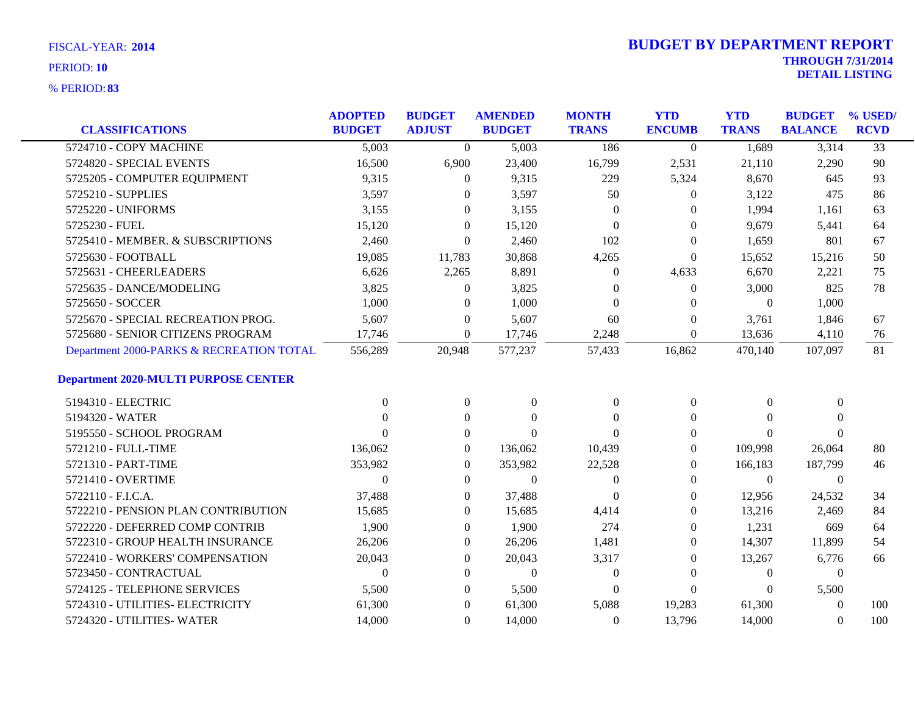FISCAL-YEAR: **2014**

PERIOD: **10**

% PERIOD: **83**

# BUDGET BY DEPARTMENT REPORT

**THROUGH 7/31/2014**

**DETAIL LISTING**

| CLASSIFICATIONS | ADOPTED BUDGET | BUDGET ADJUST | AMENDED BUDGET | MONTH TRANS | YTD ENCUMB | YTD TRANS | BUDGET BALANCE | % USED/ RCVD |
|---|---|---|---|---|---|---|---|---|
| 5724710 - COPY MACHINE | 5,003 | 0 | 5,003 | 186 | 0 | 1,689 | 3,314 | 33 |
| 5724820 - SPECIAL EVENTS | 16,500 | 6,900 | 23,400 | 16,799 | 2,531 | 21,110 | 2,290 | 90 |
| 5725205 - COMPUTER EQUIPMENT | 9,315 | 0 | 9,315 | 229 | 5,324 | 8,670 | 645 | 93 |
| 5725210 - SUPPLIES | 3,597 | 0 | 3,597 | 50 | 0 | 3,122 | 475 | 86 |
| 5725220 - UNIFORMS | 3,155 | 0 | 3,155 | 0 | 0 | 1,994 | 1,161 | 63 |
| 5725230 - FUEL | 15,120 | 0 | 15,120 | 0 | 0 | 9,679 | 5,441 | 64 |
| 5725410 - MEMBER. & SUBSCRIPTIONS | 2,460 | 0 | 2,460 | 102 | 0 | 1,659 | 801 | 67 |
| 5725630 - FOOTBALL | 19,085 | 11,783 | 30,868 | 4,265 | 0 | 15,652 | 15,216 | 50 |
| 5725631 - CHEERLEADERS | 6,626 | 2,265 | 8,891 | 0 | 4,633 | 6,670 | 2,221 | 75 |
| 5725635 - DANCE/MODELING | 3,825 | 0 | 3,825 | 0 | 0 | 3,000 | 825 | 78 |
| 5725650 - SOCCER | 1,000 | 0 | 1,000 | 0 | 0 | 0 | 1,000 | |
| 5725670 - SPECIAL RECREATION PROG. | 5,607 | 0 | 5,607 | 60 | 0 | 3,761 | 1,846 | 67 |
| 5725680 - SENIOR CITIZENS PROGRAM | 17,746 | 0 | 17,746 | 2,248 | 0 | 13,636 | 4,110 | 76 |
| Department 2000-PARKS & RECREATION TOTAL | 556,289 | 20,948 | 577,237 | 57,433 | 16,862 | 470,140 | 107,097 | 81 |
| **Department 2020-MULTI PURPOSE CENTER** | | | | | | | | |
| 5194310 - ELECTRIC | 0 | 0 | 0 | 0 | 0 | 0 | 0 | |
| 5194320 - WATER | 0 | 0 | 0 | 0 | 0 | 0 | 0 | |
| 5195550 - SCHOOL PROGRAM | 0 | 0 | 0 | 0 | 0 | 0 | 0 | |
| 5721210 - FULL-TIME | 136,062 | 0 | 136,062 | 10,439 | 0 | 109,998 | 26,064 | 80 |
| 5721310 - PART-TIME | 353,982 | 0 | 353,982 | 22,528 | 0 | 166,183 | 187,799 | 46 |
| 5721410 - OVERTIME | 0 | 0 | 0 | 0 | 0 | 0 | 0 | |
| 5722110 - F.I.C.A. | 37,488 | 0 | 37,488 | 0 | 0 | 12,956 | 24,532 | 34 |
| 5722210 - PENSION PLAN CONTRIBUTION | 15,685 | 0 | 15,685 | 4,414 | 0 | 13,216 | 2,469 | 84 |
| 5722220 - DEFERRED COMP CONTRIB | 1,900 | 0 | 1,900 | 274 | 0 | 1,231 | 669 | 64 |
| 5722310 - GROUP HEALTH INSURANCE | 26,206 | 0 | 26,206 | 1,481 | 0 | 14,307 | 11,899 | 54 |
| 5722410 - WORKERS' COMPENSATION | 20,043 | 0 | 20,043 | 3,317 | 0 | 13,267 | 6,776 | 66 |
| 5723450 - CONTRACTUAL | 0 | 0 | 0 | 0 | 0 | 0 | 0 | |
| 5724125 - TELEPHONE SERVICES | 5,500 | 0 | 5,500 | 0 | 0 | 0 | 5,500 | |
| 5724310 - UTILITIES- ELECTRICITY | 61,300 | 0 | 61,300 | 5,088 | 19,283 | 61,300 | 0 | 100 |
| 5724320 - UTILITIES- WATER | 14,000 | 0 | 14,000 | 0 | 13,796 | 14,000 | 0 | 100 |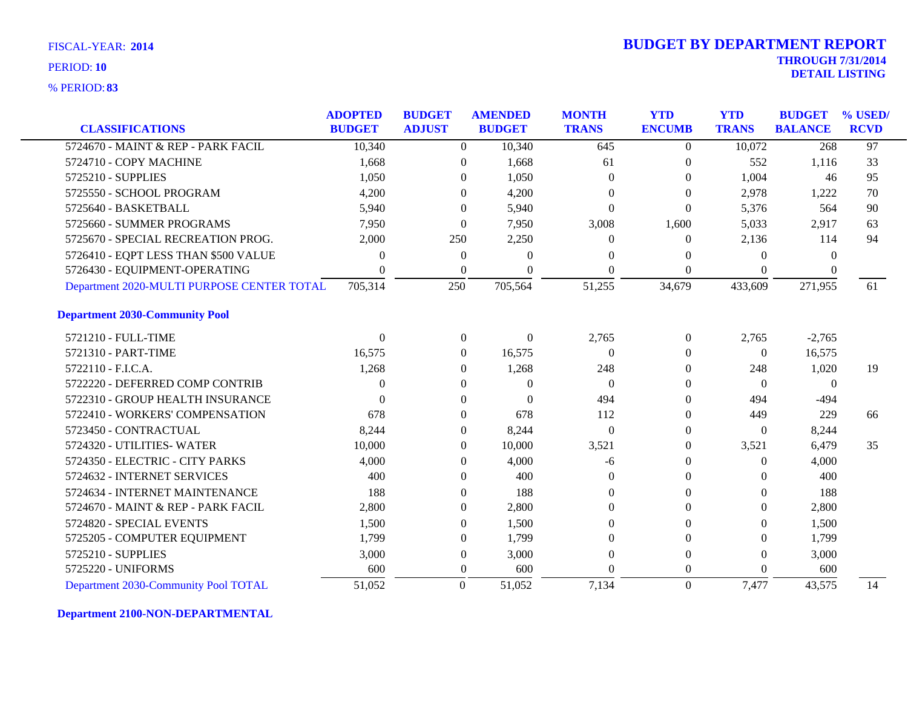FISCAL-YEAR: **2014**

PERIOD: **10**

% PERIOD: **83**

# BUDGET BY DEPARTMENT REPORT

**THROUGH 7/31/2014**
**DETAIL LISTING**

| CLASSIFICATIONS | ADOPTED BUDGET | BUDGET ADJUST | AMENDED BUDGET | MONTH TRANS | YTD ENCUMB | YTD TRANS | BUDGET BALANCE | % USED/ RCVD |
|---|---|---|---|---|---|---|---|---|
| 5724670 - MAINT & REP - PARK FACIL | 10,340 | 0 | 10,340 | 645 | 0 | 10,072 | 268 | 97 |
| 5724710 - COPY MACHINE | 1,668 | 0 | 1,668 | 61 | 0 | 552 | 1,116 | 33 |
| 5725210 - SUPPLIES | 1,050 | 0 | 1,050 | 0 | 0 | 1,004 | 46 | 95 |
| 5725550 - SCHOOL PROGRAM | 4,200 | 0 | 4,200 | 0 | 0 | 2,978 | 1,222 | 70 |
| 5725640 - BASKETBALL | 5,940 | 0 | 5,940 | 0 | 0 | 5,376 | 564 | 90 |
| 5725660 - SUMMER PROGRAMS | 7,950 | 0 | 7,950 | 3,008 | 1,600 | 5,033 | 2,917 | 63 |
| 5725670 - SPECIAL RECREATION PROG. | 2,000 | 250 | 2,250 | 0 | 0 | 2,136 | 114 | 94 |
| 5726410 - EQPT LESS THAN $500 VALUE | 0 | 0 | 0 | 0 | 0 | 0 | 0 | |
| 5726430 - EQUIPMENT-OPERATING | 0 | 0 | 0 | 0 | 0 | 0 | 0 | |
| Department 2020-MULTI PURPOSE CENTER TOTAL | 705,314 | 250 | 705,564 | 51,255 | 34,679 | 433,609 | 271,955 | 61 |
| **Department 2030-Community Pool** | | | | | | | | |
| 5721210 - FULL-TIME | 0 | 0 | 0 | 2,765 | 0 | 2,765 | -2,765 | |
| 5721310 - PART-TIME | 16,575 | 0 | 16,575 | 0 | 0 | 0 | 16,575 | |
| 5722110 - F.I.C.A. | 1,268 | 0 | 1,268 | 248 | 0 | 248 | 1,020 | 19 |
| 5722220 - DEFERRED COMP CONTRIB | 0 | 0 | 0 | 0 | 0 | 0 | 0 | |
| 5722310 - GROUP HEALTH INSURANCE | 0 | 0 | 0 | 494 | 0 | 494 | -494 | |
| 5722410 - WORKERS' COMPENSATION | 678 | 0 | 678 | 112 | 0 | 449 | 229 | 66 |
| 5723450 - CONTRACTUAL | 8,244 | 0 | 8,244 | 0 | 0 | 0 | 8,244 | |
| 5724320 - UTILITIES- WATER | 10,000 | 0 | 10,000 | 3,521 | 0 | 3,521 | 6,479 | 35 |
| 5724350 - ELECTRIC - CITY PARKS | 4,000 | 0 | 4,000 | -6 | 0 | 0 | 4,000 | |
| 5724632 - INTERNET SERVICES | 400 | 0 | 400 | 0 | 0 | 0 | 400 | |
| 5724634 - INTERNET MAINTENANCE | 188 | 0 | 188 | 0 | 0 | 0 | 188 | |
| 5724670 - MAINT & REP - PARK FACIL | 2,800 | 0 | 2,800 | 0 | 0 | 0 | 2,800 | |
| 5724820 - SPECIAL EVENTS | 1,500 | 0 | 1,500 | 0 | 0 | 0 | 1,500 | |
| 5725205 - COMPUTER EQUIPMENT | 1,799 | 0 | 1,799 | 0 | 0 | 0 | 1,799 | |
| 5725210 - SUPPLIES | 3,000 | 0 | 3,000 | 0 | 0 | 0 | 3,000 | |
| 5725220 - UNIFORMS | 600 | 0 | 600 | 0 | 0 | 0 | 600 | |
| Department 2030-Community Pool TOTAL | 51,052 | 0 | 51,052 | 7,134 | 0 | 7,477 | 43,575 | 14 |

**Department 2100-NON-DEPARTMENTAL**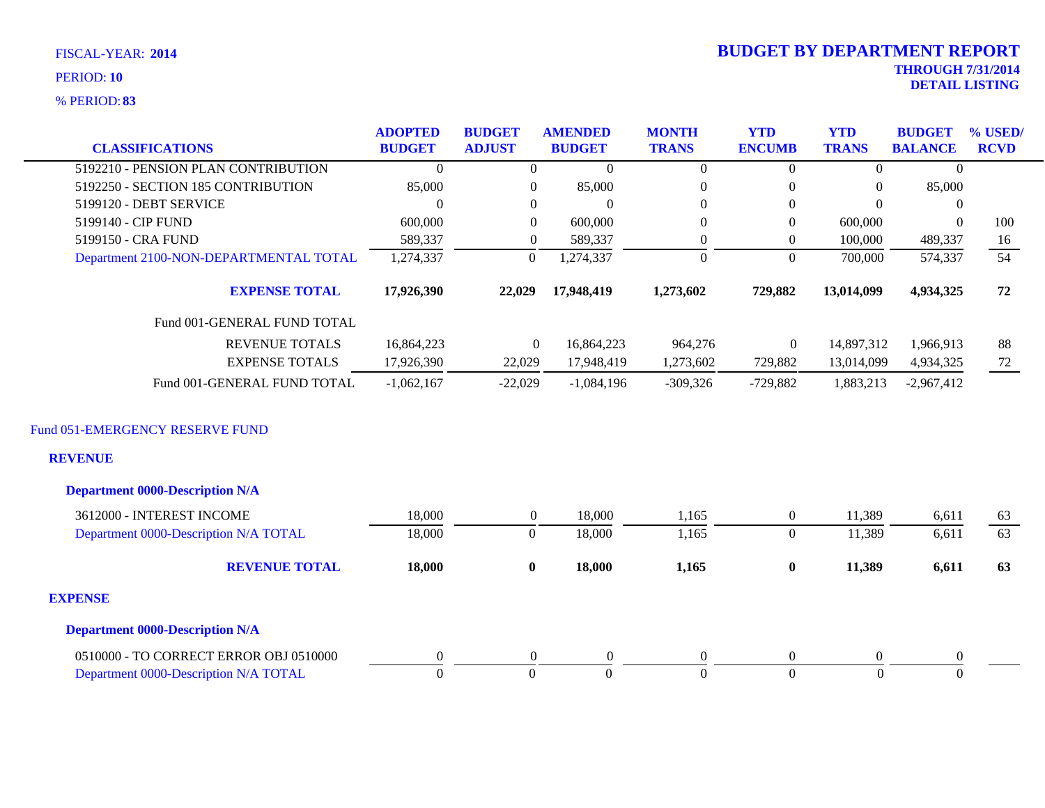FISCAL-YEAR: **2014**

PERIOD: **10**

% PERIOD: **83**

# BUDGET BY DEPARTMENT REPORT

**THROUGH 7/31/2014**

**DETAIL LISTING**

| CLASSIFICATIONS | ADOPTED BUDGET | BUDGET ADJUST | AMENDED BUDGET | MONTH TRANS | YTD ENCUMB | YTD TRANS | BUDGET BALANCE | % USED/ RCVD |
|---|---|---|---|---|---|---|---|---|
| 5192210 - PENSION PLAN CONTRIBUTION | 0 | 0 | 0 | 0 | 0 | 0 | 0 | |
| 5192250 - SECTION 185 CONTRIBUTION | 85,000 | 0 | 85,000 | 0 | 0 | 0 | 85,000 | |
| 5199120 - DEBT SERVICE | 0 | 0 | 0 | 0 | 0 | 0 | 0 | |
| 5199140 - CIP FUND | 600,000 | 0 | 600,000 | 0 | 0 | 600,000 | 0 | 100 |
| 5199150 - CRA FUND | 589,337 | 0 | 589,337 | 0 | 0 | 100,000 | 489,337 | 16 |
| Department 2100-NON-DEPARTMENTAL TOTAL | 1,274,337 | 0 | 1,274,337 | 0 | 0 | 700,000 | 574,337 | 54 |
| **EXPENSE TOTAL** | **17,926,390** | **22,029** | **17,948,419** | **1,273,602** | **729,882** | **13,014,099** | **4,934,325** | **72** |
| Fund 001-GENERAL FUND TOTAL | | | | | | | | |
| REVENUE TOTALS | 16,864,223 | 0 | 16,864,223 | 964,276 | 0 | 14,897,312 | 1,966,913 | 88 |
| EXPENSE TOTALS | 17,926,390 | 22,029 | 17,948,419 | 1,273,602 | 729,882 | 13,014,099 | 4,934,325 | 72 |
| Fund 001-GENERAL FUND TOTAL | -1,062,167 | -22,029 | -1,084,196 | -309,326 | -729,882 | 1,883,213 | -2,967,412 | |

## Fund 051-EMERGENCY RESERVE FUND

### REVENUE

#### Department 0000-Description N/A

| CLASSIFICATIONS | ADOPTED BUDGET | BUDGET ADJUST | AMENDED BUDGET | MONTH TRANS | YTD ENCUMB | YTD TRANS | BUDGET BALANCE | % USED/ RCVD |
|---|---|---|---|---|---|---|---|---|
| 3612000 - INTEREST INCOME | 18,000 | 0 | 18,000 | 1,165 | 0 | 11,389 | 6,611 | 63 |
| Department 0000-Description N/A TOTAL | 18,000 | 0 | 18,000 | 1,165 | 0 | 11,389 | 6,611 | 63 |
| **REVENUE TOTAL** | **18,000** | **0** | **18,000** | **1,165** | **0** | **11,389** | **6,611** | **63** |

### EXPENSE

#### Department 0000-Description N/A

| CLASSIFICATIONS | ADOPTED BUDGET | BUDGET ADJUST | AMENDED BUDGET | MONTH TRANS | YTD ENCUMB | YTD TRANS | BUDGET BALANCE | % USED/ RCVD |
|---|---|---|---|---|---|---|---|---|
| 0510000 - TO CORRECT ERROR OBJ 0510000 | 0 | 0 | 0 | 0 | 0 | 0 | 0 | |
| Department 0000-Description N/A TOTAL | 0 | 0 | 0 | 0 | 0 | 0 | 0 | |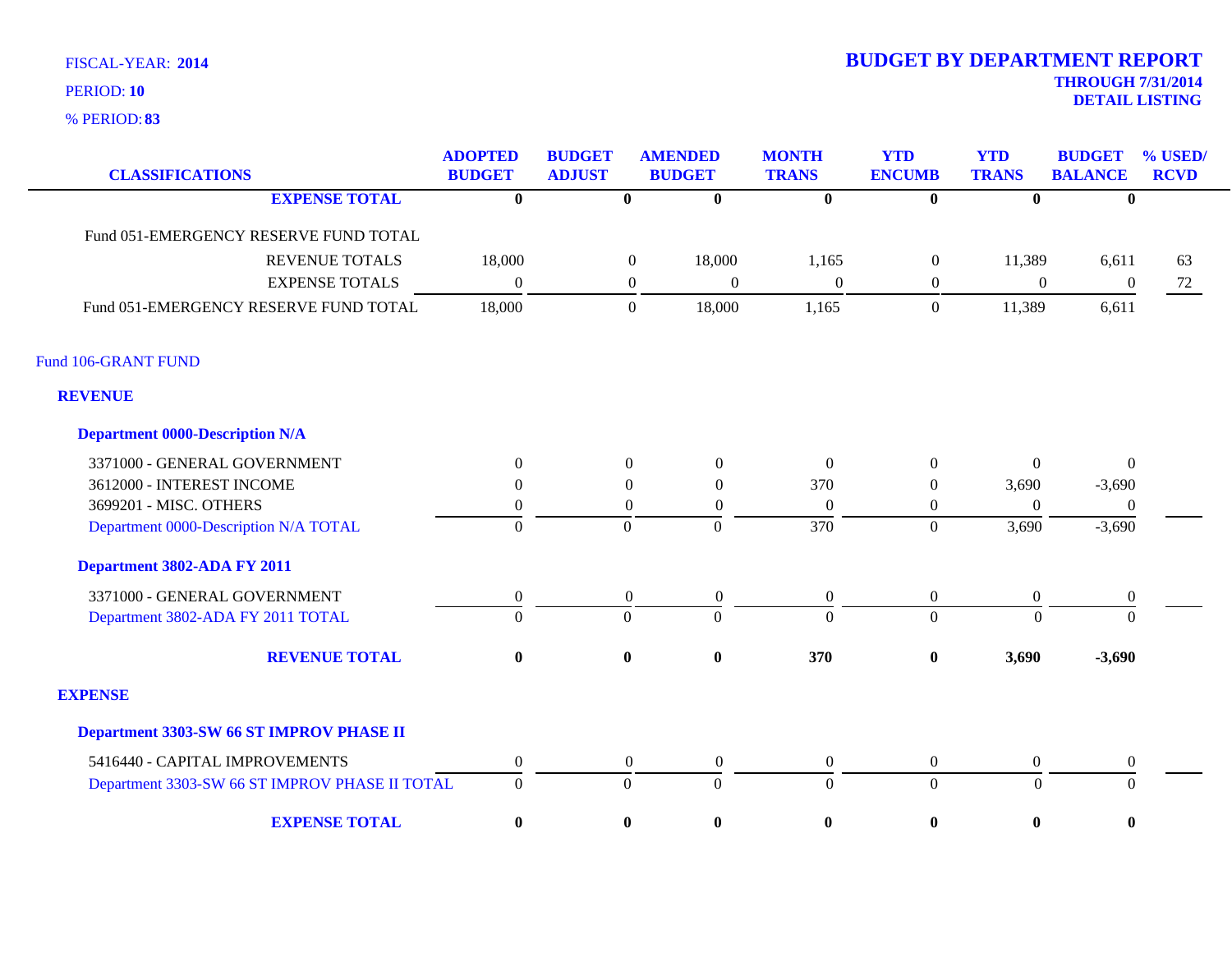FISCAL-YEAR: **2014**

PERIOD: **10**

% PERIOD: **83**

# BUDGET BY DEPARTMENT REPORT

**THROUGH 7/31/2014**

**DETAIL LISTING**

| CLASSIFICATIONS | ADOPTED BUDGET | BUDGET ADJUST | AMENDED BUDGET | MONTH TRANS | YTD ENCUMB | YTD TRANS | BUDGET BALANCE | % USED/ RCVD |
|---|---|---|---|---|---|---|---|---|
| **EXPENSE TOTAL** | **0** | **0** | **0** | **0** | **0** | **0** | **0** | |
| Fund 051-EMERGENCY RESERVE FUND TOTAL | | | | | | | | |
| REVENUE TOTALS | 18,000 | 0 | 18,000 | 1,165 | 0 | 11,389 | 6,611 | 63 |
| EXPENSE TOTALS | 0 | 0 | 0 | 0 | 0 | 0 | 0 | 72 |
| Fund 051-EMERGENCY RESERVE FUND TOTAL | 18,000 | 0 | 18,000 | 1,165 | 0 | 11,389 | 6,611 | |
| Fund 106-GRANT FUND | | | | | | | | |
| **REVENUE** | | | | | | | | |
| **Department 0000-Description N/A** | | | | | | | | |
| 3371000 - GENERAL GOVERNMENT | 0 | 0 | 0 | 0 | 0 | 0 | 0 | |
| 3612000 - INTEREST INCOME | 0 | 0 | 0 | 370 | 0 | 3,690 | -3,690 | |
| 3699201 - MISC. OTHERS | 0 | 0 | 0 | 0 | 0 | 0 | 0 | |
| Department 0000-Description N/A TOTAL | 0 | 0 | 0 | 370 | 0 | 3,690 | -3,690 | |
| **Department 3802-ADA FY 2011** | | | | | | | | |
| 3371000 - GENERAL GOVERNMENT | 0 | 0 | 0 | 0 | 0 | 0 | 0 | |
| Department 3802-ADA FY 2011 TOTAL | 0 | 0 | 0 | 0 | 0 | 0 | 0 | |
| **REVENUE TOTAL** | **0** | **0** | **0** | **370** | **0** | **3,690** | **-3,690** | |
| **EXPENSE** | | | | | | | | |
| **Department 3303-SW 66 ST IMPROV PHASE II** | | | | | | | | |
| 5416440 - CAPITAL IMPROVEMENTS | 0 | 0 | 0 | 0 | 0 | 0 | 0 | |
| Department 3303-SW 66 ST IMPROV PHASE II TOTAL | 0 | 0 | 0 | 0 | 0 | 0 | 0 | |
| **EXPENSE TOTAL** | **0** | **0** | **0** | **0** | **0** | **0** | **0** | |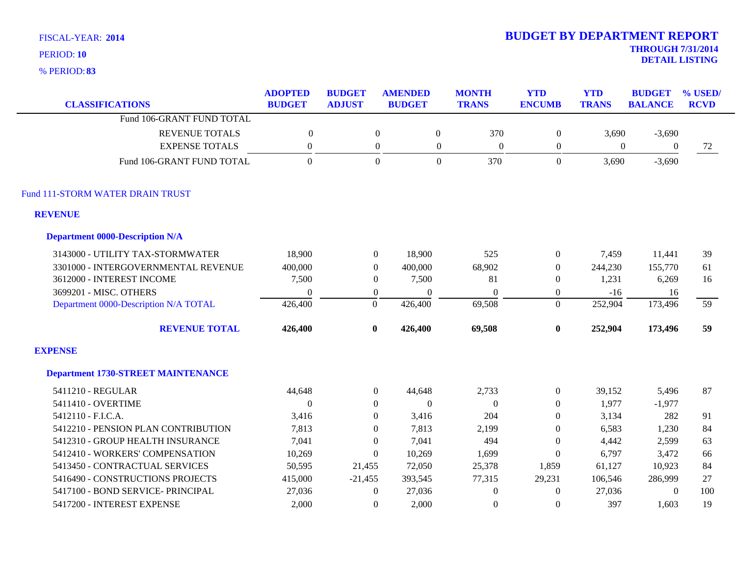FISCAL-YEAR: **2014**
PERIOD: **10**
% PERIOD: **83**

# BUDGET BY DEPARTMENT REPORT

**THROUGH 7/31/2014**
**DETAIL LISTING**

| CLASSIFICATIONS | ADOPTED BUDGET | BUDGET ADJUST | AMENDED BUDGET | MONTH TRANS | YTD ENCUMB | YTD TRANS | BUDGET BALANCE | % USED/ RCVD |
|---|---|---|---|---|---|---|---|---|
| Fund 106-GRANT FUND TOTAL | | | | | | | | |
| REVENUE TOTALS | 0 | 0 | 0 | 370 | 0 | 3,690 | -3,690 | |
| EXPENSE TOTALS | 0 | 0 | 0 | 0 | 0 | 0 | 0 | 72 |
| Fund 106-GRANT FUND TOTAL | 0 | 0 | 0 | 370 | 0 | 3,690 | -3,690 | |
| Fund 111-STORM WATER DRAIN TRUST | | | | | | | | |
| **REVENUE** | | | | | | | | |
| **Department 0000-Description N/A** | | | | | | | | |
| 3143000 - UTILITY TAX-STORMWATER | 18,900 | 0 | 18,900 | 525 | 0 | 7,459 | 11,441 | 39 |
| 3301000 - INTERGOVERNMENTAL REVENUE | 400,000 | 0 | 400,000 | 68,902 | 0 | 244,230 | 155,770 | 61 |
| 3612000 - INTEREST INCOME | 7,500 | 0 | 7,500 | 81 | 0 | 1,231 | 6,269 | 16 |
| 3699201 - MISC. OTHERS | 0 | 0 | 0 | 0 | 0 | -16 | 16 | |
| Department 0000-Description N/A TOTAL | 426,400 | 0 | 426,400 | 69,508 | 0 | 252,904 | 173,496 | 59 |
| **REVENUE TOTAL** | **426,400** | **0** | **426,400** | **69,508** | **0** | **252,904** | **173,496** | **59** |
| **EXPENSE** | | | | | | | | |
| **Department 1730-STREET MAINTENANCE** | | | | | | | | |
| 5411210 - REGULAR | 44,648 | 0 | 44,648 | 2,733 | 0 | 39,152 | 5,496 | 87 |
| 5411410 - OVERTIME | 0 | 0 | 0 | 0 | 0 | 1,977 | -1,977 | |
| 5412110 - F.I.C.A. | 3,416 | 0 | 3,416 | 204 | 0 | 3,134 | 282 | 91 |
| 5412210 - PENSION PLAN CONTRIBUTION | 7,813 | 0 | 7,813 | 2,199 | 0 | 6,583 | 1,230 | 84 |
| 5412310 - GROUP HEALTH INSURANCE | 7,041 | 0 | 7,041 | 494 | 0 | 4,442 | 2,599 | 63 |
| 5412410 - WORKERS' COMPENSATION | 10,269 | 0 | 10,269 | 1,699 | 0 | 6,797 | 3,472 | 66 |
| 5413450 - CONTRACTUAL SERVICES | 50,595 | 21,455 | 72,050 | 25,378 | 1,859 | 61,127 | 10,923 | 84 |
| 5416490 - CONSTRUCTIONS PROJECTS | 415,000 | -21,455 | 393,545 | 77,315 | 29,231 | 106,546 | 286,999 | 27 |
| 5417100 - BOND SERVICE- PRINCIPAL | 27,036 | 0 | 27,036 | 0 | 0 | 27,036 | 0 | 100 |
| 5417200 - INTEREST EXPENSE | 2,000 | 0 | 2,000 | 0 | 0 | 397 | 1,603 | 19 |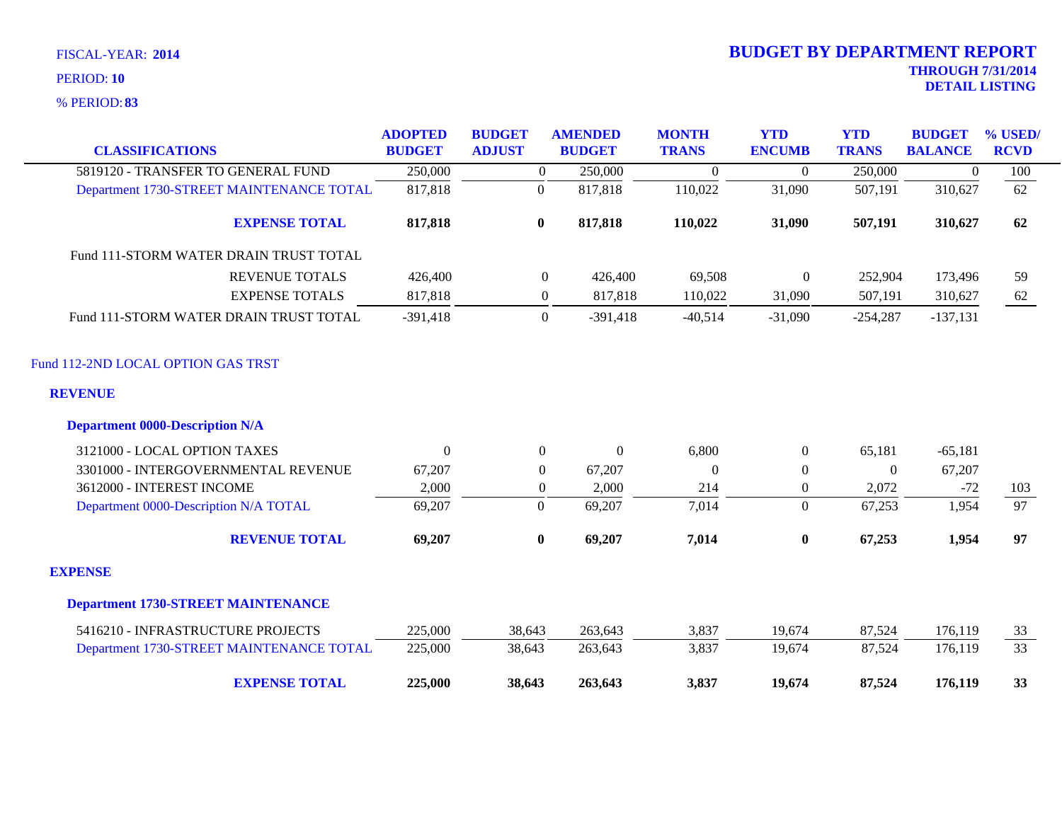FISCAL-YEAR: **2014**
PERIOD: **10**
% PERIOD: **83**

# BUDGET BY DEPARTMENT REPORT

**THROUGH 7/31/2014**
**DETAIL LISTING**

| CLASSIFICATIONS | ADOPTED BUDGET | BUDGET ADJUST | AMENDED BUDGET | MONTH TRANS | YTD ENCUMB | YTD TRANS | BUDGET BALANCE | % USED/ RCVD |
|---|---|---|---|---|---|---|---|---|
| 5819120 - TRANSFER TO GENERAL FUND | 250,000 | 0 | 250,000 | 0 | 0 | 250,000 | 0 | 100 |
| Department 1730-STREET MAINTENANCE TOTAL | 817,818 | 0 | 817,818 | 110,022 | 31,090 | 507,191 | 310,627 | 62 |
| **EXPENSE TOTAL** | **817,818** | **0** | **817,818** | **110,022** | **31,090** | **507,191** | **310,627** | **62** |
| Fund 111-STORM WATER DRAIN TRUST TOTAL | | | | | | | | |
| REVENUE TOTALS | 426,400 | 0 | 426,400 | 69,508 | 0 | 252,904 | 173,496 | 59 |
| EXPENSE TOTALS | 817,818 | 0 | 817,818 | 110,022 | 31,090 | 507,191 | 310,627 | 62 |
| Fund 111-STORM WATER DRAIN TRUST TOTAL | -391,418 | 0 | -391,418 | -40,514 | -31,090 | -254,287 | -137,131 | |
| Fund 112-2ND LOCAL OPTION GAS TRST | | | | | | | | |
| **REVENUE** | | | | | | | | |
| **Department 0000-Description N/A** | | | | | | | | |
| 3121000 - LOCAL OPTION TAXES | 0 | 0 | 0 | 6,800 | 0 | 65,181 | -65,181 | |
| 3301000 - INTERGOVERNMENTAL REVENUE | 67,207 | 0 | 67,207 | 0 | 0 | 0 | 67,207 | |
| 3612000 - INTEREST INCOME | 2,000 | 0 | 2,000 | 214 | 0 | 2,072 | -72 | 103 |
| Department 0000-Description N/A TOTAL | 69,207 | 0 | 69,207 | 7,014 | 0 | 67,253 | 1,954 | 97 |
| **REVENUE TOTAL** | **69,207** | **0** | **69,207** | **7,014** | **0** | **67,253** | **1,954** | **97** |
| **EXPENSE** | | | | | | | | |
| **Department 1730-STREET MAINTENANCE** | | | | | | | | |
| 5416210 - INFRASTRUCTURE PROJECTS | 225,000 | 38,643 | 263,643 | 3,837 | 19,674 | 87,524 | 176,119 | 33 |
| Department 1730-STREET MAINTENANCE TOTAL | 225,000 | 38,643 | 263,643 | 3,837 | 19,674 | 87,524 | 176,119 | 33 |
| **EXPENSE TOTAL** | **225,000** | **38,643** | **263,643** | **3,837** | **19,674** | **87,524** | **176,119** | **33** |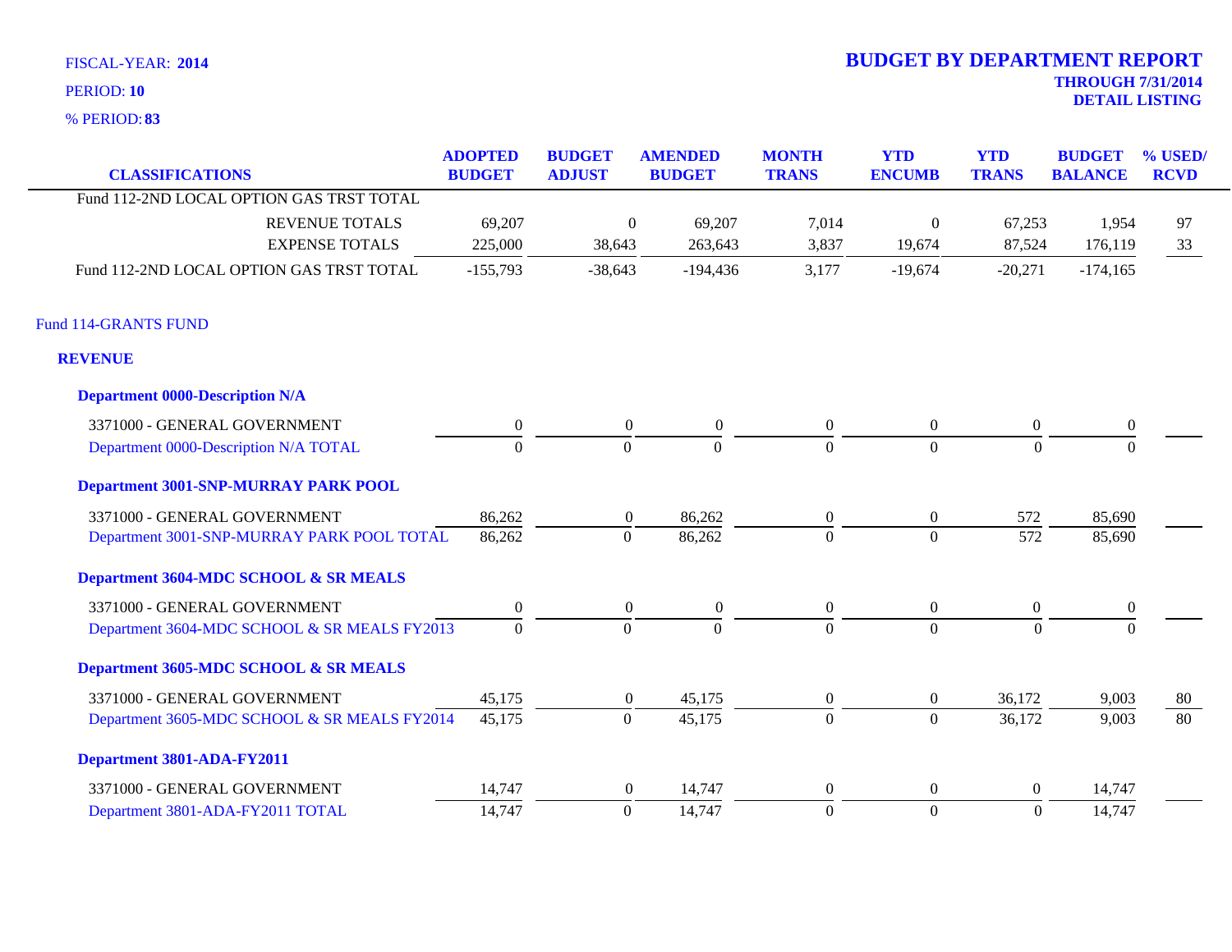FISCAL-YEAR: **2014**

PERIOD: **10**

% PERIOD: **83**

# BUDGET BY DEPARTMENT REPORT

**THROUGH 7/31/2014**

**DETAIL LISTING**

| CLASSIFICATIONS | ADOPTED BUDGET | BUDGET ADJUST | AMENDED BUDGET | MONTH TRANS | YTD ENCUMB | YTD TRANS | BUDGET BALANCE | % USED/ RCVD |
|---|---|---|---|---|---|---|---|---|
| Fund 112-2ND LOCAL OPTION GAS TRST TOTAL | | | | | | | | |
| REVENUE TOTALS | 69,207 | 0 | 69,207 | 7,014 | 0 | 67,253 | 1,954 | 97 |
| EXPENSE TOTALS | 225,000 | 38,643 | 263,643 | 3,837 | 19,674 | 87,524 | 176,119 | 33 |
| Fund 112-2ND LOCAL OPTION GAS TRST TOTAL | -155,793 | -38,643 | -194,436 | 3,177 | -19,674 | -20,271 | -174,165 | |

## Fund 114-GRANTS FUND

### REVENUE

| CLASSIFICATIONS | ADOPTED BUDGET | BUDGET ADJUST | AMENDED BUDGET | MONTH TRANS | YTD ENCUMB | YTD TRANS | BUDGET BALANCE | % USED/ RCVD |
|---|---|---|---|---|---|---|---|---|
| **Department 0000-Description N/A** | | | | | | | | |
| 3371000 - GENERAL GOVERNMENT | 0 | 0 | 0 | 0 | 0 | 0 | 0 | |
| Department 0000-Description N/A TOTAL | 0 | 0 | 0 | 0 | 0 | 0 | 0 | |
| **Department 3001-SNP-MURRAY PARK POOL** | | | | | | | | |
| 3371000 - GENERAL GOVERNMENT | 86,262 | 0 | 86,262 | 0 | 0 | 572 | 85,690 | |
| Department 3001-SNP-MURRAY PARK POOL TOTAL | 86,262 | 0 | 86,262 | 0 | 0 | 572 | 85,690 | |
| **Department 3604-MDC SCHOOL & SR MEALS** | | | | | | | | |
| 3371000 - GENERAL GOVERNMENT | 0 | 0 | 0 | 0 | 0 | 0 | 0 | |
| Department 3604-MDC SCHOOL & SR MEALS FY2013 | 0 | 0 | 0 | 0 | 0 | 0 | 0 | |
| **Department 3605-MDC SCHOOL & SR MEALS** | | | | | | | | |
| 3371000 - GENERAL GOVERNMENT | 45,175 | 0 | 45,175 | 0 | 0 | 36,172 | 9,003 | 80 |
| Department 3605-MDC SCHOOL & SR MEALS FY2014 | 45,175 | 0 | 45,175 | 0 | 0 | 36,172 | 9,003 | 80 |
| **Department 3801-ADA-FY2011** | | | | | | | | |
| 3371000 - GENERAL GOVERNMENT | 14,747 | 0 | 14,747 | 0 | 0 | 0 | 14,747 | |
| Department 3801-ADA-FY2011 TOTAL | 14,747 | 0 | 14,747 | 0 | 0 | 0 | 14,747 | |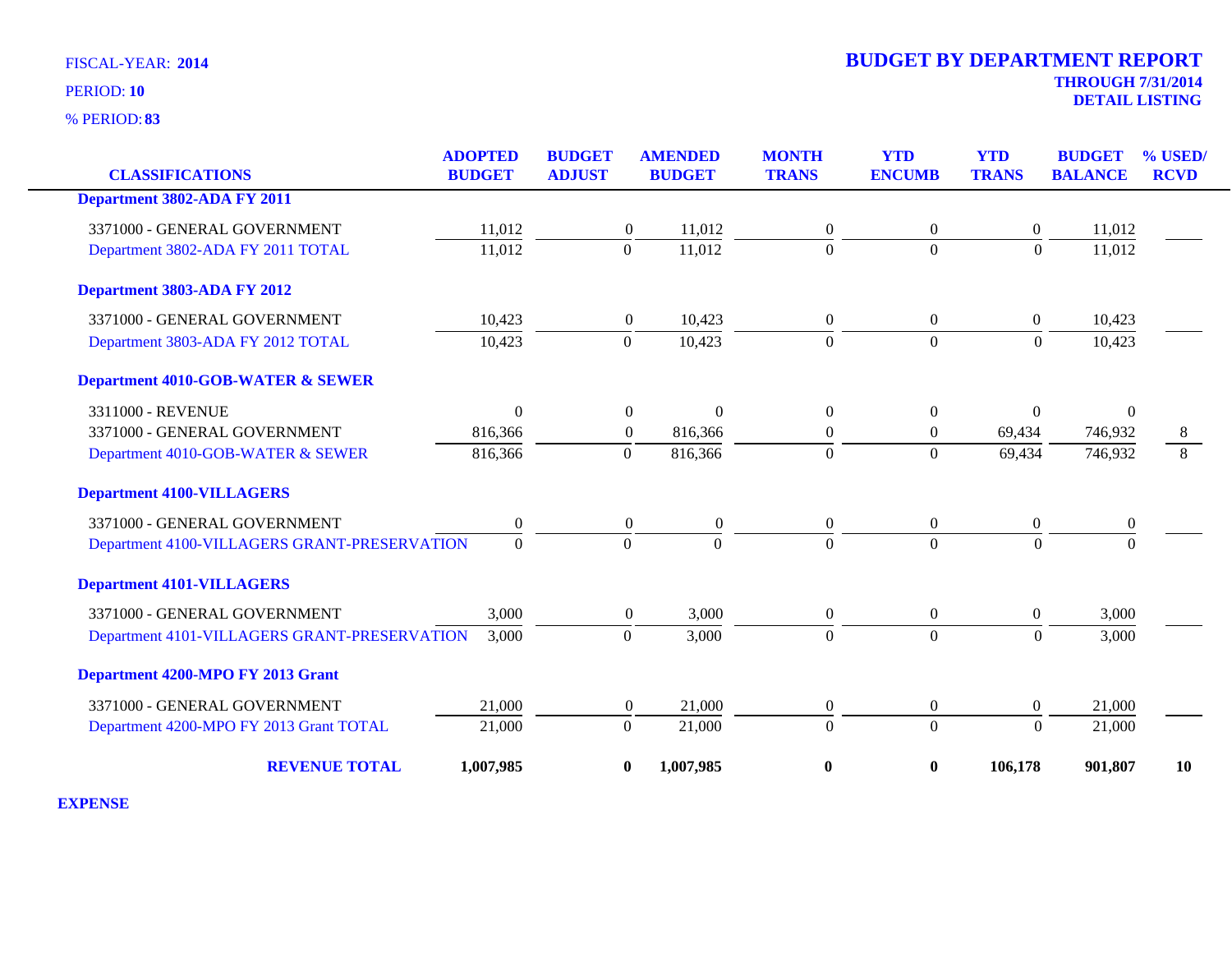FISCAL-YEAR: **2014**

PERIOD: **10**

% PERIOD: **83**

# BUDGET BY DEPARTMENT REPORT

**THROUGH 7/31/2014**
**DETAIL LISTING**

| CLASSIFICATIONS | ADOPTED BUDGET | BUDGET ADJUST | AMENDED BUDGET | MONTH TRANS | YTD ENCUMB | YTD TRANS | BUDGET BALANCE | % USED/ RCVD |
|---|---|---|---|---|---|---|---|---|
| **Department 3802-ADA FY 2011** | | | | | | | | |
| 3371000 - GENERAL GOVERNMENT | 11,012 | 0 | 11,012 | 0 | 0 | 0 | 11,012 | |
| Department 3802-ADA FY 2011 TOTAL | 11,012 | 0 | 11,012 | 0 | 0 | 0 | 11,012 | |
| **Department 3803-ADA FY 2012** | | | | | | | | |
| 3371000 - GENERAL GOVERNMENT | 10,423 | 0 | 10,423 | 0 | 0 | 0 | 10,423 | |
| Department 3803-ADA FY 2012 TOTAL | 10,423 | 0 | 10,423 | 0 | 0 | 0 | 10,423 | |
| **Department 4010-GOB-WATER & SEWER** | | | | | | | | |
| 3311000 - REVENUE | 0 | 0 | 0 | 0 | 0 | 0 | 0 | |
| 3371000 - GENERAL GOVERNMENT | 816,366 | 0 | 816,366 | 0 | 0 | 69,434 | 746,932 | 8 |
| Department 4010-GOB-WATER & SEWER | 816,366 | 0 | 816,366 | 0 | 0 | 69,434 | 746,932 | 8 |
| **Department 4100-VILLAGERS** | | | | | | | | |
| 3371000 - GENERAL GOVERNMENT | 0 | 0 | 0 | 0 | 0 | 0 | 0 | |
| Department 4100-VILLAGERS GRANT-PRESERVATION | 0 | 0 | 0 | 0 | 0 | 0 | 0 | |
| **Department 4101-VILLAGERS** | | | | | | | | |
| 3371000 - GENERAL GOVERNMENT | 3,000 | 0 | 3,000 | 0 | 0 | 0 | 3,000 | |
| Department 4101-VILLAGERS GRANT-PRESERVATION | 3,000 | 0 | 3,000 | 0 | 0 | 0 | 3,000 | |
| **Department 4200-MPO FY 2013 Grant** | | | | | | | | |
| 3371000 - GENERAL GOVERNMENT | 21,000 | 0 | 21,000 | 0 | 0 | 0 | 21,000 | |
| Department 4200-MPO FY 2013 Grant TOTAL | 21,000 | 0 | 21,000 | 0 | 0 | 0 | 21,000 | |
| **REVENUE TOTAL** | **1,007,985** | **0** | **1,007,985** | **0** | **0** | **106,178** | **901,807** | **10** |

**EXPENSE**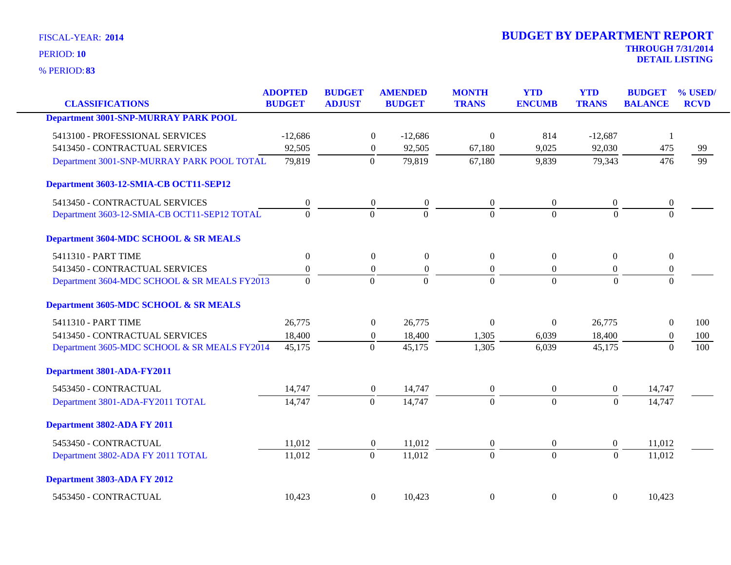FISCAL-YEAR: **2014**

PERIOD: **10**

% PERIOD: **83**

# BUDGET BY DEPARTMENT REPORT

**THROUGH 7/31/2014**
**DETAIL LISTING**

| CLASSIFICATIONS | ADOPTED BUDGET | BUDGET ADJUST | AMENDED BUDGET | MONTH TRANS | YTD ENCUMB | YTD TRANS | BUDGET BALANCE | % USED/ RCVD |
|---|---|---|---|---|---|---|---|---|
| **Department 3001-SNP-MURRAY PARK POOL** | | | | | | | | |
| 5413100 - PROFESSIONAL SERVICES | -12,686 | 0 | -12,686 | 0 | 814 | -12,687 | 1 | |
| 5413450 - CONTRACTUAL SERVICES | 92,505 | 0 | 92,505 | 67,180 | 9,025 | 92,030 | 475 | 99 |
| Department 3001-SNP-MURRAY PARK POOL TOTAL | 79,819 | 0 | 79,819 | 67,180 | 9,839 | 79,343 | 476 | 99 |
| **Department 3603-12-SMIA-CB OCT11-SEP12** | | | | | | | | |
| 5413450 - CONTRACTUAL SERVICES | 0 | 0 | 0 | 0 | 0 | 0 | 0 | |
| Department 3603-12-SMIA-CB OCT11-SEP12 TOTAL | 0 | 0 | 0 | 0 | 0 | 0 | 0 | |
| **Department 3604-MDC SCHOOL & SR MEALS** | | | | | | | | |
| 5411310 - PART TIME | 0 | 0 | 0 | 0 | 0 | 0 | 0 | |
| 5413450 - CONTRACTUAL SERVICES | 0 | 0 | 0 | 0 | 0 | 0 | 0 | |
| Department 3604-MDC SCHOOL & SR MEALS FY2013 | 0 | 0 | 0 | 0 | 0 | 0 | 0 | |
| **Department 3605-MDC SCHOOL & SR MEALS** | | | | | | | | |
| 5411310 - PART TIME | 26,775 | 0 | 26,775 | 0 | 0 | 26,775 | 0 | 100 |
| 5413450 - CONTRACTUAL SERVICES | 18,400 | 0 | 18,400 | 1,305 | 6,039 | 18,400 | 0 | 100 |
| Department 3605-MDC SCHOOL & SR MEALS FY2014 | 45,175 | 0 | 45,175 | 1,305 | 6,039 | 45,175 | 0 | 100 |
| **Department 3801-ADA-FY2011** | | | | | | | | |
| 5453450 - CONTRACTUAL | 14,747 | 0 | 14,747 | 0 | 0 | 0 | 14,747 | |
| Department 3801-ADA-FY2011 TOTAL | 14,747 | 0 | 14,747 | 0 | 0 | 0 | 14,747 | |
| **Department 3802-ADA FY 2011** | | | | | | | | |
| 5453450 - CONTRACTUAL | 11,012 | 0 | 11,012 | 0 | 0 | 0 | 11,012 | |
| Department 3802-ADA FY 2011 TOTAL | 11,012 | 0 | 11,012 | 0 | 0 | 0 | 11,012 | |
| **Department 3803-ADA FY 2012** | | | | | | | | |
| 5453450 - CONTRACTUAL | 10,423 | 0 | 10,423 | 0 | 0 | 0 | 10,423 | |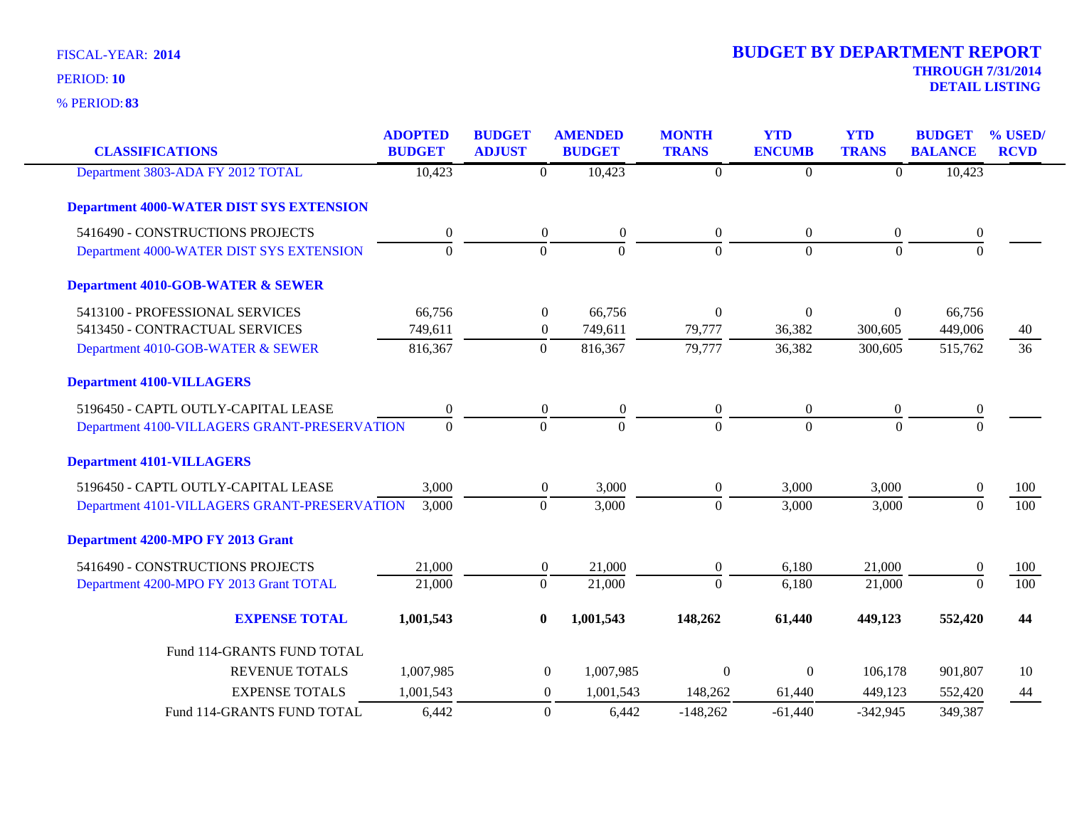FISCAL-YEAR: **2014**
PERIOD: **10**
% PERIOD: **83**

# BUDGET BY DEPARTMENT REPORT

**THROUGH 7/31/2014**
**DETAIL LISTING**

| CLASSIFICATIONS | ADOPTED BUDGET | BUDGET ADJUST | AMENDED BUDGET | MONTH TRANS | YTD ENCUMB | YTD TRANS | BUDGET BALANCE | % USED/ RCVD |
|---|---|---|---|---|---|---|---|---|
| Department 3803-ADA FY 2012 TOTAL | 10,423 | 0 | 10,423 | 0 | 0 | 0 | 10,423 | |
| **Department 4000-WATER DIST SYS EXTENSION** | | | | | | | | |
| 5416490 - CONSTRUCTIONS PROJECTS | 0 | 0 | 0 | 0 | 0 | 0 | 0 | |
| Department 4000-WATER DIST SYS EXTENSION | 0 | 0 | 0 | 0 | 0 | 0 | 0 | |
| **Department 4010-GOB-WATER & SEWER** | | | | | | | | |
| 5413100 - PROFESSIONAL SERVICES | 66,756 | 0 | 66,756 | 0 | 0 | 0 | 66,756 | |
| 5413450 - CONTRACTUAL SERVICES | 749,611 | 0 | 749,611 | 79,777 | 36,382 | 300,605 | 449,006 | 40 |
| Department 4010-GOB-WATER & SEWER | 816,367 | 0 | 816,367 | 79,777 | 36,382 | 300,605 | 515,762 | 36 |
| **Department 4100-VILLAGERS** | | | | | | | | |
| 5196450 - CAPTL OUTLY-CAPITAL LEASE | 0 | 0 | 0 | 0 | 0 | 0 | 0 | |
| Department 4100-VILLAGERS GRANT-PRESERVATION | 0 | 0 | 0 | 0 | 0 | 0 | 0 | |
| **Department 4101-VILLAGERS** | | | | | | | | |
| 5196450 - CAPTL OUTLY-CAPITAL LEASE | 3,000 | 0 | 3,000 | 0 | 3,000 | 3,000 | 0 | 100 |
| Department 4101-VILLAGERS GRANT-PRESERVATION | 3,000 | 0 | 3,000 | 0 | 3,000 | 3,000 | 0 | 100 |
| **Department 4200-MPO FY 2013 Grant** | | | | | | | | |
| 5416490 - CONSTRUCTIONS PROJECTS | 21,000 | 0 | 21,000 | 0 | 6,180 | 21,000 | 0 | 100 |
| Department 4200-MPO FY 2013 Grant TOTAL | 21,000 | 0 | 21,000 | 0 | 6,180 | 21,000 | 0 | 100 |
| **EXPENSE TOTAL** | **1,001,543** | **0** | **1,001,543** | **148,262** | **61,440** | **449,123** | **552,420** | **44** |
| Fund 114-GRANTS FUND TOTAL | | | | | | | | |
| REVENUE TOTALS | 1,007,985 | 0 | 1,007,985 | 0 | 0 | 106,178 | 901,807 | 10 |
| EXPENSE TOTALS | 1,001,543 | 0 | 1,001,543 | 148,262 | 61,440 | 449,123 | 552,420 | 44 |
| Fund 114-GRANTS FUND TOTAL | 6,442 | 0 | 6,442 | -148,262 | -61,440 | -342,945 | 349,387 | |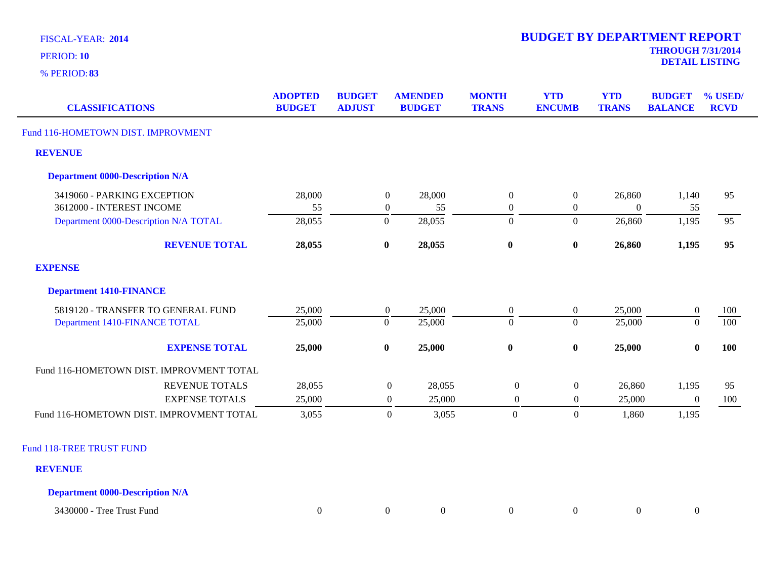FISCAL-YEAR: **2014**

PERIOD: **10**

% PERIOD: **83**

# BUDGET BY DEPARTMENT REPORT

**THROUGH 7/31/2014**

**DETAIL LISTING**

| CLASSIFICATIONS | ADOPTED BUDGET | BUDGET ADJUST | AMENDED BUDGET | MONTH TRANS | YTD ENCUMB | YTD TRANS | BUDGET BALANCE | % USED/ RCVD |
|---|---|---|---|---|---|---|---|---|
| Fund 116-HOMETOWN DIST. IMPROVMENT | | | | | | | | |
| **REVENUE** | | | | | | | | |
| **Department 0000-Description N/A** | | | | | | | | |
| 3419060 - PARKING EXCEPTION | 28,000 | 0 | 28,000 | 0 | 0 | 26,860 | 1,140 | 95 |
| 3612000 - INTEREST INCOME | 55 | 0 | 55 | 0 | 0 | 0 | 55 | |
| Department 0000-Description N/A TOTAL | 28,055 | 0 | 28,055 | 0 | 0 | 26,860 | 1,195 | 95 |
| **REVENUE TOTAL** | **28,055** | **0** | **28,055** | **0** | **0** | **26,860** | **1,195** | **95** |
| **EXPENSE** | | | | | | | | |
| **Department 1410-FINANCE** | | | | | | | | |
| 5819120 - TRANSFER TO GENERAL FUND | 25,000 | 0 | 25,000 | 0 | 0 | 25,000 | 0 | 100 |
| Department 1410-FINANCE TOTAL | 25,000 | 0 | 25,000 | 0 | 0 | 25,000 | 0 | 100 |
| **EXPENSE TOTAL** | **25,000** | **0** | **25,000** | **0** | **0** | **25,000** | **0** | **100** |
| Fund 116-HOMETOWN DIST. IMPROVMENT TOTAL | | | | | | | | |
| REVENUE TOTALS | 28,055 | 0 | 28,055 | 0 | 0 | 26,860 | 1,195 | 95 |
| EXPENSE TOTALS | 25,000 | 0 | 25,000 | 0 | 0 | 25,000 | 0 | 100 |
| Fund 116-HOMETOWN DIST. IMPROVMENT TOTAL | 3,055 | 0 | 3,055 | 0 | 0 | 1,860 | 1,195 | |
| Fund 118-TREE TRUST FUND | | | | | | | | |
| **REVENUE** | | | | | | | | |
| **Department 0000-Description N/A** | | | | | | | | |
| 3430000 - Tree Trust Fund | 0 | 0 | 0 | 0 | 0 | 0 | 0 | |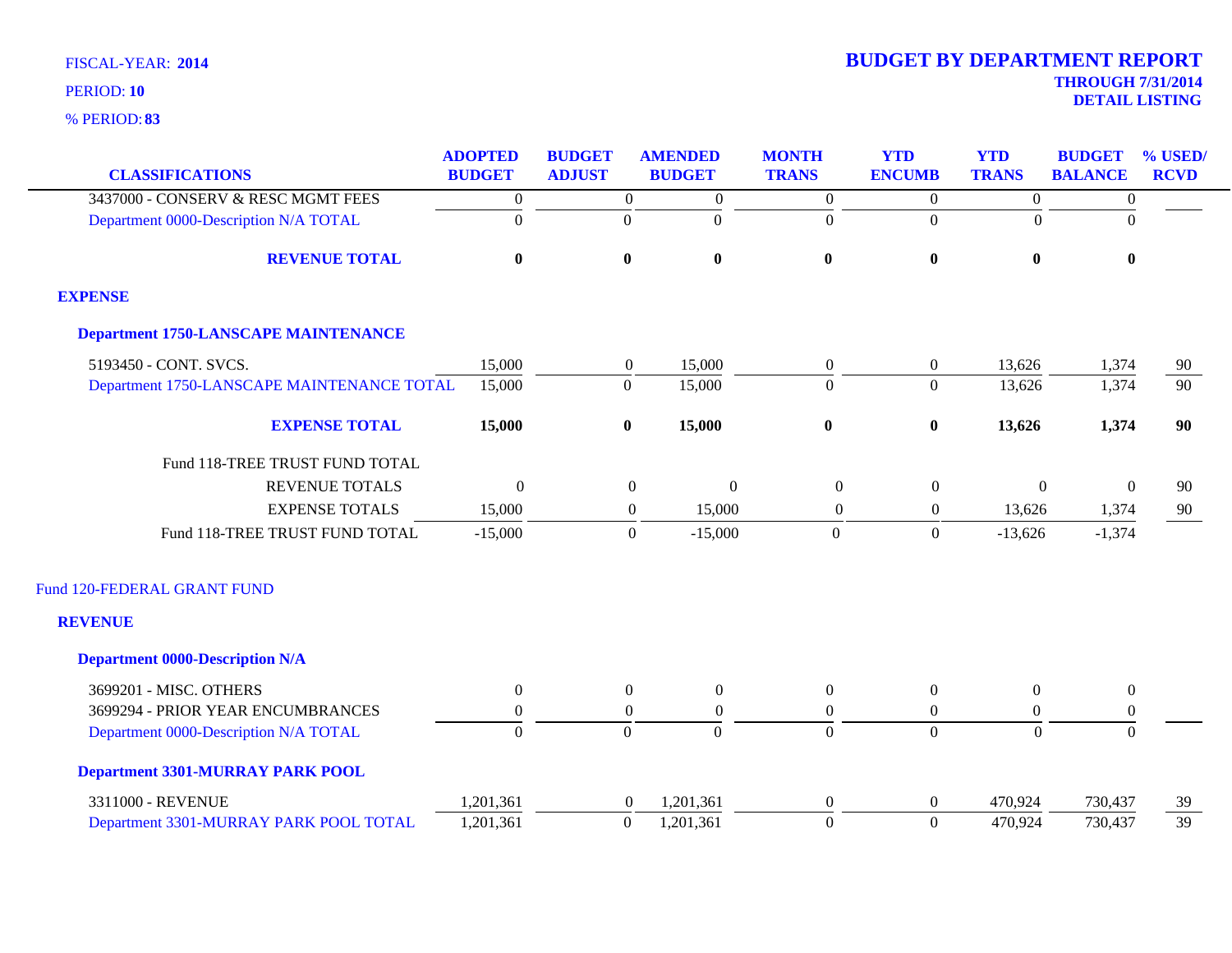FISCAL-YEAR: **2014**

PERIOD: **10**

% PERIOD: **83**

# BUDGET BY DEPARTMENT REPORT

**THROUGH 7/31/2014**
**DETAIL LISTING**

| CLASSIFICATIONS | ADOPTED BUDGET | BUDGET ADJUST | AMENDED BUDGET | MONTH TRANS | YTD ENCUMB | YTD TRANS | BUDGET BALANCE | % USED/ RCVD |
|---|---|---|---|---|---|---|---|---|
| 3437000 - CONSERV & RESC MGMT FEES | 0 | 0 | 0 | 0 | 0 | 0 | 0 | |
| Department 0000-Description N/A TOTAL | 0 | 0 | 0 | 0 | 0 | 0 | 0 | |
| **REVENUE TOTAL** | **0** | **0** | **0** | **0** | **0** | **0** | **0** | |
| **EXPENSE** | | | | | | | | |
| **Department 1750-LANSCAPE MAINTENANCE** | | | | | | | | |
| 5193450 - CONT. SVCS. | 15,000 | 0 | 15,000 | 0 | 0 | 13,626 | 1,374 | 90 |
| Department 1750-LANSCAPE MAINTENANCE TOTAL | 15,000 | 0 | 15,000 | 0 | 0 | 13,626 | 1,374 | 90 |
| **EXPENSE TOTAL** | **15,000** | **0** | **15,000** | **0** | **0** | **13,626** | **1,374** | **90** |
| Fund 118-TREE TRUST FUND TOTAL | | | | | | | | |
| REVENUE TOTALS | 0 | 0 | 0 | 0 | 0 | 0 | 0 | 90 |
| EXPENSE TOTALS | 15,000 | 0 | 15,000 | 0 | 0 | 13,626 | 1,374 | 90 |
| Fund 118-TREE TRUST FUND TOTAL | -15,000 | 0 | -15,000 | 0 | 0 | -13,626 | -1,374 | |
| Fund 120-FEDERAL GRANT FUND | | | | | | | | |
| **REVENUE** | | | | | | | | |
| **Department 0000-Description N/A** | | | | | | | | |
| 3699201 - MISC. OTHERS | 0 | 0 | 0 | 0 | 0 | 0 | 0 | |
| 3699294 - PRIOR YEAR ENCUMBRANCES | 0 | 0 | 0 | 0 | 0 | 0 | 0 | |
| Department 0000-Description N/A TOTAL | 0 | 0 | 0 | 0 | 0 | 0 | 0 | |
| **Department 3301-MURRAY PARK POOL** | | | | | | | | |
| 3311000 - REVENUE | 1,201,361 | 0 | 1,201,361 | 0 | 0 | 470,924 | 730,437 | 39 |
| Department 3301-MURRAY PARK POOL TOTAL | 1,201,361 | 0 | 1,201,361 | 0 | 0 | 470,924 | 730,437 | 39 |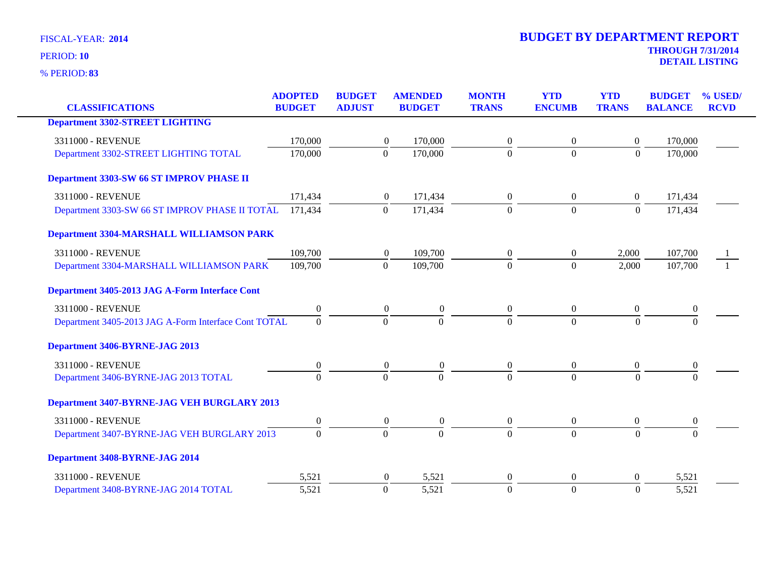FISCAL-YEAR: **2014**

PERIOD: **10**

% PERIOD: **83**

# BUDGET BY DEPARTMENT REPORT

**THROUGH 7/31/2014**

**DETAIL LISTING**

| CLASSIFICATIONS | ADOPTED BUDGET | BUDGET ADJUST | AMENDED BUDGET | MONTH TRANS | YTD ENCUMB | YTD TRANS | BUDGET BALANCE | % USED/ RCVD |
|---|---|---|---|---|---|---|---|---|
| **Department 3302-STREET LIGHTING** | | | | | | | | |
| 3311000 - REVENUE | 170,000 | 0 | 170,000 | 0 | 0 | 0 | 170,000 | |
| Department 3302-STREET LIGHTING TOTAL | 170,000 | 0 | 170,000 | 0 | 0 | 0 | 170,000 | |
| **Department 3303-SW 66 ST IMPROV PHASE II** | | | | | | | | |
| 3311000 - REVENUE | 171,434 | 0 | 171,434 | 0 | 0 | 0 | 171,434 | |
| Department 3303-SW 66 ST IMPROV PHASE II TOTAL | 171,434 | 0 | 171,434 | 0 | 0 | 0 | 171,434 | |
| **Department 3304-MARSHALL WILLIAMSON PARK** | | | | | | | | |
| 3311000 - REVENUE | 109,700 | 0 | 109,700 | 0 | 0 | 2,000 | 107,700 | 1 |
| Department 3304-MARSHALL WILLIAMSON PARK | 109,700 | 0 | 109,700 | 0 | 0 | 2,000 | 107,700 | 1 |
| **Department 3405-2013 JAG A-Form Interface Cont** | | | | | | | | |
| 3311000 - REVENUE | 0 | 0 | 0 | 0 | 0 | 0 | 0 | |
| Department 3405-2013 JAG A-Form Interface Cont TOTAL | 0 | 0 | 0 | 0 | 0 | 0 | 0 | |
| **Department 3406-BYRNE-JAG 2013** | | | | | | | | |
| 3311000 - REVENUE | 0 | 0 | 0 | 0 | 0 | 0 | 0 | |
| Department 3406-BYRNE-JAG 2013 TOTAL | 0 | 0 | 0 | 0 | 0 | 0 | 0 | |
| **Department 3407-BYRNE-JAG VEH BURGLARY 2013** | | | | | | | | |
| 3311000 - REVENUE | 0 | 0 | 0 | 0 | 0 | 0 | 0 | |
| Department 3407-BYRNE-JAG VEH BURGLARY 2013 | 0 | 0 | 0 | 0 | 0 | 0 | 0 | |
| **Department 3408-BYRNE-JAG 2014** | | | | | | | | |
| 3311000 - REVENUE | 5,521 | 0 | 5,521 | 0 | 0 | 0 | 5,521 | |
| Department 3408-BYRNE-JAG 2014 TOTAL | 5,521 | 0 | 5,521 | 0 | 0 | 0 | 5,521 | |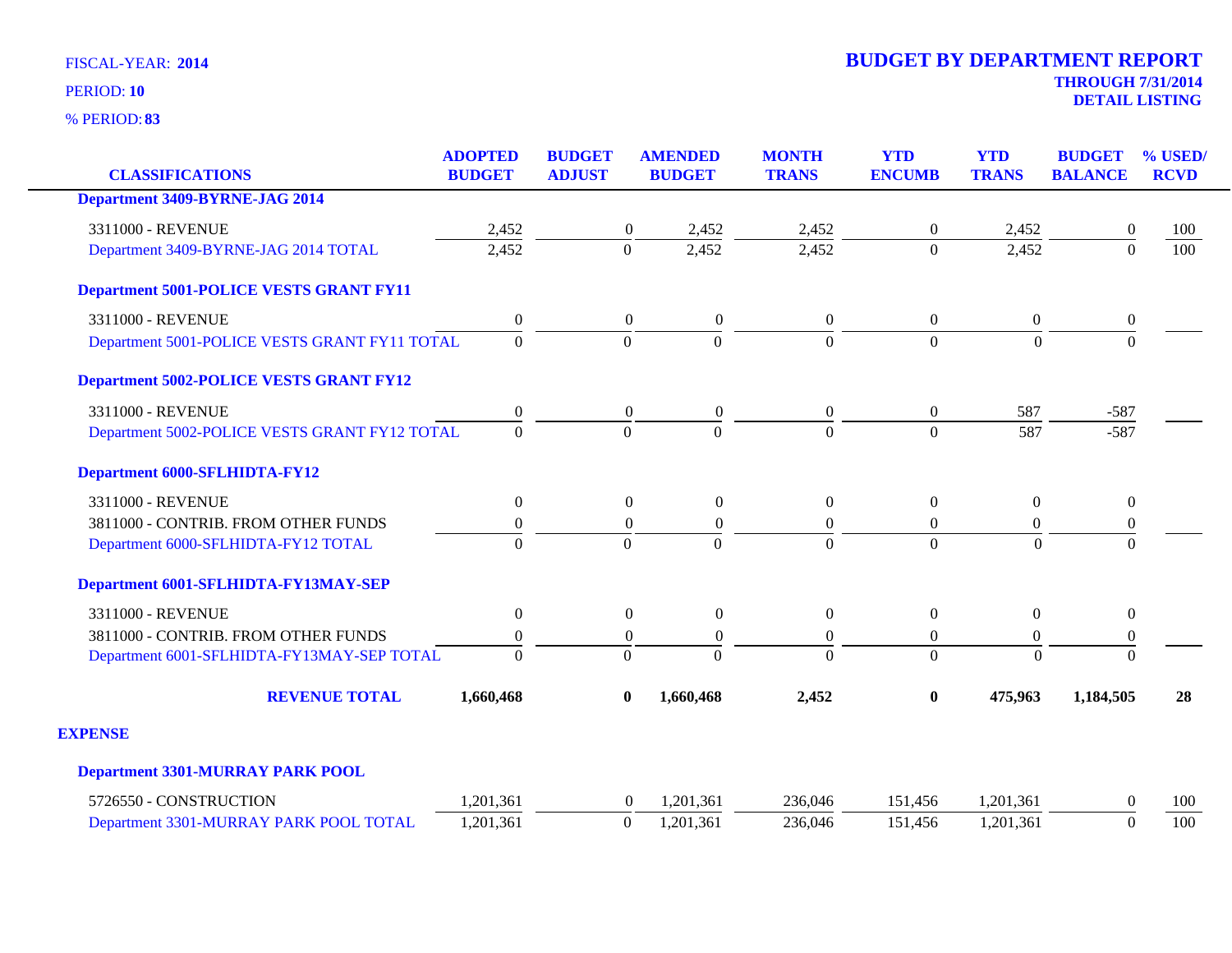FISCAL-YEAR: **2014**

PERIOD: **10**

% PERIOD: **83**

# BUDGET BY DEPARTMENT REPORT

**THROUGH 7/31/2014**

**DETAIL LISTING**

| CLASSIFICATIONS | ADOPTED BUDGET | BUDGET ADJUST | AMENDED BUDGET | MONTH TRANS | YTD ENCUMB | YTD TRANS | BUDGET BALANCE | % USED/ RCVD |
|---|---|---|---|---|---|---|---|---|
| **Department 3409-BYRNE-JAG 2014** | | | | | | | | |
| 3311000 - REVENUE | 2,452 | 0 | 2,452 | 2,452 | 0 | 2,452 | 0 | 100 |
| Department 3409-BYRNE-JAG 2014 TOTAL | 2,452 | 0 | 2,452 | 2,452 | 0 | 2,452 | 0 | 100 |
| **Department 5001-POLICE VESTS GRANT FY11** | | | | | | | | |
| 3311000 - REVENUE | 0 | 0 | 0 | 0 | 0 | 0 | 0 | |
| Department 5001-POLICE VESTS GRANT FY11 TOTAL | 0 | 0 | 0 | 0 | 0 | 0 | 0 | |
| **Department 5002-POLICE VESTS GRANT FY12** | | | | | | | | |
| 3311000 - REVENUE | 0 | 0 | 0 | 0 | 0 | 587 | -587 | |
| Department 5002-POLICE VESTS GRANT FY12 TOTAL | 0 | 0 | 0 | 0 | 0 | 587 | -587 | |
| **Department 6000-SFLHIDTA-FY12** | | | | | | | | |
| 3311000 - REVENUE | 0 | 0 | 0 | 0 | 0 | 0 | 0 | |
| 3811000 - CONTRIB. FROM OTHER FUNDS | 0 | 0 | 0 | 0 | 0 | 0 | 0 | |
| Department 6000-SFLHIDTA-FY12 TOTAL | 0 | 0 | 0 | 0 | 0 | 0 | 0 | |
| **Department 6001-SFLHIDTA-FY13MAY-SEP** | | | | | | | | |
| 3311000 - REVENUE | 0 | 0 | 0 | 0 | 0 | 0 | 0 | |
| 3811000 - CONTRIB. FROM OTHER FUNDS | 0 | 0 | 0 | 0 | 0 | 0 | 0 | |
| Department 6001-SFLHIDTA-FY13MAY-SEP TOTAL | 0 | 0 | 0 | 0 | 0 | 0 | 0 | |
| **REVENUE TOTAL** | **1,660,468** | **0** | **1,660,468** | **2,452** | **0** | **475,963** | **1,184,505** | **28** |
| **EXPENSE** | | | | | | | | |
| **Department 3301-MURRAY PARK POOL** | | | | | | | | |
| 5726550 - CONSTRUCTION | 1,201,361 | 0 | 1,201,361 | 236,046 | 151,456 | 1,201,361 | 0 | 100 |
| Department 3301-MURRAY PARK POOL TOTAL | 1,201,361 | 0 | 1,201,361 | 236,046 | 151,456 | 1,201,361 | 0 | 100 |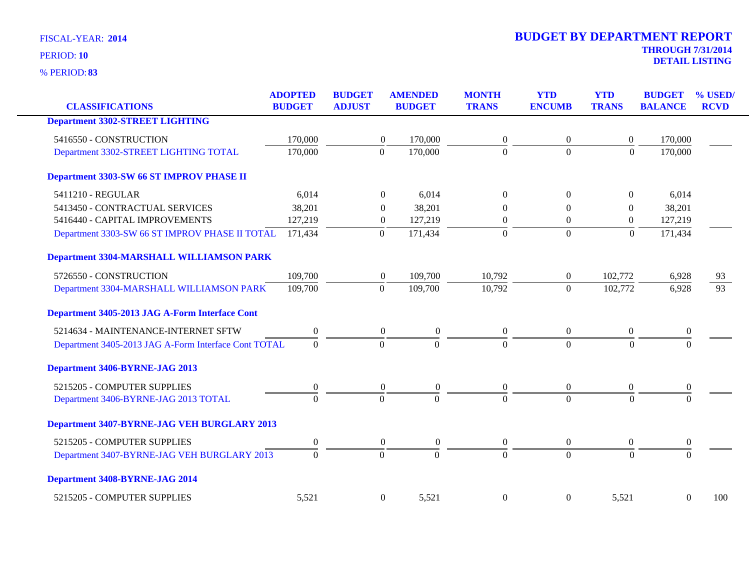FISCAL-YEAR: **2014**

PERIOD: **10**

% PERIOD: **83**

# BUDGET BY DEPARTMENT REPORT

**THROUGH 7/31/2014**

**DETAIL LISTING**

| CLASSIFICATIONS | ADOPTED BUDGET | BUDGET ADJUST | AMENDED BUDGET | MONTH TRANS | YTD ENCUMB | YTD TRANS | BUDGET BALANCE | % USED/ RCVD |
|---|---|---|---|---|---|---|---|---|
| **Department 3302-STREET LIGHTING** | | | | | | | | |
| 5416550 - CONSTRUCTION | 170,000 | 0 | 170,000 | 0 | 0 | 0 | 170,000 | |
| Department 3302-STREET LIGHTING TOTAL | 170,000 | 0 | 170,000 | 0 | 0 | 0 | 170,000 | |
| **Department 3303-SW 66 ST IMPROV PHASE II** | | | | | | | | |
| 5411210 - REGULAR | 6,014 | 0 | 6,014 | 0 | 0 | 0 | 6,014 | |
| 5413450 - CONTRACTUAL SERVICES | 38,201 | 0 | 38,201 | 0 | 0 | 0 | 38,201 | |
| 5416440 - CAPITAL IMPROVEMENTS | 127,219 | 0 | 127,219 | 0 | 0 | 0 | 127,219 | |
| Department 3303-SW 66 ST IMPROV PHASE II TOTAL | 171,434 | 0 | 171,434 | 0 | 0 | 0 | 171,434 | |
| **Department 3304-MARSHALL WILLIAMSON PARK** | | | | | | | | |
| 5726550 - CONSTRUCTION | 109,700 | 0 | 109,700 | 10,792 | 0 | 102,772 | 6,928 | 93 |
| Department 3304-MARSHALL WILLIAMSON PARK | 109,700 | 0 | 109,700 | 10,792 | 0 | 102,772 | 6,928 | 93 |
| **Department 3405-2013 JAG A-Form Interface Cont** | | | | | | | | |
| 5214634 - MAINTENANCE-INTERNET SFTW | 0 | 0 | 0 | 0 | 0 | 0 | 0 | |
| Department 3405-2013 JAG A-Form Interface Cont TOTAL | 0 | 0 | 0 | 0 | 0 | 0 | 0 | |
| **Department 3406-BYRNE-JAG 2013** | | | | | | | | |
| 5215205 - COMPUTER SUPPLIES | 0 | 0 | 0 | 0 | 0 | 0 | 0 | |
| Department 3406-BYRNE-JAG 2013 TOTAL | 0 | 0 | 0 | 0 | 0 | 0 | 0 | |
| **Department 3407-BYRNE-JAG VEH BURGLARY 2013** | | | | | | | | |
| 5215205 - COMPUTER SUPPLIES | 0 | 0 | 0 | 0 | 0 | 0 | 0 | |
| Department 3407-BYRNE-JAG VEH BURGLARY 2013 | 0 | 0 | 0 | 0 | 0 | 0 | 0 | |
| **Department 3408-BYRNE-JAG 2014** | | | | | | | | |
| 5215205 - COMPUTER SUPPLIES | 5,521 | 0 | 5,521 | 0 | 0 | 5,521 | 0 | 100 |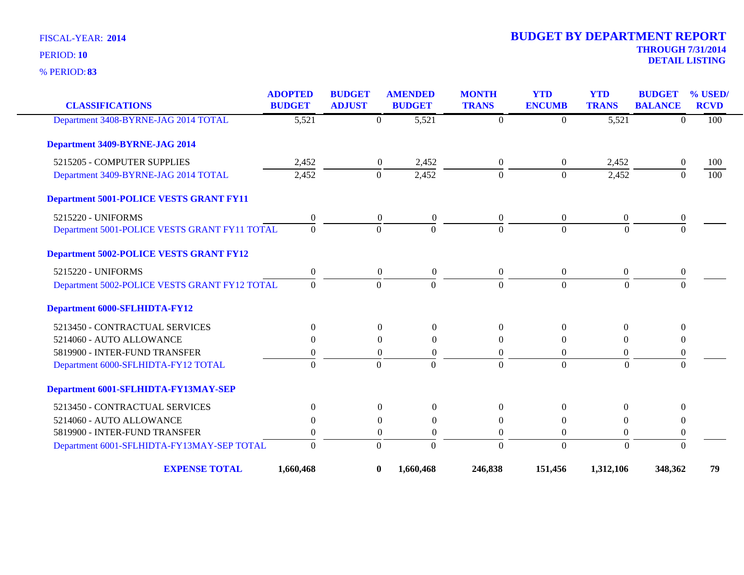FISCAL-YEAR: **2014**

PERIOD: **10**

% PERIOD: **83**

# BUDGET BY DEPARTMENT REPORT

**THROUGH 7/31/2014**

**DETAIL LISTING**

| CLASSIFICATIONS | ADOPTED BUDGET | BUDGET ADJUST | AMENDED BUDGET | MONTH TRANS | YTD ENCUMB | YTD TRANS | BUDGET BALANCE | % USED/ RCVD |
|---|---|---|---|---|---|---|---|---|
| Department 3408-BYRNE-JAG 2014 TOTAL | 5,521 | 0 | 5,521 | 0 | 0 | 5,521 | 0 | 100 |
| **Department 3409-BYRNE-JAG 2014** | | | | | | | | |
| 5215205 - COMPUTER SUPPLIES | 2,452 | 0 | 2,452 | 0 | 0 | 2,452 | 0 | 100 |
| Department 3409-BYRNE-JAG 2014 TOTAL | 2,452 | 0 | 2,452 | 0 | 0 | 2,452 | 0 | 100 |
| **Department 5001-POLICE VESTS GRANT FY11** | | | | | | | | |
| 5215220 - UNIFORMS | 0 | 0 | 0 | 0 | 0 | 0 | 0 | |
| Department 5001-POLICE VESTS GRANT FY11 TOTAL | 0 | 0 | 0 | 0 | 0 | 0 | 0 | |
| **Department 5002-POLICE VESTS GRANT FY12** | | | | | | | | |
| 5215220 - UNIFORMS | 0 | 0 | 0 | 0 | 0 | 0 | 0 | |
| Department 5002-POLICE VESTS GRANT FY12 TOTAL | 0 | 0 | 0 | 0 | 0 | 0 | 0 | |
| **Department 6000-SFLHIDTA-FY12** | | | | | | | | |
| 5213450 - CONTRACTUAL SERVICES | 0 | 0 | 0 | 0 | 0 | 0 | 0 | |
| 5214060 - AUTO ALLOWANCE | 0 | 0 | 0 | 0 | 0 | 0 | 0 | |
| 5819900 - INTER-FUND TRANSFER | 0 | 0 | 0 | 0 | 0 | 0 | 0 | |
| Department 6000-SFLHIDTA-FY12 TOTAL | 0 | 0 | 0 | 0 | 0 | 0 | 0 | |
| **Department 6001-SFLHIDTA-FY13MAY-SEP** | | | | | | | | |
| 5213450 - CONTRACTUAL SERVICES | 0 | 0 | 0 | 0 | 0 | 0 | 0 | |
| 5214060 - AUTO ALLOWANCE | 0 | 0 | 0 | 0 | 0 | 0 | 0 | |
| 5819900 - INTER-FUND TRANSFER | 0 | 0 | 0 | 0 | 0 | 0 | 0 | |
| Department 6001-SFLHIDTA-FY13MAY-SEP TOTAL | 0 | 0 | 0 | 0 | 0 | 0 | 0 | |
| **EXPENSE TOTAL** | **1,660,468** | **0** | **1,660,468** | **246,838** | **151,456** | **1,312,106** | **348,362** | **79** |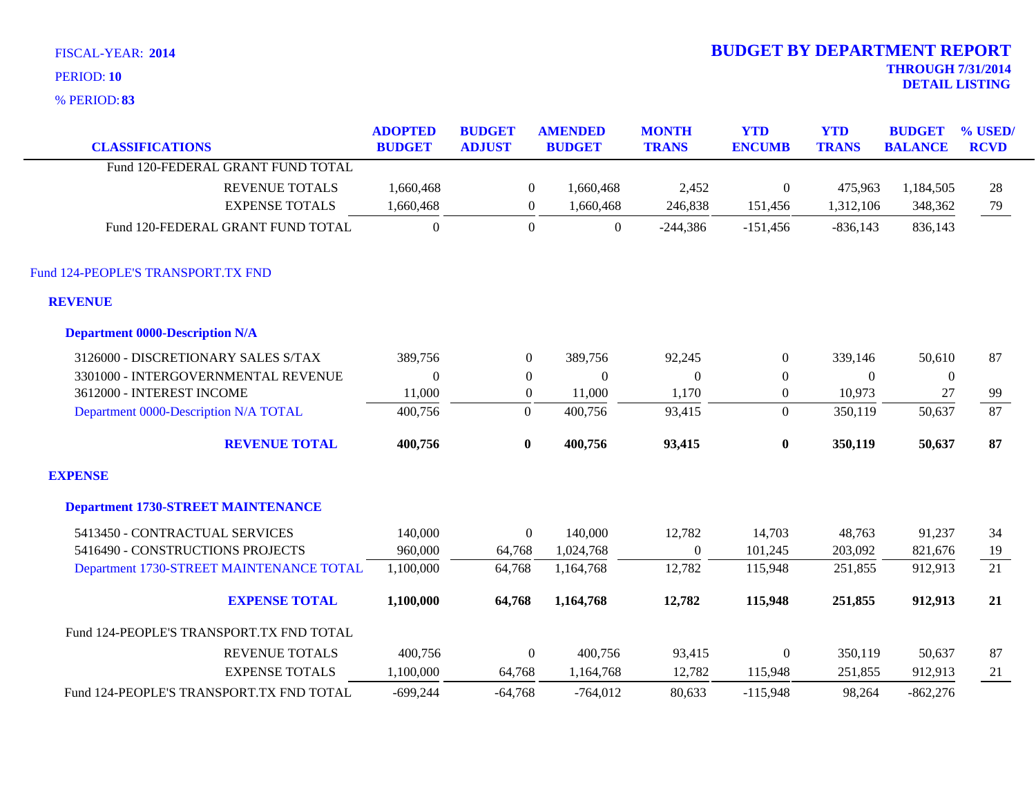FISCAL-YEAR: **2014**

PERIOD: **10**

% PERIOD: **83**

# BUDGET BY DEPARTMENT REPORT

**THROUGH 7/31/2014**
**DETAIL LISTING**

| CLASSIFICATIONS | ADOPTED BUDGET | BUDGET ADJUST | AMENDED BUDGET | MONTH TRANS | YTD ENCUMB | YTD TRANS | BUDGET BALANCE | % USED/ RCVD |
|---|---|---|---|---|---|---|---|---|
| Fund 120-FEDERAL GRANT FUND TOTAL | | | | | | | | |
| REVENUE TOTALS | 1,660,468 | 0 | 1,660,468 | 2,452 | 0 | 475,963 | 1,184,505 | 28 |
| EXPENSE TOTALS | 1,660,468 | 0 | 1,660,468 | 246,838 | 151,456 | 1,312,106 | 348,362 | 79 |
| Fund 120-FEDERAL GRANT FUND TOTAL | 0 | 0 | 0 | -244,386 | -151,456 | -836,143 | 836,143 | |
| **Fund 124-PEOPLE'S TRANSPORT.TX FND** | | | | | | | | |
| **REVENUE** | | | | | | | | |
| **Department 0000-Description N/A** | | | | | | | | |
| 3126000 - DISCRETIONARY SALES S/TAX | 389,756 | 0 | 389,756 | 92,245 | 0 | 339,146 | 50,610 | 87 |
| 3301000 - INTERGOVERNMENTAL REVENUE | 0 | 0 | 0 | 0 | 0 | 0 | 0 | |
| 3612000 - INTEREST INCOME | 11,000 | 0 | 11,000 | 1,170 | 0 | 10,973 | 27 | 99 |
| Department 0000-Description N/A TOTAL | 400,756 | 0 | 400,756 | 93,415 | 0 | 350,119 | 50,637 | 87 |
| **REVENUE TOTAL** | **400,756** | **0** | **400,756** | **93,415** | **0** | **350,119** | **50,637** | **87** |
| **EXPENSE** | | | | | | | | |
| **Department 1730-STREET MAINTENANCE** | | | | | | | | |
| 5413450 - CONTRACTUAL SERVICES | 140,000 | 0 | 140,000 | 12,782 | 14,703 | 48,763 | 91,237 | 34 |
| 5416490 - CONSTRUCTIONS PROJECTS | 960,000 | 64,768 | 1,024,768 | 0 | 101,245 | 203,092 | 821,676 | 19 |
| Department 1730-STREET MAINTENANCE TOTAL | 1,100,000 | 64,768 | 1,164,768 | 12,782 | 115,948 | 251,855 | 912,913 | 21 |
| **EXPENSE TOTAL** | **1,100,000** | **64,768** | **1,164,768** | **12,782** | **115,948** | **251,855** | **912,913** | **21** |
| Fund 124-PEOPLE'S TRANSPORT.TX FND TOTAL | | | | | | | | |
| REVENUE TOTALS | 400,756 | 0 | 400,756 | 93,415 | 0 | 350,119 | 50,637 | 87 |
| EXPENSE TOTALS | 1,100,000 | 64,768 | 1,164,768 | 12,782 | 115,948 | 251,855 | 912,913 | 21 |
| Fund 124-PEOPLE'S TRANSPORT.TX FND TOTAL | -699,244 | -64,768 | -764,012 | 80,633 | -115,948 | 98,264 | -862,276 | |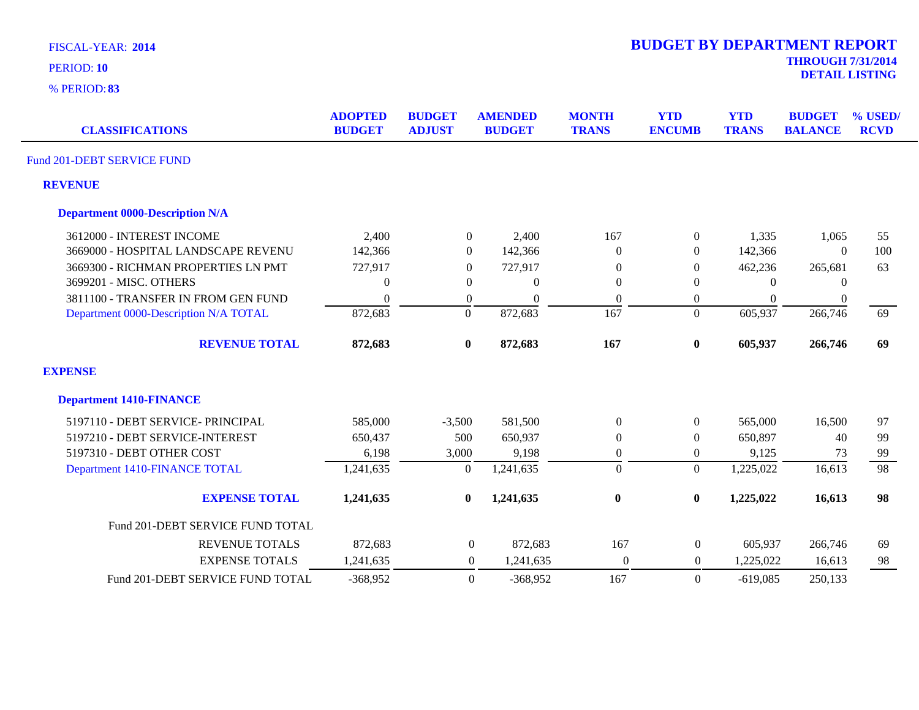FISCAL-YEAR: **2014**

PERIOD: **10**

% PERIOD: **83**

# BUDGET BY DEPARTMENT REPORT

**THROUGH 7/31/2014**

**DETAIL LISTING**

| CLASSIFICATIONS | ADOPTED BUDGET | BUDGET ADJUST | AMENDED BUDGET | MONTH TRANS | YTD ENCUMB | YTD TRANS | BUDGET BALANCE | % USED/ RCVD |
|---|---|---|---|---|---|---|---|---|
| Fund 201-DEBT SERVICE FUND | | | | | | | | |
| **REVENUE** | | | | | | | | |
| **Department 0000-Description N/A** | | | | | | | | |
| 3612000 - INTEREST INCOME | 2,400 | 0 | 2,400 | 167 | 0 | 1,335 | 1,065 | 55 |
| 3669000 - HOSPITAL LANDSCAPE REVENU | 142,366 | 0 | 142,366 | 0 | 0 | 142,366 | 0 | 100 |
| 3669300 - RICHMAN PROPERTIES LN PMT | 727,917 | 0 | 727,917 | 0 | 0 | 462,236 | 265,681 | 63 |
| 3699201 - MISC. OTHERS | 0 | 0 | 0 | 0 | 0 | 0 | 0 | |
| 3811100 - TRANSFER IN FROM GEN FUND | 0 | 0 | 0 | 0 | 0 | 0 | 0 | |
| Department 0000-Description N/A TOTAL | 872,683 | 0 | 872,683 | 167 | 0 | 605,937 | 266,746 | 69 |
| **REVENUE TOTAL** | **872,683** | **0** | **872,683** | **167** | **0** | **605,937** | **266,746** | **69** |
| **EXPENSE** | | | | | | | | |
| **Department 1410-FINANCE** | | | | | | | | |
| 5197110 - DEBT SERVICE- PRINCIPAL | 585,000 | -3,500 | 581,500 | 0 | 0 | 565,000 | 16,500 | 97 |
| 5197210 - DEBT SERVICE-INTEREST | 650,437 | 500 | 650,937 | 0 | 0 | 650,897 | 40 | 99 |
| 5197310 - DEBT OTHER COST | 6,198 | 3,000 | 9,198 | 0 | 0 | 9,125 | 73 | 99 |
| Department 1410-FINANCE TOTAL | 1,241,635 | 0 | 1,241,635 | 0 | 0 | 1,225,022 | 16,613 | 98 |
| **EXPENSE TOTAL** | **1,241,635** | **0** | **1,241,635** | **0** | **0** | **1,225,022** | **16,613** | **98** |
| Fund 201-DEBT SERVICE FUND TOTAL | | | | | | | | |
| REVENUE TOTALS | 872,683 | 0 | 872,683 | 167 | 0 | 605,937 | 266,746 | 69 |
| EXPENSE TOTALS | 1,241,635 | 0 | 1,241,635 | 0 | 0 | 1,225,022 | 16,613 | 98 |
| Fund 201-DEBT SERVICE FUND TOTAL | -368,952 | 0 | -368,952 | 167 | 0 | -619,085 | 250,133 | |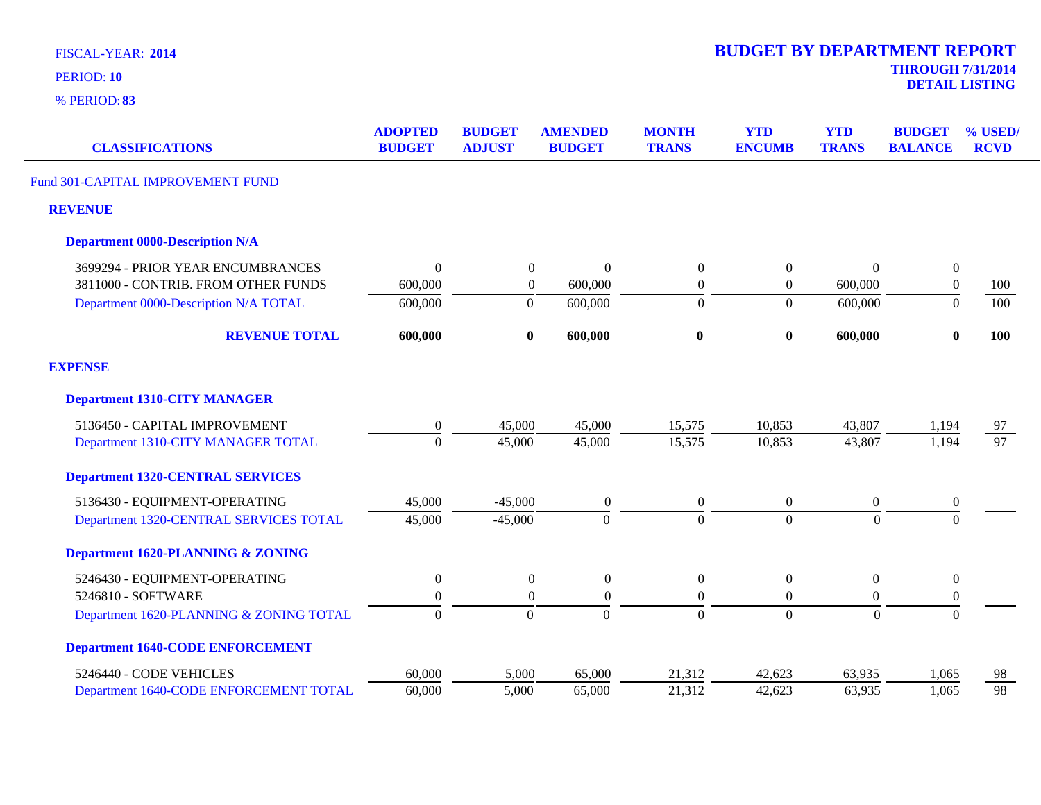FISCAL-YEAR: **2014**

PERIOD: **10**

% PERIOD: **83**

# BUDGET BY DEPARTMENT REPORT

**THROUGH 7/31/2014**
**DETAIL LISTING**

| CLASSIFICATIONS | ADOPTED BUDGET | BUDGET ADJUST | AMENDED BUDGET | MONTH TRANS | YTD ENCUMB | YTD TRANS | BUDGET BALANCE | % USED/ RCVD |
|---|---|---|---|---|---|---|---|---|
| Fund 301-CAPITAL IMPROVEMENT FUND | | | | | | | | |
| **REVENUE** | | | | | | | | |
| **Department 0000-Description N/A** | | | | | | | | |
| 3699294 - PRIOR YEAR ENCUMBRANCES | 0 | 0 | 0 | 0 | 0 | 0 | 0 | |
| 3811000 - CONTRIB. FROM OTHER FUNDS | 600,000 | 0 | 600,000 | 0 | 0 | 600,000 | 0 | 100 |
| Department 0000-Description N/A TOTAL | 600,000 | 0 | 600,000 | 0 | 0 | 600,000 | 0 | 100 |
| **REVENUE TOTAL** | **600,000** | **0** | **600,000** | **0** | **0** | **600,000** | **0** | **100** |
| **EXPENSE** | | | | | | | | |
| **Department 1310-CITY MANAGER** | | | | | | | | |
| 5136450 - CAPITAL IMPROVEMENT | 0 | 45,000 | 45,000 | 15,575 | 10,853 | 43,807 | 1,194 | 97 |
| Department 1310-CITY MANAGER TOTAL | 0 | 45,000 | 45,000 | 15,575 | 10,853 | 43,807 | 1,194 | 97 |
| **Department 1320-CENTRAL SERVICES** | | | | | | | | |
| 5136430 - EQUIPMENT-OPERATING | 45,000 | -45,000 | 0 | 0 | 0 | 0 | 0 | |
| Department 1320-CENTRAL SERVICES TOTAL | 45,000 | -45,000 | 0 | 0 | 0 | 0 | 0 | |
| **Department 1620-PLANNING & ZONING** | | | | | | | | |
| 5246430 - EQUIPMENT-OPERATING | 0 | 0 | 0 | 0 | 0 | 0 | 0 | |
| 5246810 - SOFTWARE | 0 | 0 | 0 | 0 | 0 | 0 | 0 | |
| Department 1620-PLANNING & ZONING TOTAL | 0 | 0 | 0 | 0 | 0 | 0 | 0 | |
| **Department 1640-CODE ENFORCEMENT** | | | | | | | | |
| 5246440 - CODE VEHICLES | 60,000 | 5,000 | 65,000 | 21,312 | 42,623 | 63,935 | 1,065 | 98 |
| Department 1640-CODE ENFORCEMENT TOTAL | 60,000 | 5,000 | 65,000 | 21,312 | 42,623 | 63,935 | 1,065 | 98 |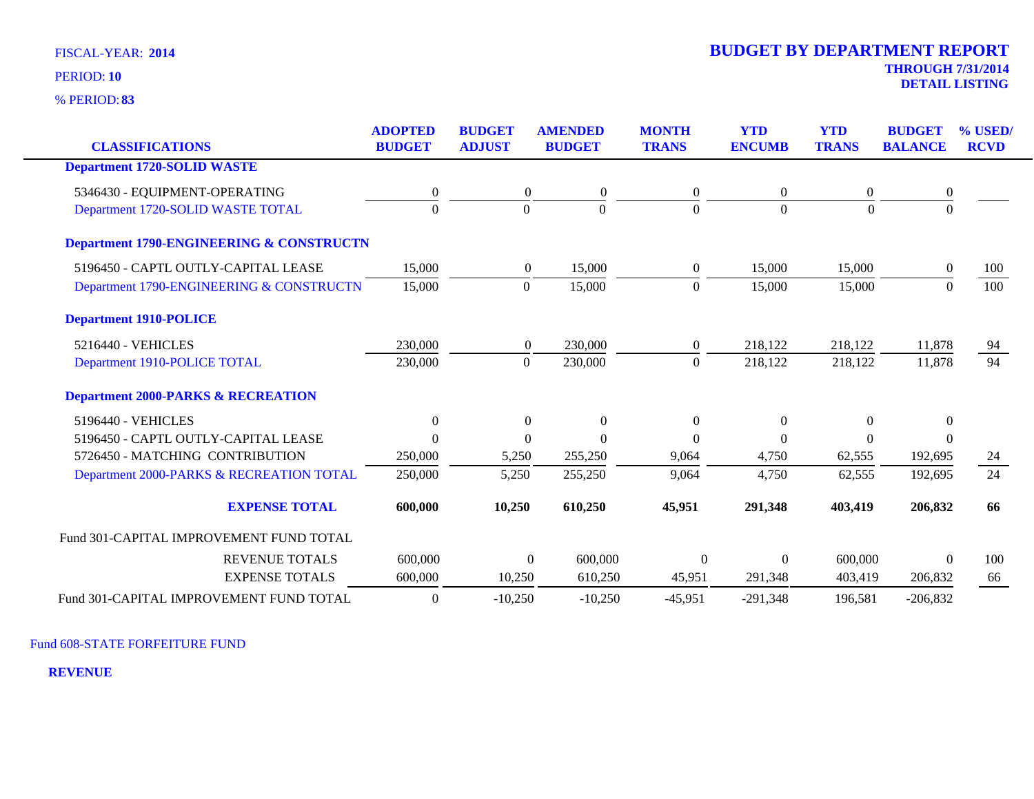FISCAL-YEAR: **2014**

PERIOD: **10**

% PERIOD: **83**

# BUDGET BY DEPARTMENT REPORT

**THROUGH 7/31/2014**
**DETAIL LISTING**

| CLASSIFICATIONS | ADOPTED BUDGET | BUDGET ADJUST | AMENDED BUDGET | MONTH TRANS | YTD ENCUMB | YTD TRANS | BUDGET BALANCE | % USED/ RCVD |
|---|---|---|---|---|---|---|---|---|
| **Department 1720-SOLID WASTE** | | | | | | | | |
| 5346430 - EQUIPMENT-OPERATING | 0 | 0 | 0 | 0 | 0 | 0 | 0 | |
| Department 1720-SOLID WASTE TOTAL | 0 | 0 | 0 | 0 | 0 | 0 | 0 | |
| **Department 1790-ENGINEERING & CONSTRUCTN** | | | | | | | | |
| 5196450 - CAPTL OUTLY-CAPITAL LEASE | 15,000 | 0 | 15,000 | 0 | 15,000 | 15,000 | 0 | 100 |
| Department 1790-ENGINEERING & CONSTRUCTN | 15,000 | 0 | 15,000 | 0 | 15,000 | 15,000 | 0 | 100 |
| **Department 1910-POLICE** | | | | | | | | |
| 5216440 - VEHICLES | 230,000 | 0 | 230,000 | 0 | 218,122 | 218,122 | 11,878 | 94 |
| Department 1910-POLICE TOTAL | 230,000 | 0 | 230,000 | 0 | 218,122 | 218,122 | 11,878 | 94 |
| **Department 2000-PARKS & RECREATION** | | | | | | | | |
| 5196440 - VEHICLES | 0 | 0 | 0 | 0 | 0 | 0 | 0 | |
| 5196450 - CAPTL OUTLY-CAPITAL LEASE | 0 | 0 | 0 | 0 | 0 | 0 | 0 | |
| 5726450 - MATCHING CONTRIBUTION | 250,000 | 5,250 | 255,250 | 9,064 | 4,750 | 62,555 | 192,695 | 24 |
| Department 2000-PARKS & RECREATION TOTAL | 250,000 | 5,250 | 255,250 | 9,064 | 4,750 | 62,555 | 192,695 | 24 |
| **EXPENSE TOTAL** | **600,000** | **10,250** | **610,250** | **45,951** | **291,348** | **403,419** | **206,832** | **66** |
| Fund 301-CAPITAL IMPROVEMENT FUND TOTAL | | | | | | | | |
| REVENUE TOTALS | 600,000 | 0 | 600,000 | 0 | 0 | 600,000 | 0 | 100 |
| EXPENSE TOTALS | 600,000 | 10,250 | 610,250 | 45,951 | 291,348 | 403,419 | 206,832 | 66 |
| Fund 301-CAPITAL IMPROVEMENT FUND TOTAL | 0 | -10,250 | -10,250 | -45,951 | -291,348 | 196,581 | -206,832 | |

Fund 608-STATE FORFEITURE FUND

**REVENUE**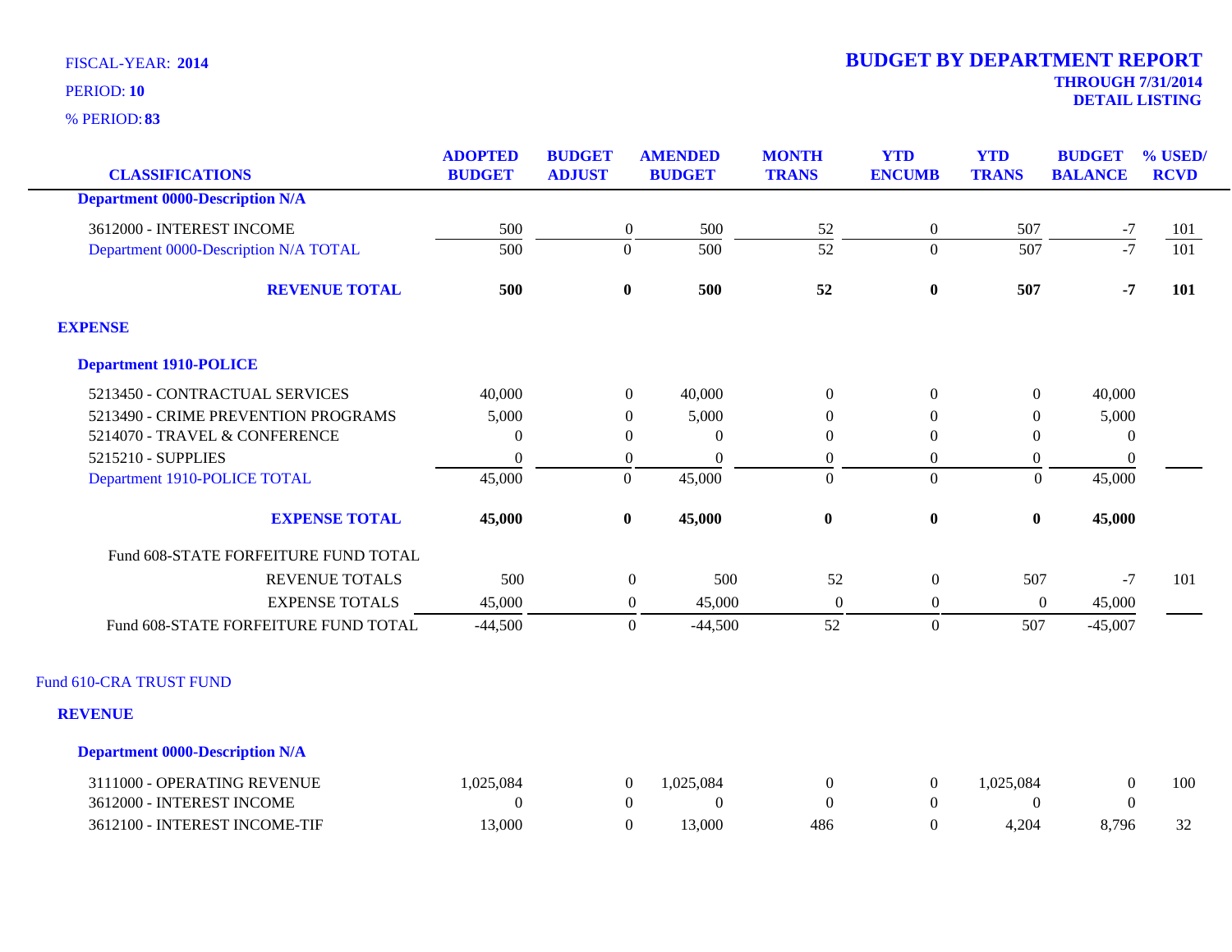FISCAL-YEAR: **2014**

PERIOD: **10**

% PERIOD: **83**

# BUDGET BY DEPARTMENT REPORT

**THROUGH 7/31/2014**

**DETAIL LISTING**

| CLASSIFICATIONS | ADOPTED BUDGET | BUDGET ADJUST | AMENDED BUDGET | MONTH TRANS | YTD ENCUMB | YTD TRANS | BUDGET BALANCE | % USED/ RCVD |
|---|---|---|---|---|---|---|---|---|
| **Department 0000-Description N/A** | | | | | | | | |
| 3612000 - INTEREST INCOME | 500 | 0 | 500 | 52 | 0 | 507 | -7 | 101 |
| Department 0000-Description N/A TOTAL | 500 | 0 | 500 | 52 | 0 | 507 | -7 | 101 |
| **REVENUE TOTAL** | **500** | **0** | **500** | **52** | **0** | **507** | **-7** | **101** |
| **EXPENSE** | | | | | | | | |
| **Department 1910-POLICE** | | | | | | | | |
| 5213450 - CONTRACTUAL SERVICES | 40,000 | 0 | 40,000 | 0 | 0 | 0 | 40,000 | |
| 5213490 - CRIME PREVENTION PROGRAMS | 5,000 | 0 | 5,000 | 0 | 0 | 0 | 5,000 | |
| 5214070 - TRAVEL & CONFERENCE | 0 | 0 | 0 | 0 | 0 | 0 | 0 | |
| 5215210 - SUPPLIES | 0 | 0 | 0 | 0 | 0 | 0 | 0 | |
| Department 1910-POLICE TOTAL | 45,000 | 0 | 45,000 | 0 | 0 | 0 | 45,000 | |
| **EXPENSE TOTAL** | **45,000** | **0** | **45,000** | **0** | **0** | **0** | **45,000** | |
| Fund 608-STATE FORFEITURE FUND TOTAL | | | | | | | | |
| REVENUE TOTALS | 500 | 0 | 500 | 52 | 0 | 507 | -7 | 101 |
| EXPENSE TOTALS | 45,000 | 0 | 45,000 | 0 | 0 | 0 | 45,000 | |
| Fund 608-STATE FORFEITURE FUND TOTAL | -44,500 | 0 | -44,500 | 52 | 0 | 507 | -45,007 | |
| Fund 610-CRA TRUST FUND | | | | | | | | |
| **REVENUE** | | | | | | | | |
| **Department 0000-Description N/A** | | | | | | | | |
| 3111000 - OPERATING REVENUE | 1,025,084 | 0 | 1,025,084 | 0 | 0 | 1,025,084 | 0 | 100 |
| 3612000 - INTEREST INCOME | 0 | 0 | 0 | 0 | 0 | 0 | 0 | |
| 3612100 - INTEREST INCOME-TIF | 13,000 | 0 | 13,000 | 486 | 0 | 4,204 | 8,796 | 32 |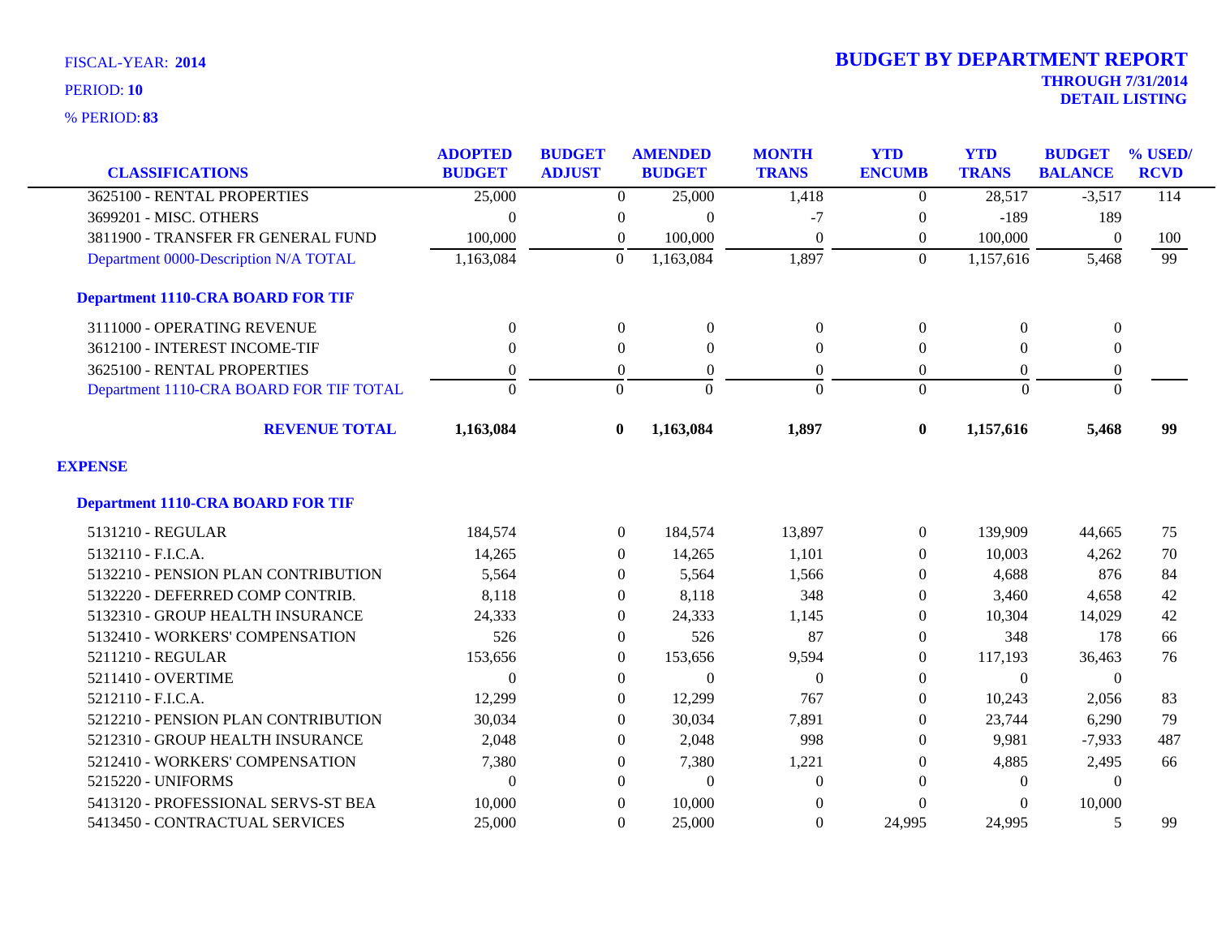FISCAL-YEAR: **2014**

PERIOD: **10**

% PERIOD: **83**

# BUDGET BY DEPARTMENT REPORT

**THROUGH 7/31/2014**
**DETAIL LISTING**

| CLASSIFICATIONS | ADOPTED BUDGET | BUDGET ADJUST | AMENDED BUDGET | MONTH TRANS | YTD ENCUMB | YTD TRANS | BUDGET BALANCE | % USED/ RCVD |
|---|---|---|---|---|---|---|---|---|
| 3625100 - RENTAL PROPERTIES | 25,000 | 0 | 25,000 | 1,418 | 0 | 28,517 | -3,517 | 114 |
| 3699201 - MISC. OTHERS | 0 | 0 | 0 | -7 | 0 | -189 | 189 | |
| 3811900 - TRANSFER FR GENERAL FUND | 100,000 | 0 | 100,000 | 0 | 0 | 100,000 | 0 | 100 |
| Department 0000-Description N/A TOTAL | 1,163,084 | 0 | 1,163,084 | 1,897 | 0 | 1,157,616 | 5,468 | 99 |
| **Department 1110-CRA BOARD FOR TIF** | | | | | | | | |
| 3111000 - OPERATING REVENUE | 0 | 0 | 0 | 0 | 0 | 0 | 0 | |
| 3612100 - INTEREST INCOME-TIF | 0 | 0 | 0 | 0 | 0 | 0 | 0 | |
| 3625100 - RENTAL PROPERTIES | 0 | 0 | 0 | 0 | 0 | 0 | 0 | |
| Department 1110-CRA BOARD FOR TIF TOTAL | 0 | 0 | 0 | 0 | 0 | 0 | 0 | |
| **REVENUE TOTAL** | **1,163,084** | **0** | **1,163,084** | **1,897** | **0** | **1,157,616** | **5,468** | **99** |
| **EXPENSE** | | | | | | | | |
| **Department 1110-CRA BOARD FOR TIF** | | | | | | | | |
| 5131210 - REGULAR | 184,574 | 0 | 184,574 | 13,897 | 0 | 139,909 | 44,665 | 75 |
| 5132110 - F.I.C.A. | 14,265 | 0 | 14,265 | 1,101 | 0 | 10,003 | 4,262 | 70 |
| 5132210 - PENSION PLAN CONTRIBUTION | 5,564 | 0 | 5,564 | 1,566 | 0 | 4,688 | 876 | 84 |
| 5132220 - DEFERRED COMP CONTRIB. | 8,118 | 0 | 8,118 | 348 | 0 | 3,460 | 4,658 | 42 |
| 5132310 - GROUP HEALTH INSURANCE | 24,333 | 0 | 24,333 | 1,145 | 0 | 10,304 | 14,029 | 42 |
| 5132410 - WORKERS' COMPENSATION | 526 | 0 | 526 | 87 | 0 | 348 | 178 | 66 |
| 5211210 - REGULAR | 153,656 | 0 | 153,656 | 9,594 | 0 | 117,193 | 36,463 | 76 |
| 5211410 - OVERTIME | 0 | 0 | 0 | 0 | 0 | 0 | 0 | |
| 5212110 - F.I.C.A. | 12,299 | 0 | 12,299 | 767 | 0 | 10,243 | 2,056 | 83 |
| 5212210 - PENSION PLAN CONTRIBUTION | 30,034 | 0 | 30,034 | 7,891 | 0 | 23,744 | 6,290 | 79 |
| 5212310 - GROUP HEALTH INSURANCE | 2,048 | 0 | 2,048 | 998 | 0 | 9,981 | -7,933 | 487 |
| 5212410 - WORKERS' COMPENSATION | 7,380 | 0 | 7,380 | 1,221 | 0 | 4,885 | 2,495 | 66 |
| 5215220 - UNIFORMS | 0 | 0 | 0 | 0 | 0 | 0 | 0 | |
| 5413120 - PROFESSIONAL SERVS-ST BEA | 10,000 | 0 | 10,000 | 0 | 0 | 0 | 10,000 | |
| 5413450 - CONTRACTUAL SERVICES | 25,000 | 0 | 25,000 | 0 | 24,995 | 24,995 | 5 | 99 |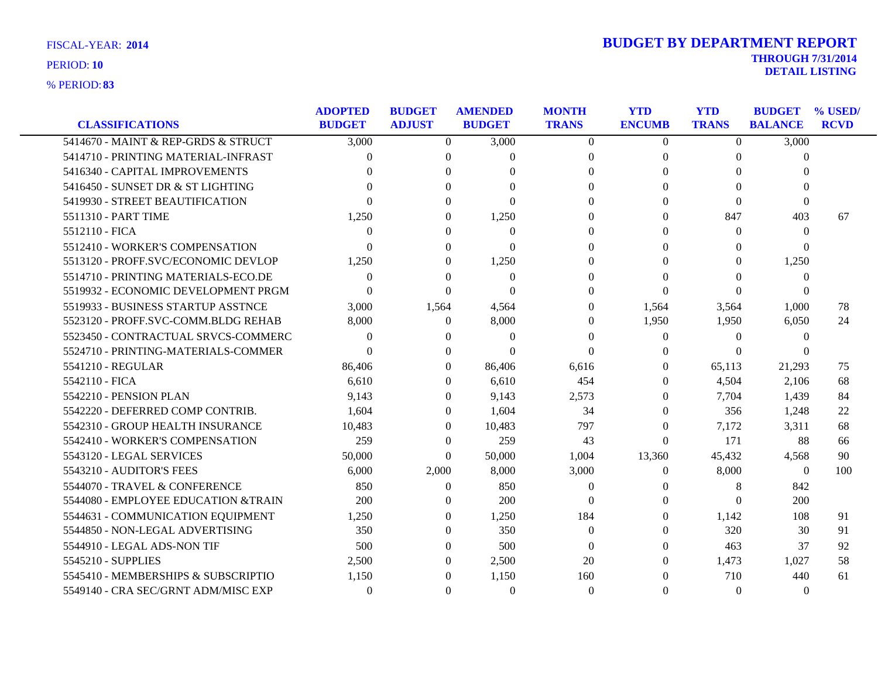FISCAL-YEAR: **2014**

PERIOD: **10**

% PERIOD: **83**

# BUDGET BY DEPARTMENT REPORT

**THROUGH 7/31/2014**
**DETAIL LISTING**

| CLASSIFICATIONS | ADOPTED BUDGET | BUDGET ADJUST | AMENDED BUDGET | MONTH TRANS | YTD ENCUMB | YTD TRANS | BUDGET BALANCE | % USED/ RCVD |
|---|---|---|---|---|---|---|---|---|
| 5414670 - MAINT & REP-GRDS & STRUCT | 3,000 | 0 | 3,000 | 0 | 0 | 0 | 3,000 | |
| 5414710 - PRINTING MATERIAL-INFRAST | 0 | 0 | 0 | 0 | 0 | 0 | 0 | |
| 5416340 - CAPITAL IMPROVEMENTS | 0 | 0 | 0 | 0 | 0 | 0 | 0 | |
| 5416450 - SUNSET DR & ST LIGHTING | 0 | 0 | 0 | 0 | 0 | 0 | 0 | |
| 5419930 - STREET BEAUTIFICATION | 0 | 0 | 0 | 0 | 0 | 0 | 0 | |
| 5511310 - PART TIME | 1,250 | 0 | 1,250 | 0 | 0 | 847 | 403 | 67 |
| 5512110 - FICA | 0 | 0 | 0 | 0 | 0 | 0 | 0 | |
| 5512410 - WORKER'S COMPENSATION | 0 | 0 | 0 | 0 | 0 | 0 | 0 | |
| 5513120 - PROFF.SVC/ECONOMIC DEVLOP | 1,250 | 0 | 1,250 | 0 | 0 | 0 | 1,250 | |
| 5514710 - PRINTING MATERIALS-ECO.DE | 0 | 0 | 0 | 0 | 0 | 0 | 0 | |
| 5519932 - ECONOMIC DEVELOPMENT PRGM | 0 | 0 | 0 | 0 | 0 | 0 | 0 | |
| 5519933 - BUSINESS STARTUP ASSTNCE | 3,000 | 1,564 | 4,564 | 0 | 1,564 | 3,564 | 1,000 | 78 |
| 5523120 - PROFF.SVC-COMM.BLDG REHAB | 8,000 | 0 | 8,000 | 0 | 1,950 | 1,950 | 6,050 | 24 |
| 5523450 - CONTRACTUAL SRVCS-COMMERC | 0 | 0 | 0 | 0 | 0 | 0 | 0 | |
| 5524710 - PRINTING-MATERIALS-COMMER | 0 | 0 | 0 | 0 | 0 | 0 | 0 | |
| 5541210 - REGULAR | 86,406 | 0 | 86,406 | 6,616 | 0 | 65,113 | 21,293 | 75 |
| 5542110 - FICA | 6,610 | 0 | 6,610 | 454 | 0 | 4,504 | 2,106 | 68 |
| 5542210 - PENSION PLAN | 9,143 | 0 | 9,143 | 2,573 | 0 | 7,704 | 1,439 | 84 |
| 5542220 - DEFERRED COMP CONTRIB. | 1,604 | 0 | 1,604 | 34 | 0 | 356 | 1,248 | 22 |
| 5542310 - GROUP HEALTH INSURANCE | 10,483 | 0 | 10,483 | 797 | 0 | 7,172 | 3,311 | 68 |
| 5542410 - WORKER'S COMPENSATION | 259 | 0 | 259 | 43 | 0 | 171 | 88 | 66 |
| 5543120 - LEGAL SERVICES | 50,000 | 0 | 50,000 | 1,004 | 13,360 | 45,432 | 4,568 | 90 |
| 5543210 - AUDITOR'S FEES | 6,000 | 2,000 | 8,000 | 3,000 | 0 | 8,000 | 0 | 100 |
| 5544070 - TRAVEL & CONFERENCE | 850 | 0 | 850 | 0 | 0 | 8 | 842 | |
| 5544080 - EMPLOYEE EDUCATION &TRAIN | 200 | 0 | 200 | 0 | 0 | 0 | 200 | |
| 5544631 - COMMUNICATION EQUIPMENT | 1,250 | 0 | 1,250 | 184 | 0 | 1,142 | 108 | 91 |
| 5544850 - NON-LEGAL ADVERTISING | 350 | 0 | 350 | 0 | 0 | 320 | 30 | 91 |
| 5544910 - LEGAL ADS-NON TIF | 500 | 0 | 500 | 0 | 0 | 463 | 37 | 92 |
| 5545210 - SUPPLIES | 2,500 | 0 | 2,500 | 20 | 0 | 1,473 | 1,027 | 58 |
| 5545410 - MEMBERSHIPS & SUBSCRIPTIO | 1,150 | 0 | 1,150 | 160 | 0 | 710 | 440 | 61 |
| 5549140 - CRA SEC/GRNT ADM/MISC EXP | 0 | 0 | 0 | 0 | 0 | 0 | 0 | |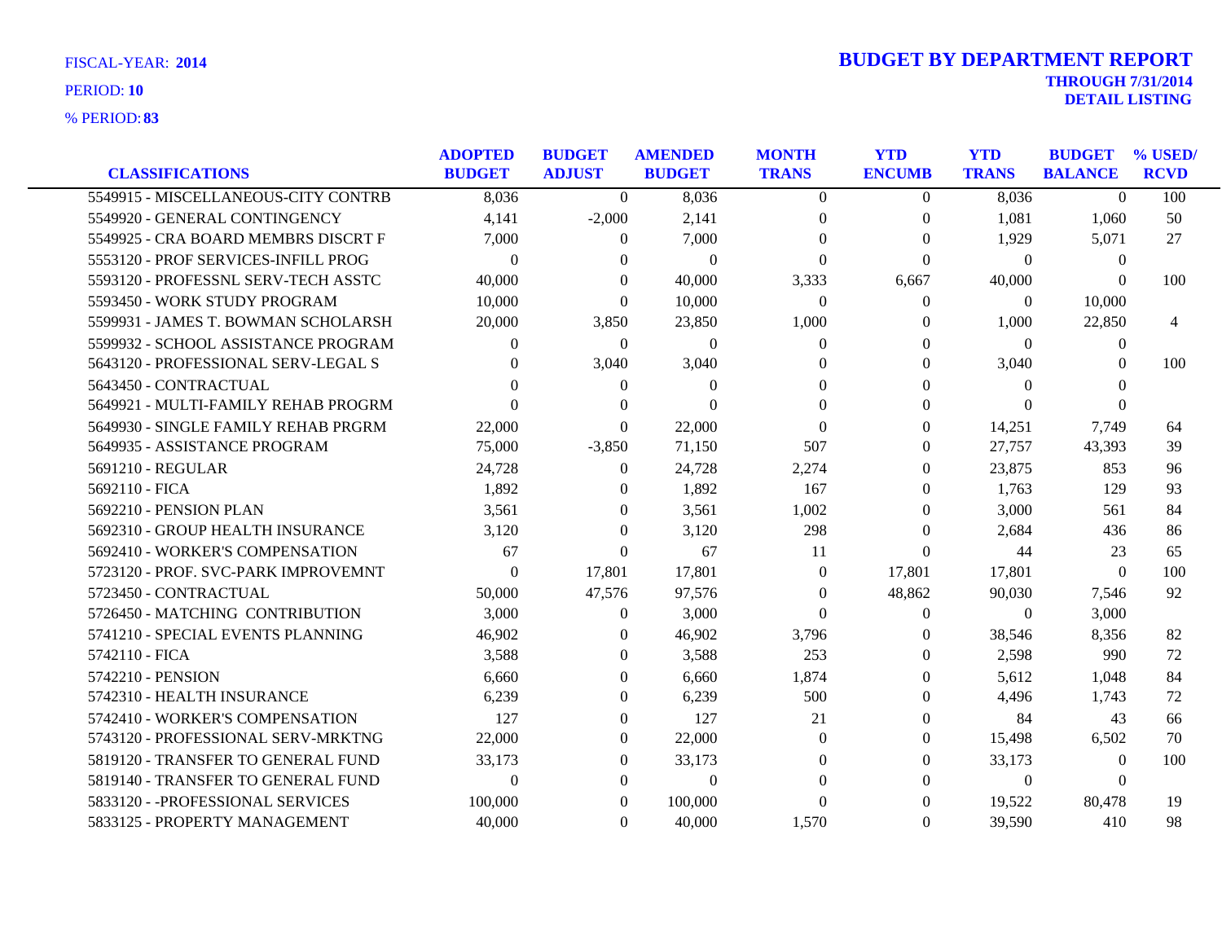FISCAL-YEAR: **2014**

PERIOD: **10**

% PERIOD: **83**

# BUDGET BY DEPARTMENT REPORT

**THROUGH 7/31/2014**
**DETAIL LISTING**

| CLASSIFICATIONS | ADOPTED BUDGET | BUDGET ADJUST | AMENDED BUDGET | MONTH TRANS | YTD ENCUMB | YTD TRANS | BUDGET BALANCE | % USED/ RCVD |
|---|---|---|---|---|---|---|---|---|
| 5549915 - MISCELLANEOUS-CITY CONTRB | 8,036 | 0 | 8,036 | 0 | 0 | 8,036 | 0 | 100 |
| 5549920 - GENERAL CONTINGENCY | 4,141 | -2,000 | 2,141 | 0 | 0 | 1,081 | 1,060 | 50 |
| 5549925 - CRA BOARD MEMBRS DISCRT F | 7,000 | 0 | 7,000 | 0 | 0 | 1,929 | 5,071 | 27 |
| 5553120 - PROF SERVICES-INFILL PROG | 0 | 0 | 0 | 0 | 0 | 0 | 0 | |
| 5593120 - PROFESSNL SERV-TECH ASSTC | 40,000 | 0 | 40,000 | 3,333 | 6,667 | 40,000 | 0 | 100 |
| 5593450 - WORK STUDY PROGRAM | 10,000 | 0 | 10,000 | 0 | 0 | 0 | 10,000 | |
| 5599931 - JAMES T. BOWMAN SCHOLARSH | 20,000 | 3,850 | 23,850 | 1,000 | 0 | 1,000 | 22,850 | 4 |
| 5599932 - SCHOOL ASSISTANCE PROGRAM | 0 | 0 | 0 | 0 | 0 | 0 | 0 | |
| 5643120 - PROFESSIONAL SERV-LEGAL S | 0 | 3,040 | 3,040 | 0 | 0 | 3,040 | 0 | 100 |
| 5643450 - CONTRACTUAL | 0 | 0 | 0 | 0 | 0 | 0 | 0 | |
| 5649921 - MULTI-FAMILY REHAB PROGRM | 0 | 0 | 0 | 0 | 0 | 0 | 0 | |
| 5649930 - SINGLE FAMILY REHAB PRGRM | 22,000 | 0 | 22,000 | 0 | 0 | 14,251 | 7,749 | 64 |
| 5649935 - ASSISTANCE PROGRAM | 75,000 | -3,850 | 71,150 | 507 | 0 | 27,757 | 43,393 | 39 |
| 5691210 - REGULAR | 24,728 | 0 | 24,728 | 2,274 | 0 | 23,875 | 853 | 96 |
| 5692110 - FICA | 1,892 | 0 | 1,892 | 167 | 0 | 1,763 | 129 | 93 |
| 5692210 - PENSION PLAN | 3,561 | 0 | 3,561 | 1,002 | 0 | 3,000 | 561 | 84 |
| 5692310 - GROUP HEALTH INSURANCE | 3,120 | 0 | 3,120 | 298 | 0 | 2,684 | 436 | 86 |
| 5692410 - WORKER'S COMPENSATION | 67 | 0 | 67 | 11 | 0 | 44 | 23 | 65 |
| 5723120 - PROF. SVC-PARK IMPROVEMNT | 0 | 17,801 | 17,801 | 0 | 17,801 | 17,801 | 0 | 100 |
| 5723450 - CONTRACTUAL | 50,000 | 47,576 | 97,576 | 0 | 48,862 | 90,030 | 7,546 | 92 |
| 5726450 - MATCHING CONTRIBUTION | 3,000 | 0 | 3,000 | 0 | 0 | 0 | 3,000 | |
| 5741210 - SPECIAL EVENTS PLANNING | 46,902 | 0 | 46,902 | 3,796 | 0 | 38,546 | 8,356 | 82 |
| 5742110 - FICA | 3,588 | 0 | 3,588 | 253 | 0 | 2,598 | 990 | 72 |
| 5742210 - PENSION | 6,660 | 0 | 6,660 | 1,874 | 0 | 5,612 | 1,048 | 84 |
| 5742310 - HEALTH INSURANCE | 6,239 | 0 | 6,239 | 500 | 0 | 4,496 | 1,743 | 72 |
| 5742410 - WORKER'S COMPENSATION | 127 | 0 | 127 | 21 | 0 | 84 | 43 | 66 |
| 5743120 - PROFESSIONAL SERV-MRKTNG | 22,000 | 0 | 22,000 | 0 | 0 | 15,498 | 6,502 | 70 |
| 5819120 - TRANSFER TO GENERAL FUND | 33,173 | 0 | 33,173 | 0 | 0 | 33,173 | 0 | 100 |
| 5819140 - TRANSFER TO GENERAL FUND | 0 | 0 | 0 | 0 | 0 | 0 | 0 | |
| 5833120 - -PROFESSIONAL SERVICES | 100,000 | 0 | 100,000 | 0 | 0 | 19,522 | 80,478 | 19 |
| 5833125 - PROPERTY MANAGEMENT | 40,000 | 0 | 40,000 | 1,570 | 0 | 39,590 | 410 | 98 |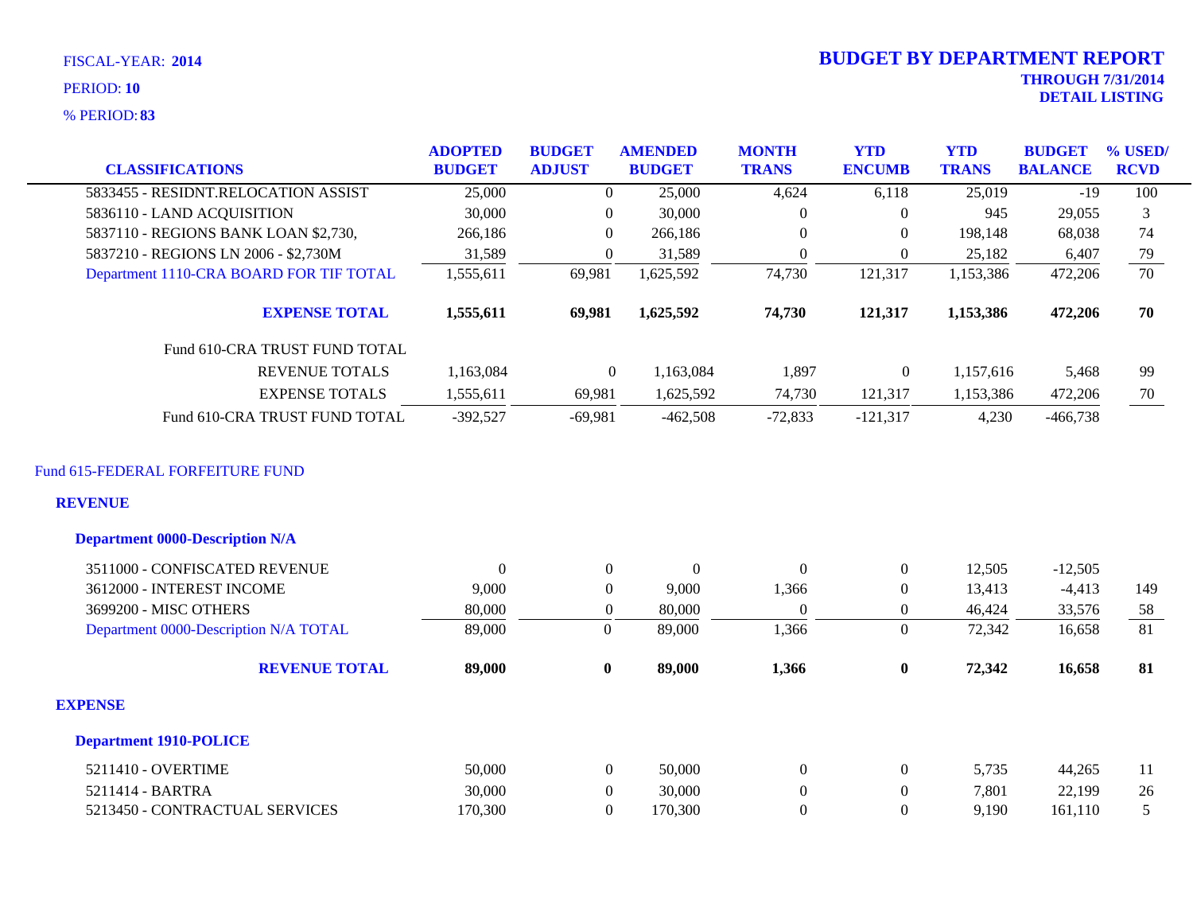FISCAL-YEAR: **2014**
PERIOD: **10**
% PERIOD: **83**

# BUDGET BY DEPARTMENT REPORT
**THROUGH 7/31/2014**
**DETAIL LISTING**

| CLASSIFICATIONS | ADOPTED BUDGET | BUDGET ADJUST | AMENDED BUDGET | MONTH TRANS | YTD ENCUMB | YTD TRANS | BUDGET BALANCE | % USED/ RCVD |
|---|---|---|---|---|---|---|---|---|
| 5833455 - RESIDNT.RELOCATION ASSIST | 25,000 | 0 | 25,000 | 4,624 | 6,118 | 25,019 | -19 | 100 |
| 5836110 - LAND ACQUISITION | 30,000 | 0 | 30,000 | 0 | 0 | 945 | 29,055 | 3 |
| 5837110 - REGIONS BANK LOAN $2,730, | 266,186 | 0 | 266,186 | 0 | 0 | 198,148 | 68,038 | 74 |
| 5837210 - REGIONS LN 2006 - $2,730M | 31,589 | 0 | 31,589 | 0 | 0 | 25,182 | 6,407 | 79 |
| Department 1110-CRA BOARD FOR TIF TOTAL | 1,555,611 | 69,981 | 1,625,592 | 74,730 | 121,317 | 1,153,386 | 472,206 | 70 |
| **EXPENSE TOTAL** | **1,555,611** | **69,981** | **1,625,592** | **74,730** | **121,317** | **1,153,386** | **472,206** | **70** |
| Fund 610-CRA TRUST FUND TOTAL | | | | | | | | |
| REVENUE TOTALS | 1,163,084 | 0 | 1,163,084 | 1,897 | 0 | 1,157,616 | 5,468 | 99 |
| EXPENSE TOTALS | 1,555,611 | 69,981 | 1,625,592 | 74,730 | 121,317 | 1,153,386 | 472,206 | 70 |
| Fund 610-CRA TRUST FUND TOTAL | -392,527 | -69,981 | -462,508 | -72,833 | -121,317 | 4,230 | -466,738 | |

Fund 615-FEDERAL FORFEITURE FUND

**REVENUE**

**Department 0000-Description N/A**

| CLASSIFICATIONS | ADOPTED BUDGET | BUDGET ADJUST | AMENDED BUDGET | MONTH TRANS | YTD ENCUMB | YTD TRANS | BUDGET BALANCE | % USED/ RCVD |
|---|---|---|---|---|---|---|---|---|
| 3511000 - CONFISCATED REVENUE | 0 | 0 | 0 | 0 | 0 | 12,505 | -12,505 | |
| 3612000 - INTEREST INCOME | 9,000 | 0 | 9,000 | 1,366 | 0 | 13,413 | -4,413 | 149 |
| 3699200 - MISC OTHERS | 80,000 | 0 | 80,000 | 0 | 0 | 46,424 | 33,576 | 58 |
| Department 0000-Description N/A TOTAL | 89,000 | 0 | 89,000 | 1,366 | 0 | 72,342 | 16,658 | 81 |
| **REVENUE TOTAL** | **89,000** | **0** | **89,000** | **1,366** | **0** | **72,342** | **16,658** | **81** |

**EXPENSE**

**Department 1910-POLICE**

| CLASSIFICATIONS | ADOPTED BUDGET | BUDGET ADJUST | AMENDED BUDGET | MONTH TRANS | YTD ENCUMB | YTD TRANS | BUDGET BALANCE | % USED/ RCVD |
|---|---|---|---|---|---|---|---|---|
| 5211410 - OVERTIME | 50,000 | 0 | 50,000 | 0 | 0 | 5,735 | 44,265 | 11 |
| 5211414 - BARTRA | 30,000 | 0 | 30,000 | 0 | 0 | 7,801 | 22,199 | 26 |
| 5213450 - CONTRACTUAL SERVICES | 170,300 | 0 | 170,300 | 0 | 0 | 9,190 | 161,110 | 5 |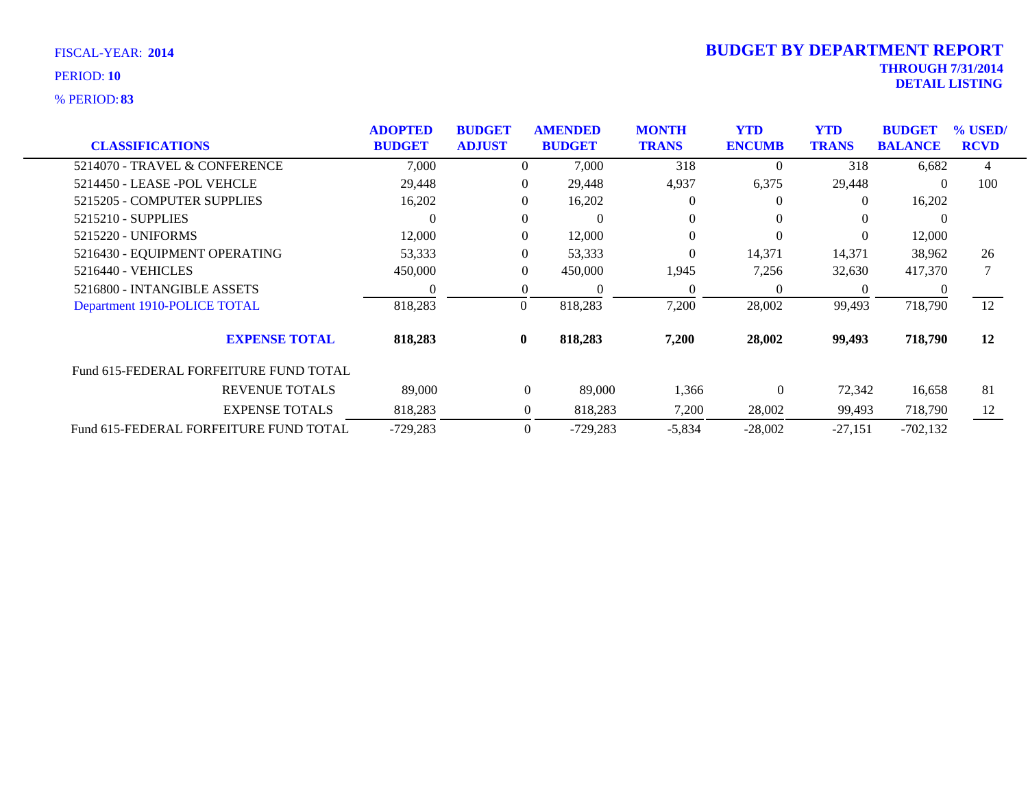FISCAL-YEAR: **2014**

PERIOD: **10**

% PERIOD: **83**

# BUDGET BY DEPARTMENT REPORT

**THROUGH 7/31/2014**

**DETAIL LISTING**

| CLASSIFICATIONS | ADOPTED BUDGET | BUDGET ADJUST | AMENDED BUDGET | MONTH TRANS | YTD ENCUMB | YTD TRANS | BUDGET BALANCE | % USED/ RCVD |
|---|---|---|---|---|---|---|---|---|
| 5214070 - TRAVEL & CONFERENCE | 7,000 | 0 | 7,000 | 318 | 0 | 318 | 6,682 | 4 |
| 5214450 - LEASE -POL VEHCLE | 29,448 | 0 | 29,448 | 4,937 | 6,375 | 29,448 | 0 | 100 |
| 5215205 - COMPUTER SUPPLIES | 16,202 | 0 | 16,202 | 0 | 0 | 0 | 16,202 | |
| 5215210 - SUPPLIES | 0 | 0 | 0 | 0 | 0 | 0 | 0 | |
| 5215220 - UNIFORMS | 12,000 | 0 | 12,000 | 0 | 0 | 0 | 12,000 | |
| 5216430 - EQUIPMENT OPERATING | 53,333 | 0 | 53,333 | 0 | 14,371 | 14,371 | 38,962 | 26 |
| 5216440 - VEHICLES | 450,000 | 0 | 450,000 | 1,945 | 7,256 | 32,630 | 417,370 | 7 |
| 5216800 - INTANGIBLE ASSETS | 0 | 0 | 0 | 0 | 0 | 0 | 0 | |
| Department 1910-POLICE TOTAL | 818,283 | 0 | 818,283 | 7,200 | 28,002 | 99,493 | 718,790 | 12 |
| **EXPENSE TOTAL** | **818,283** | **0** | **818,283** | **7,200** | **28,002** | **99,493** | **718,790** | **12** |
| Fund 615-FEDERAL FORFEITURE FUND TOTAL | | | | | | | | |
| REVENUE TOTALS | 89,000 | 0 | 89,000 | 1,366 | 0 | 72,342 | 16,658 | 81 |
| EXPENSE TOTALS | 818,283 | 0 | 818,283 | 7,200 | 28,002 | 99,493 | 718,790 | 12 |
| Fund 615-FEDERAL FORFEITURE FUND TOTAL | -729,283 | 0 | -729,283 | -5,834 | -28,002 | -27,151 | -702,132 | |